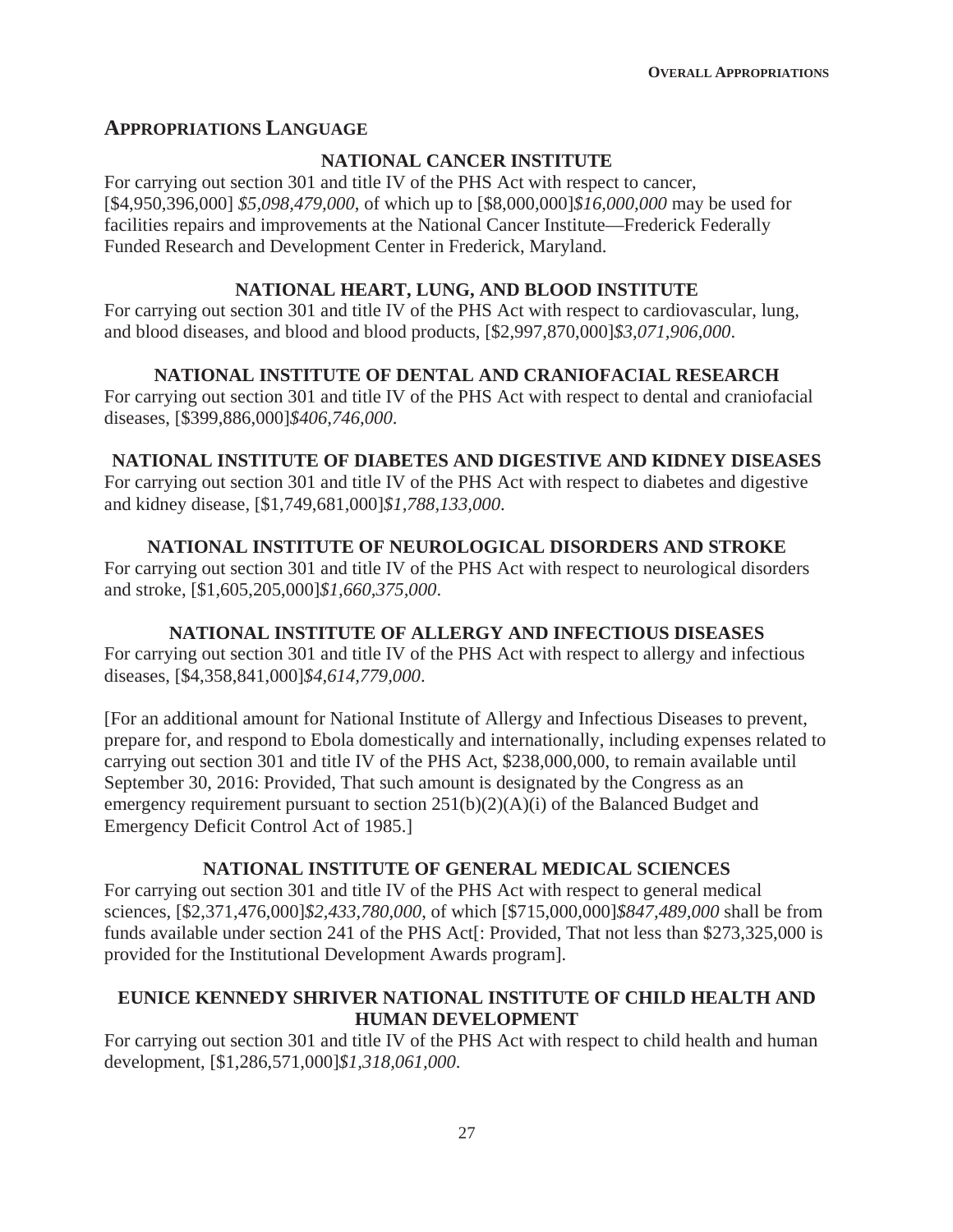## Appropriations Language

### NATIONAL CANCER INSTITUTE

For carrying out section 301 and title IV of the PHS Act with respect to cancer, [$4,950,396,000] *$5,098,479,000*, of which up to [$8,000,000]*$16,000,000* may be used for facilities repairs and improvements at the National Cancer Institute—Frederick Federally Funded Research and Development Center in Frederick, Maryland.

### NATIONAL HEART, LUNG, AND BLOOD INSTITUTE

For carrying out section 301 and title IV of the PHS Act with respect to cardiovascular, lung, and blood diseases, and blood and blood products, [$2,997,870,000]*$3,071,906,000*.

### NATIONAL INSTITUTE OF DENTAL AND CRANIOFACIAL RESEARCH

For carrying out section 301 and title IV of the PHS Act with respect to dental and craniofacial diseases, [$399,886,000]*$406,746,000*.

### NATIONAL INSTITUTE OF DIABETES AND DIGESTIVE AND KIDNEY DISEASES

For carrying out section 301 and title IV of the PHS Act with respect to diabetes and digestive and kidney disease, [$1,749,681,000]*$1,788,133,000*.

### NATIONAL INSTITUTE OF NEUROLOGICAL DISORDERS AND STROKE

For carrying out section 301 and title IV of the PHS Act with respect to neurological disorders and stroke, [$1,605,205,000]*$1,660,375,000*.

### NATIONAL INSTITUTE OF ALLERGY AND INFECTIOUS DISEASES

For carrying out section 301 and title IV of the PHS Act with respect to allergy and infectious diseases, [$4,358,841,000]*$4,614,779,000*.

[For an additional amount for National Institute of Allergy and Infectious Diseases to prevent, prepare for, and respond to Ebola domestically and internationally, including expenses related to carrying out section 301 and title IV of the PHS Act, $238,000,000, to remain available until September 30, 2016: Provided, That such amount is designated by the Congress as an emergency requirement pursuant to section 251(b)(2)(A)(i) of the Balanced Budget and Emergency Deficit Control Act of 1985.]

### NATIONAL INSTITUTE OF GENERAL MEDICAL SCIENCES

For carrying out section 301 and title IV of the PHS Act with respect to general medical sciences, [$2,371,476,000]*$2,433,780,000*, of which [$715,000,000]*$847,489,000* shall be from funds available under section 241 of the PHS Act[: Provided, That not less than $273,325,000 is provided for the Institutional Development Awards program].

### EUNICE KENNEDY SHRIVER NATIONAL INSTITUTE OF CHILD HEALTH AND HUMAN DEVELOPMENT

For carrying out section 301 and title IV of the PHS Act with respect to child health and human development, [$1,286,571,000]*$1,318,061,000*.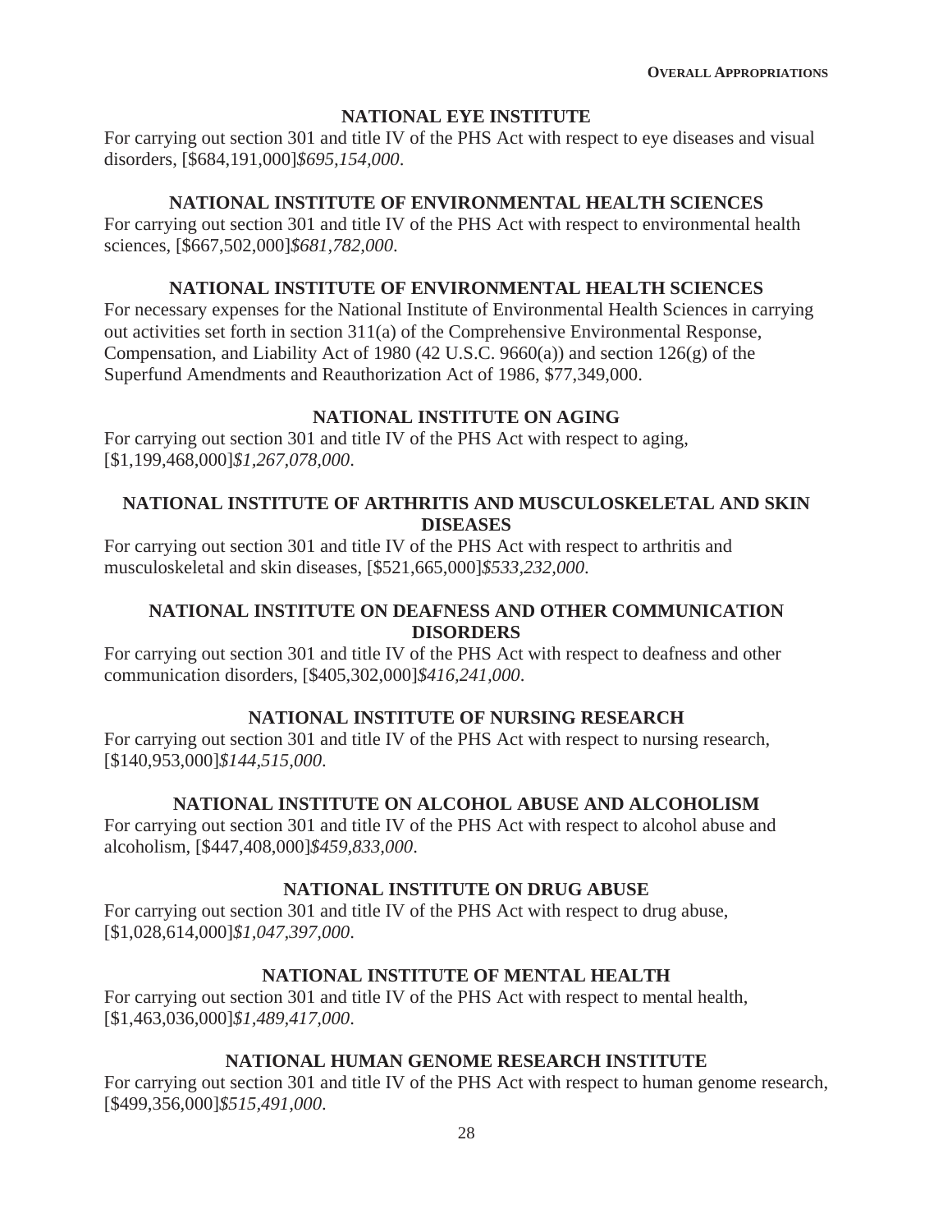## NATIONAL EYE INSTITUTE

For carrying out section 301 and title IV of the PHS Act with respect to eye diseases and visual disorders, [$684,191,000]*$695,154,000*.

## NATIONAL INSTITUTE OF ENVIRONMENTAL HEALTH SCIENCES

For carrying out section 301 and title IV of the PHS Act with respect to environmental health sciences, [$667,502,000]*$681,782,000*.

## NATIONAL INSTITUTE OF ENVIRONMENTAL HEALTH SCIENCES

For necessary expenses for the National Institute of Environmental Health Sciences in carrying out activities set forth in section 311(a) of the Comprehensive Environmental Response, Compensation, and Liability Act of 1980 (42 U.S.C. 9660(a)) and section 126(g) of the Superfund Amendments and Reauthorization Act of 1986, $77,349,000.

## NATIONAL INSTITUTE ON AGING

For carrying out section 301 and title IV of the PHS Act with respect to aging, [$1,199,468,000]*$1,267,078,000*.

## NATIONAL INSTITUTE OF ARTHRITIS AND MUSCULOSKELETAL AND SKIN DISEASES

For carrying out section 301 and title IV of the PHS Act with respect to arthritis and musculoskeletal and skin diseases, [$521,665,000]*$533,232,000*.

## NATIONAL INSTITUTE ON DEAFNESS AND OTHER COMMUNICATION DISORDERS

For carrying out section 301 and title IV of the PHS Act with respect to deafness and other communication disorders, [$405,302,000]*$416,241,000*.

## NATIONAL INSTITUTE OF NURSING RESEARCH

For carrying out section 301 and title IV of the PHS Act with respect to nursing research, [$140,953,000]*$144,515,000*.

## NATIONAL INSTITUTE ON ALCOHOL ABUSE AND ALCOHOLISM

For carrying out section 301 and title IV of the PHS Act with respect to alcohol abuse and alcoholism, [$447,408,000]*$459,833,000*.

## NATIONAL INSTITUTE ON DRUG ABUSE

For carrying out section 301 and title IV of the PHS Act with respect to drug abuse, [$1,028,614,000]*$1,047,397,000*.

## NATIONAL INSTITUTE OF MENTAL HEALTH

For carrying out section 301 and title IV of the PHS Act with respect to mental health, [$1,463,036,000]*$1,489,417,000*.

## NATIONAL HUMAN GENOME RESEARCH INSTITUTE

For carrying out section 301 and title IV of the PHS Act with respect to human genome research, [$499,356,000]*$515,491,000*.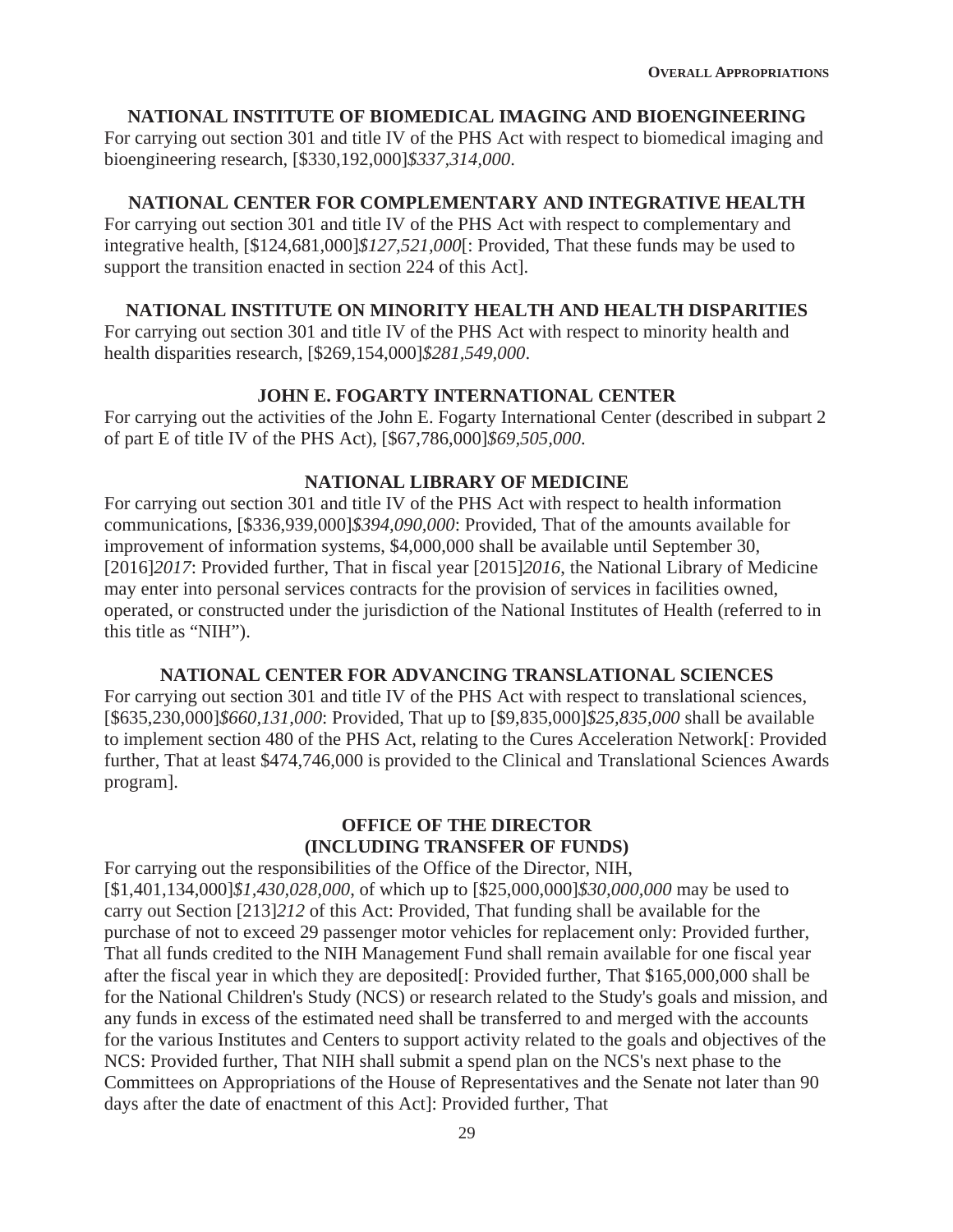### NATIONAL INSTITUTE OF BIOMEDICAL IMAGING AND BIOENGINEERING

For carrying out section 301 and title IV of the PHS Act with respect to biomedical imaging and bioengineering research, [$330,192,000]*$337,314,000*.

### NATIONAL CENTER FOR COMPLEMENTARY AND INTEGRATIVE HEALTH

For carrying out section 301 and title IV of the PHS Act with respect to complementary and integrative health, [$124,681,000]*$127,521,000*[: Provided, That these funds may be used to support the transition enacted in section 224 of this Act].

### NATIONAL INSTITUTE ON MINORITY HEALTH AND HEALTH DISPARITIES

For carrying out section 301 and title IV of the PHS Act with respect to minority health and health disparities research, [$269,154,000]*$281,549,000*.

### JOHN E. FOGARTY INTERNATIONAL CENTER

For carrying out the activities of the John E. Fogarty International Center (described in subpart 2 of part E of title IV of the PHS Act), [$67,786,000]*$69,505,000*.

### NATIONAL LIBRARY OF MEDICINE

For carrying out section 301 and title IV of the PHS Act with respect to health information communications, [$336,939,000]*$394,090,000*: Provided, That of the amounts available for improvement of information systems, $4,000,000 shall be available until September 30, [2016]*2017*: Provided further, That in fiscal year [2015]*2016*, the National Library of Medicine may enter into personal services contracts for the provision of services in facilities owned, operated, or constructed under the jurisdiction of the National Institutes of Health (referred to in this title as "NIH").

### NATIONAL CENTER FOR ADVANCING TRANSLATIONAL SCIENCES

For carrying out section 301 and title IV of the PHS Act with respect to translational sciences, [$635,230,000]*$660,131,000*: Provided, That up to [$9,835,000]*$25,835,000* shall be available to implement section 480 of the PHS Act, relating to the Cures Acceleration Network[: Provided further, That at least $474,746,000 is provided to the Clinical and Translational Sciences Awards program].

### OFFICE OF THE DIRECTOR (INCLUDING TRANSFER OF FUNDS)

For carrying out the responsibilities of the Office of the Director, NIH, [$1,401,134,000]*$1,430,028,000*, of which up to [$25,000,000]*$30,000,000* may be used to carry out Section [213]*212* of this Act: Provided, That funding shall be available for the purchase of not to exceed 29 passenger motor vehicles for replacement only: Provided further, That all funds credited to the NIH Management Fund shall remain available for one fiscal year after the fiscal year in which they are deposited[: Provided further, That $165,000,000 shall be for the National Children's Study (NCS) or research related to the Study's goals and mission, and any funds in excess of the estimated need shall be transferred to and merged with the accounts for the various Institutes and Centers to support activity related to the goals and objectives of the NCS: Provided further, That NIH shall submit a spend plan on the NCS's next phase to the Committees on Appropriations of the House of Representatives and the Senate not later than 90 days after the date of enactment of this Act]: Provided further, That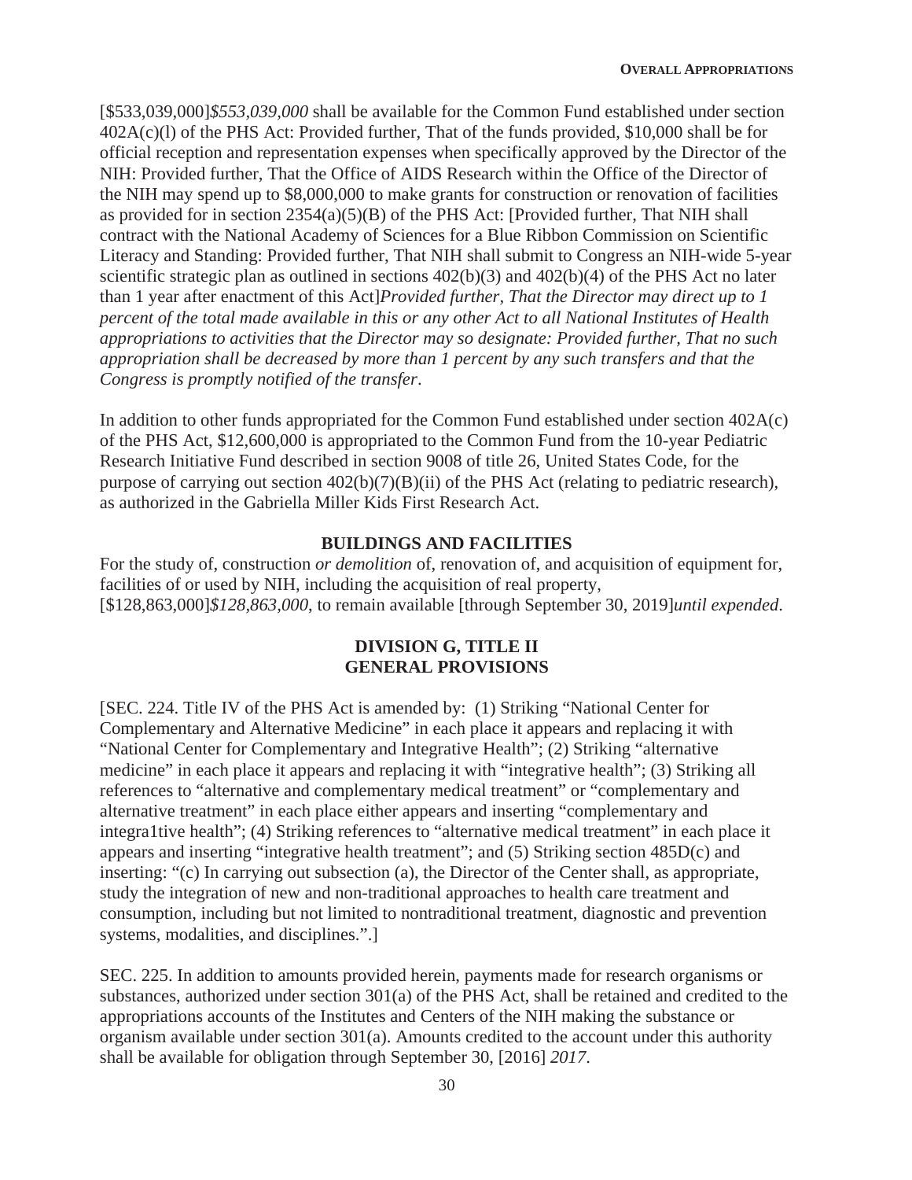[$533,039,000]*$553,039,000* shall be available for the Common Fund established under section 402A(c)(l) of the PHS Act: Provided further, That of the funds provided, $10,000 shall be for official reception and representation expenses when specifically approved by the Director of the NIH: Provided further, That the Office of AIDS Research within the Office of the Director of the NIH may spend up to $8,000,000 to make grants for construction or renovation of facilities as provided for in section 2354(a)(5)(B) of the PHS Act: [Provided further, That NIH shall contract with the National Academy of Sciences for a Blue Ribbon Commission on Scientific Literacy and Standing: Provided further, That NIH shall submit to Congress an NIH-wide 5-year scientific strategic plan as outlined in sections 402(b)(3) and 402(b)(4) of the PHS Act no later than 1 year after enactment of this Act]*Provided further, That the Director may direct up to 1 percent of the total made available in this or any other Act to all National Institutes of Health appropriations to activities that the Director may so designate: Provided further, That no such appropriation shall be decreased by more than 1 percent by any such transfers and that the Congress is promptly notified of the transfer*.

In addition to other funds appropriated for the Common Fund established under section 402A(c) of the PHS Act, $12,600,000 is appropriated to the Common Fund from the 10-year Pediatric Research Initiative Fund described in section 9008 of title 26, United States Code, for the purpose of carrying out section 402(b)(7)(B)(ii) of the PHS Act (relating to pediatric research), as authorized in the Gabriella Miller Kids First Research Act.

## BUILDINGS AND FACILITIES

For the study of, construction *or demolition* of, renovation of, and acquisition of equipment for, facilities of or used by NIH, including the acquisition of real property, [$128,863,000]*$128,863,000*, to remain available [through September 30, 2019]*until expended*.

## DIVISION G, TITLE II GENERAL PROVISIONS

[SEC. 224. Title IV of the PHS Act is amended by: (1) Striking "National Center for Complementary and Alternative Medicine" in each place it appears and replacing it with "National Center for Complementary and Integrative Health"; (2) Striking "alternative medicine" in each place it appears and replacing it with "integrative health"; (3) Striking all references to "alternative and complementary medical treatment" or "complementary and alternative treatment" in each place either appears and inserting "complementary and integra1tive health"; (4) Striking references to "alternative medical treatment" in each place it appears and inserting "integrative health treatment"; and (5) Striking section 485D(c) and inserting: "(c) In carrying out subsection (a), the Director of the Center shall, as appropriate, study the integration of new and non-traditional approaches to health care treatment and consumption, including but not limited to nontraditional treatment, diagnostic and prevention systems, modalities, and disciplines.".]

SEC. 225. In addition to amounts provided herein, payments made for research organisms or substances, authorized under section 301(a) of the PHS Act, shall be retained and credited to the appropriations accounts of the Institutes and Centers of the NIH making the substance or organism available under section 301(a). Amounts credited to the account under this authority shall be available for obligation through September 30, [2016] *2017*.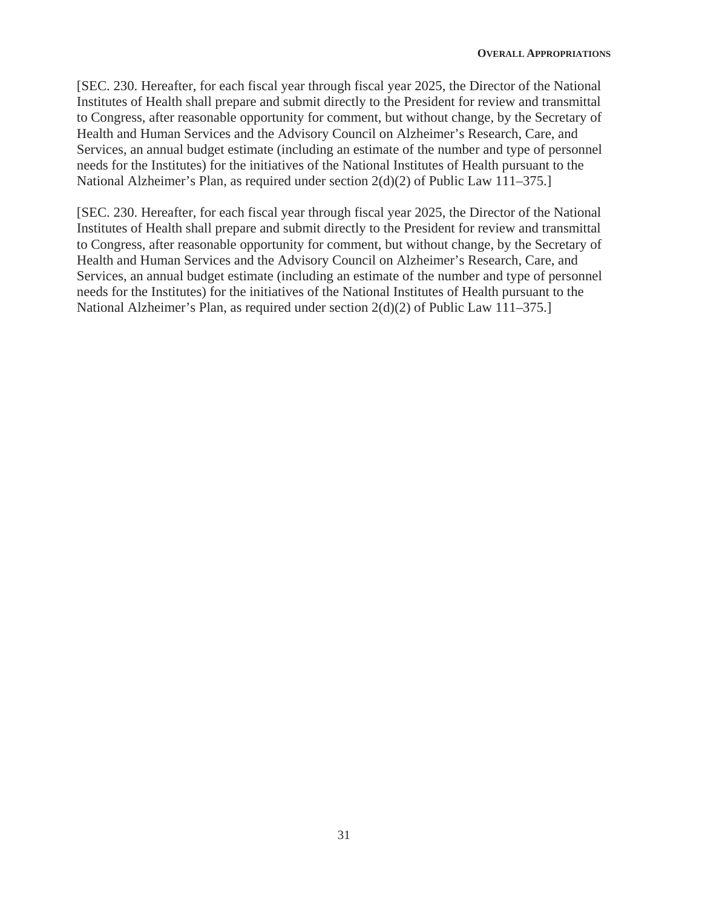[SEC. 230. Hereafter, for each fiscal year through fiscal year 2025, the Director of the National Institutes of Health shall prepare and submit directly to the President for review and transmittal to Congress, after reasonable opportunity for comment, but without change, by the Secretary of Health and Human Services and the Advisory Council on Alzheimer's Research, Care, and Services, an annual budget estimate (including an estimate of the number and type of personnel needs for the Institutes) for the initiatives of the National Institutes of Health pursuant to the National Alzheimer's Plan, as required under section 2(d)(2) of Public Law 111–375.]

[SEC. 230. Hereafter, for each fiscal year through fiscal year 2025, the Director of the National Institutes of Health shall prepare and submit directly to the President for review and transmittal to Congress, after reasonable opportunity for comment, but without change, by the Secretary of Health and Human Services and the Advisory Council on Alzheimer's Research, Care, and Services, an annual budget estimate (including an estimate of the number and type of personnel needs for the Institutes) for the initiatives of the National Institutes of Health pursuant to the National Alzheimer's Plan, as required under section 2(d)(2) of Public Law 111–375.]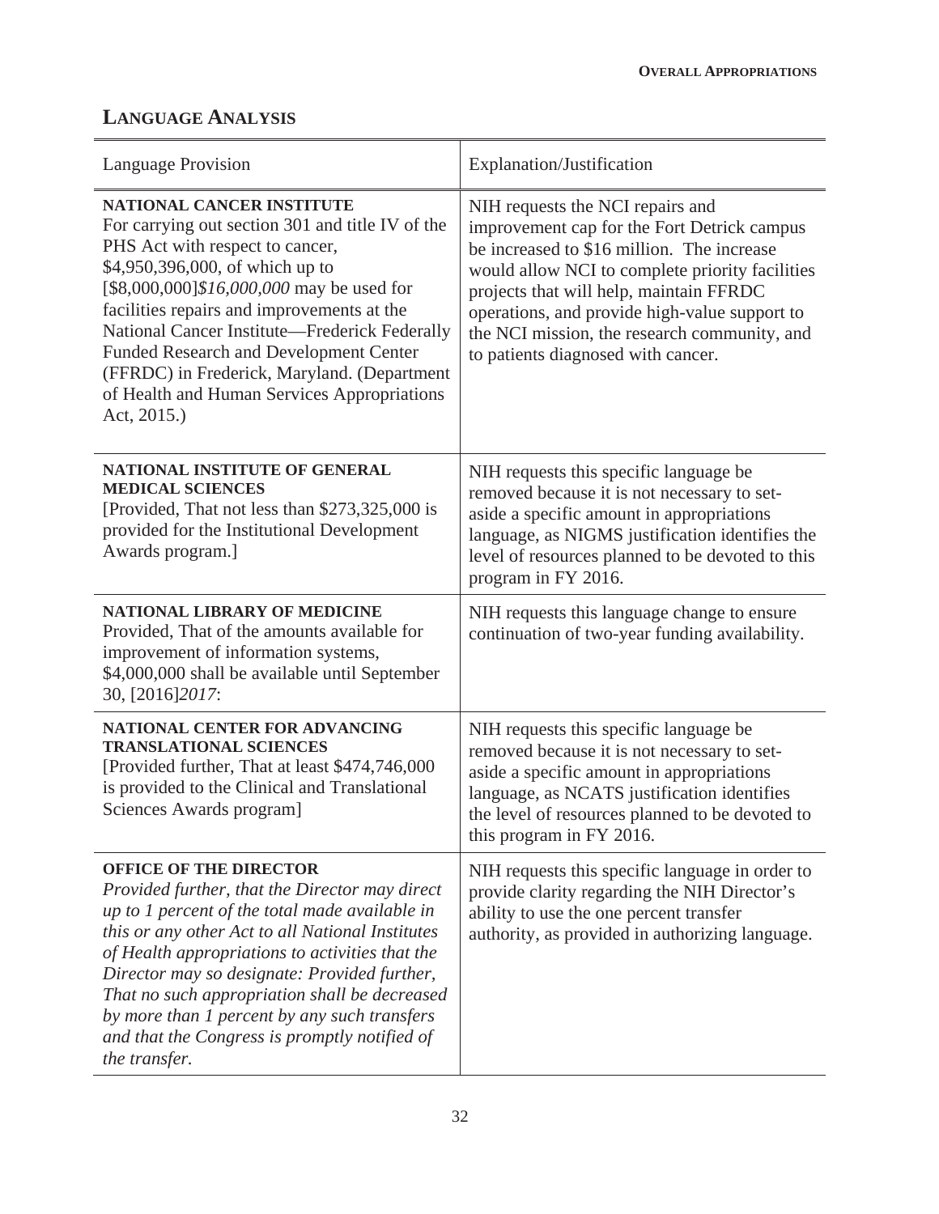## LANGUAGE ANALYSIS

| Language Provision | Explanation/Justification |
| --- | --- |
| **NATIONAL CANCER INSTITUTE** For carrying out section 301 and title IV of the PHS Act with respect to cancer, $4,950,396,000, of which up to [$8,000,000]*$16,000,000* may be used for facilities repairs and improvements at the National Cancer Institute—Frederick Federally Funded Research and Development Center (FFRDC) in Frederick, Maryland. (Department of Health and Human Services Appropriations Act, 2015.) | NIH requests the NCI repairs and improvement cap for the Fort Detrick campus be increased to $16 million. The increase would allow NCI to complete priority facilities projects that will help, maintain FFRDC operations, and provide high-value support to the NCI mission, the research community, and to patients diagnosed with cancer. |
| **NATIONAL INSTITUTE OF GENERAL MEDICAL SCIENCES** [Provided, That not less than $273,325,000 is provided for the Institutional Development Awards program.] | NIH requests this specific language be removed because it is not necessary to set-aside a specific amount in appropriations language, as NIGMS justification identifies the level of resources planned to be devoted to this program in FY 2016. |
| **NATIONAL LIBRARY OF MEDICINE** Provided, That of the amounts available for improvement of information systems, $4,000,000 shall be available until September 30, [2016]*2017*: | NIH requests this language change to ensure continuation of two-year funding availability. |
| **NATIONAL CENTER FOR ADVANCING TRANSLATIONAL SCIENCES** [Provided further, That at least $474,746,000 is provided to the Clinical and Translational Sciences Awards program] | NIH requests this specific language be removed because it is not necessary to set-aside a specific amount in appropriations language, as NCATS justification identifies the level of resources planned to be devoted to this program in FY 2016. |
| **OFFICE OF THE DIRECTOR** *Provided further, that the Director may direct up to 1 percent of the total made available in this or any other Act to all National Institutes of Health appropriations to activities that the Director may so designate: Provided further, That no such appropriation shall be decreased by more than 1 percent by any such transfers and that the Congress is promptly notified of the transfer.* | NIH requests this specific language in order to provide clarity regarding the NIH Director's ability to use the one percent transfer authority, as provided in authorizing language. |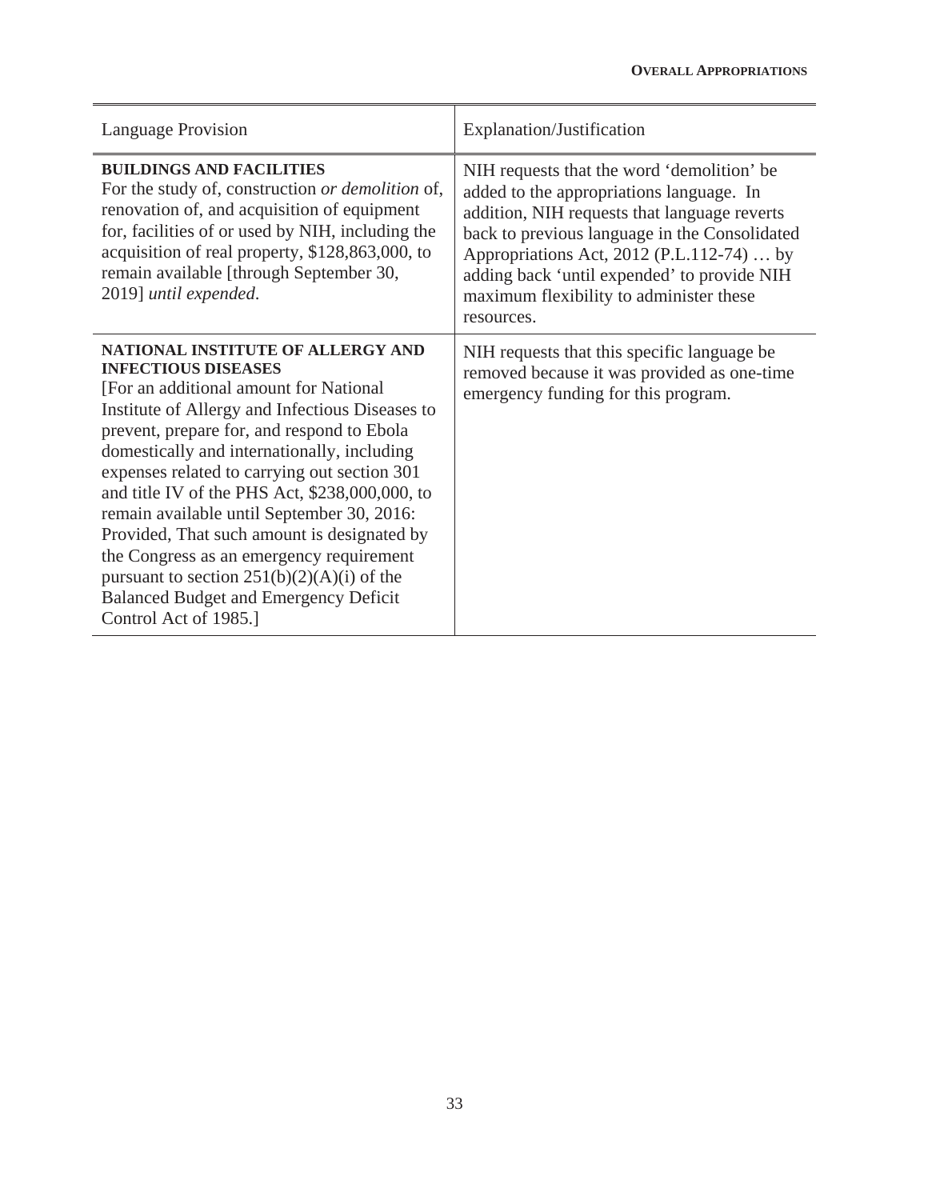| Language Provision | Explanation/Justification |
| --- | --- |
| **BUILDINGS AND FACILITIES** For the study of, construction *or demolition* of, renovation of, and acquisition of equipment for, facilities of or used by NIH, including the acquisition of real property, $128,863,000, to remain available [through September 30, 2019] *until expended*. | NIH requests that the word 'demolition' be added to the appropriations language. In addition, NIH requests that language reverts back to previous language in the Consolidated Appropriations Act, 2012 (P.L.112-74) … by adding back 'until expended' to provide NIH maximum flexibility to administer these resources. |
| **NATIONAL INSTITUTE OF ALLERGY AND INFECTIOUS DISEASES** [For an additional amount for National Institute of Allergy and Infectious Diseases to prevent, prepare for, and respond to Ebola domestically and internationally, including expenses related to carrying out section 301 and title IV of the PHS Act, $238,000,000, to remain available until September 30, 2016: Provided, That such amount is designated by the Congress as an emergency requirement pursuant to section 251(b)(2)(A)(i) of the Balanced Budget and Emergency Deficit Control Act of 1985.] | NIH requests that this specific language be removed because it was provided as one-time emergency funding for this program. |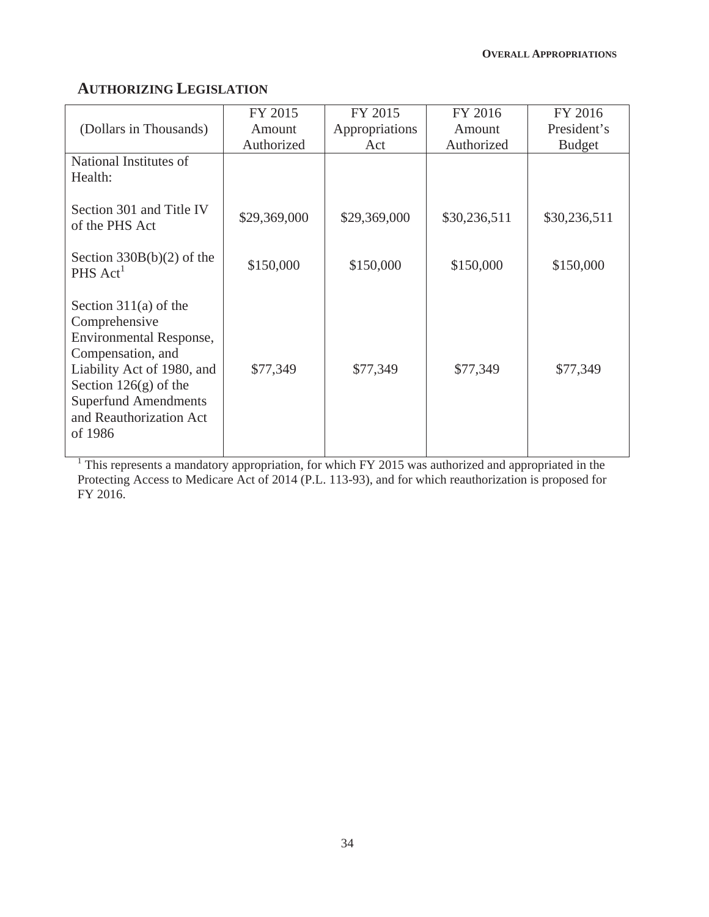## AUTHORIZING LEGISLATION

| (Dollars in Thousands) | FY 2015 Amount Authorized | FY 2015 Appropriations Act | FY 2016 Amount Authorized | FY 2016 President's Budget |
|---|---|---|---|---|
| National Institutes of Health: | | | | |
| Section 301 and Title IV of the PHS Act | $29,369,000 | $29,369,000 | $30,236,511 | $30,236,511 |
| Section 330B(b)(2) of the PHS Act[1] | $150,000 | $150,000 | $150,000 | $150,000 |
| Section 311(a) of the Comprehensive Environmental Response, Compensation, and Liability Act of 1980, and Section 126(g) of the Superfund Amendments and Reauthorization Act of 1986 | $77,349 | $77,349 | $77,349 | $77,349 |

[1] This represents a mandatory appropriation, for which FY 2015 was authorized and appropriated in the Protecting Access to Medicare Act of 2014 (P.L. 113-93), and for which reauthorization is proposed for FY 2016.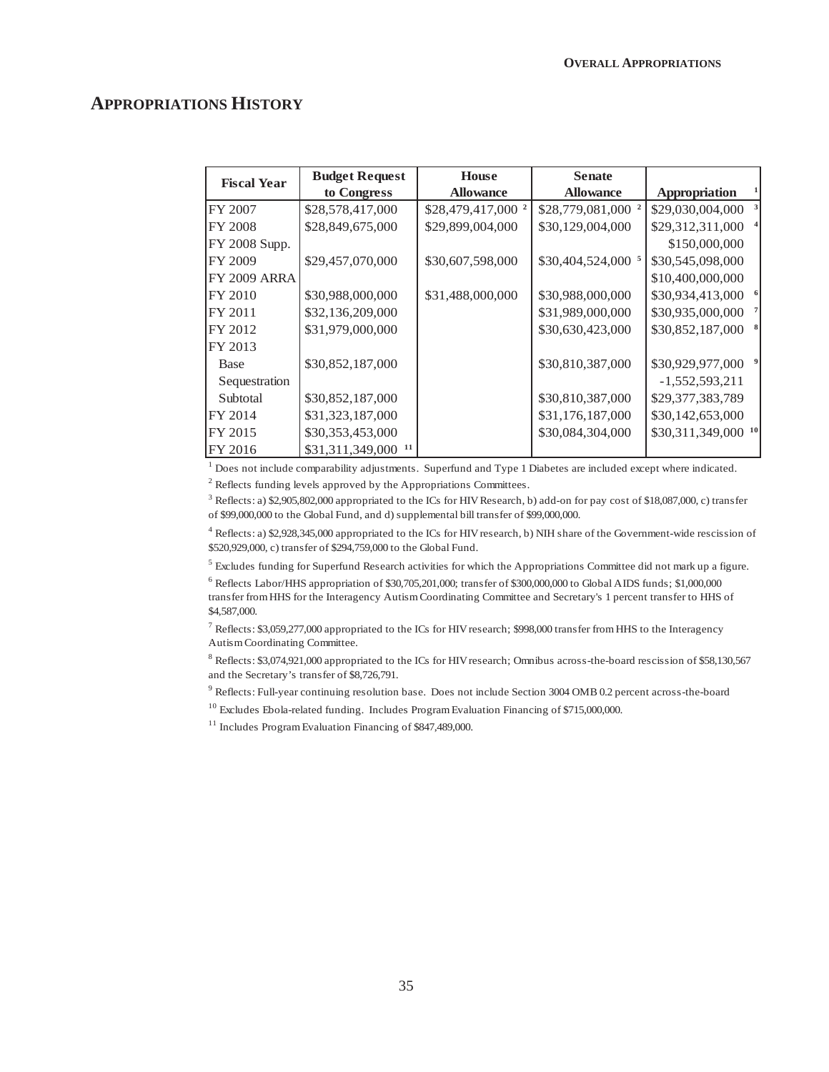## APPROPRIATIONS HISTORY

| Fiscal Year | Budget Request to Congress | House Allowance | Senate Allowance | Appropriation [1] |
|---|---|---|---|---|
| FY 2007 | $28,578,417,000 | $28,479,417,000 [2] | $28,779,081,000 [2] | $29,030,004,000 [3] |
| FY 2008 | $28,849,675,000 | $29,899,004,000 | $30,129,004,000 | $29,312,311,000 [4] |
| FY 2008 Supp. | | | | $150,000,000 |
| FY 2009 | $29,457,070,000 | $30,607,598,000 | $30,404,524,000 [5] | $30,545,098,000 |
| FY 2009 ARRA | | | | $10,400,000,000 |
| FY 2010 | $30,988,000,000 | $31,488,000,000 | $30,988,000,000 | $30,934,413,000 [6] |
| FY 2011 | $32,136,209,000 | | $31,989,000,000 | $30,935,000,000 [7] |
| FY 2012 | $31,979,000,000 | | $30,630,423,000 | $30,852,187,000 [8] |
| FY 2013 | | | | |
| Base | $30,852,187,000 | | $30,810,387,000 | $30,929,977,000 [9] |
| Sequestration | | | | -1,552,593,211 |
| Subtotal | $30,852,187,000 | | $30,810,387,000 | $29,377,383,789 |
| FY 2014 | $31,323,187,000 | | $31,176,187,000 | $30,142,653,000 |
| FY 2015 | $30,353,453,000 | | $30,084,304,000 | $30,311,349,000 [10] |
| FY 2016 | $31,311,349,000 [11] | | | |

[1] Does not include comparability adjustments. Superfund and Type 1 Diabetes are included except where indicated.

[2] Reflects funding levels approved by the Appropriations Committees.

[3] Reflects: a) $2,905,802,000 appropriated to the ICs for HIV Research, b) add-on for pay cost of $18,087,000, c) transfer of $99,000,000 to the Global Fund, and d) supplemental bill transfer of $99,000,000.

[4] Reflects: a) $2,928,345,000 appropriated to the ICs for HIV research, b) NIH share of the Government-wide rescission of $520,929,000, c) transfer of $294,759,000 to the Global Fund.

[5] Excludes funding for Superfund Research activities for which the Appropriations Committee did not mark up a figure.

[6] Reflects Labor/HHS appropriation of $30,705,201,000; transfer of $300,000,000 to Global AIDS funds; $1,000,000 transfer from HHS for the Interagency Autism Coordinating Committee and Secretary's 1 percent transfer to HHS of $4,587,000.

[7] Reflects: $3,059,277,000 appropriated to the ICs for HIV research; $998,000 transfer from HHS to the Interagency Autism Coordinating Committee.

[8] Reflects: $3,074,921,000 appropriated to the ICs for HIV research; Omnibus across-the-board rescission of $58,130,567 and the Secretary's transfer of $8,726,791.

[9] Reflects: Full-year continuing resolution base. Does not include Section 3004 OMB 0.2 percent across-the-board

[10] Excludes Ebola-related funding. Includes Program Evaluation Financing of $715,000,000.

[11] Includes Program Evaluation Financing of $847,489,000.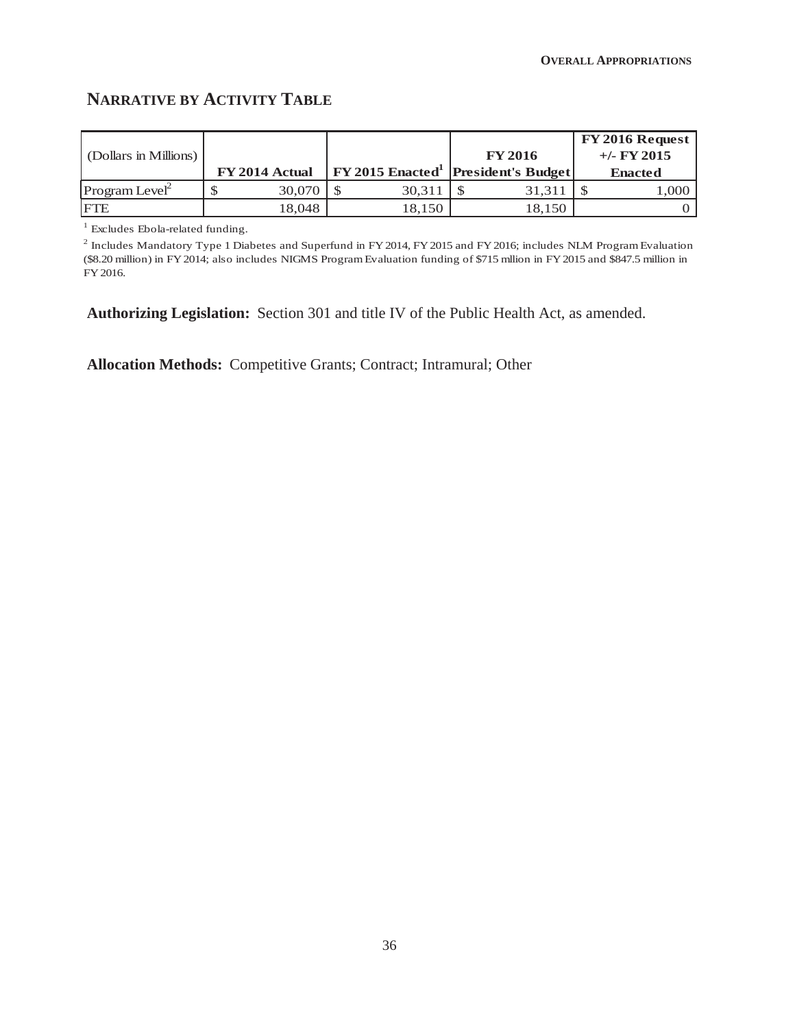## NARRATIVE BY ACTIVITY TABLE

| (Dollars in Millions) | FY 2014 Actual | FY 2015 Enacted[1] | FY 2016 President's Budget | FY 2016 Request +/- FY 2015 Enacted |
|---|---|---|---|---|
| Program Level[2] | $ 30,070 | $ 30,311 | $ 31,311 | $ 1,000 |
| FTE | 18,048 | 18,150 | 18,150 | 0 |

[1] Excludes Ebola-related funding.

[2] Includes Mandatory Type 1 Diabetes and Superfund in FY 2014, FY 2015 and FY 2016; includes NLM Program Evaluation ($8.20 million) in FY 2014; also includes NIGMS Program Evaluation funding of $715 mllion in FY 2015 and $847.5 million in FY 2016.

**Authorizing Legislation:** Section 301 and title IV of the Public Health Act, as amended.

**Allocation Methods:** Competitive Grants; Contract; Intramural; Other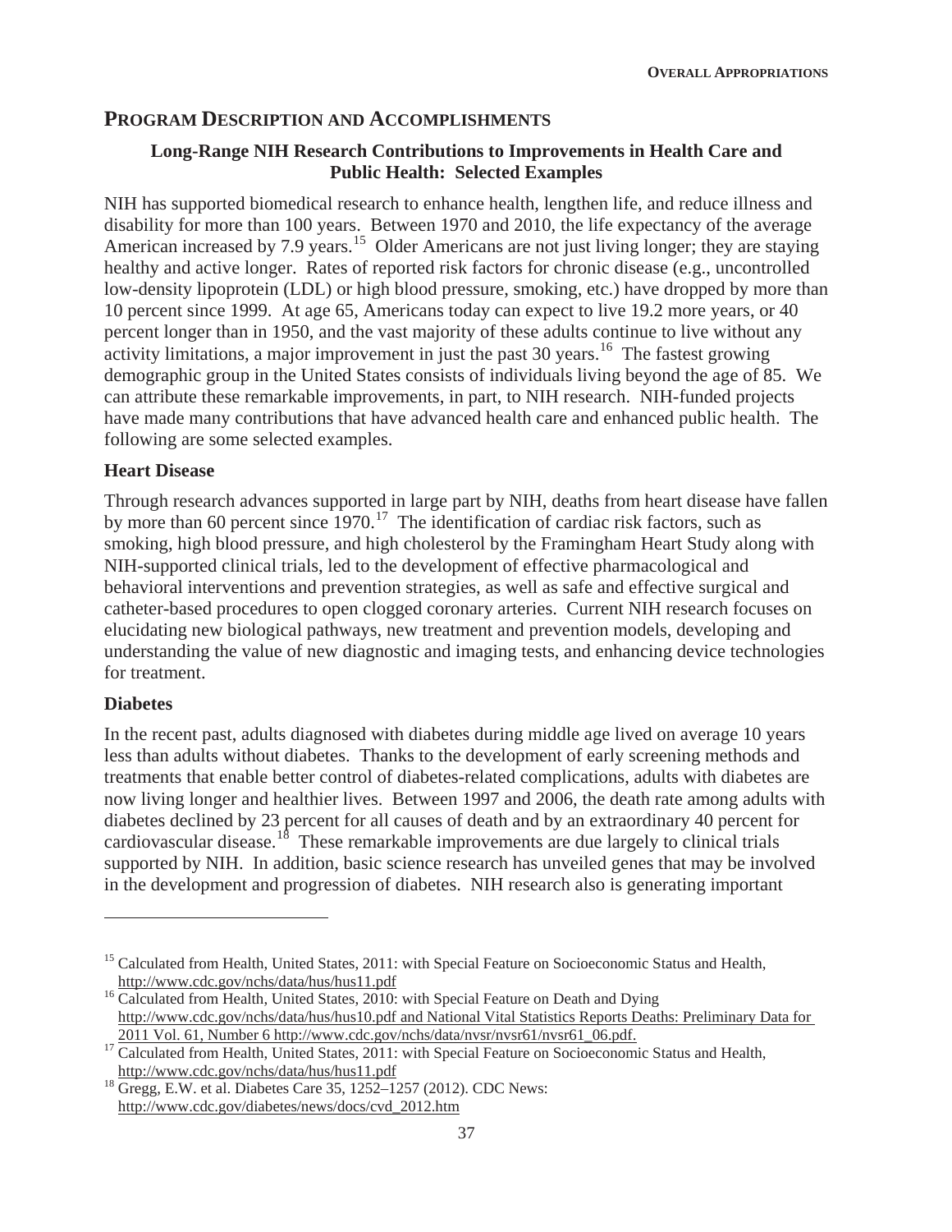## Program Description and Accomplishments

### Long-Range NIH Research Contributions to Improvements in Health Care and Public Health: Selected Examples

NIH has supported biomedical research to enhance health, lengthen life, and reduce illness and disability for more than 100 years. Between 1970 and 2010, the life expectancy of the average American increased by 7.9 years.[15] Older Americans are not just living longer; they are staying healthy and active longer. Rates of reported risk factors for chronic disease (e.g., uncontrolled low-density lipoprotein (LDL) or high blood pressure, smoking, etc.) have dropped by more than 10 percent since 1999. At age 65, Americans today can expect to live 19.2 more years, or 40 percent longer than in 1950, and the vast majority of these adults continue to live without any activity limitations, a major improvement in just the past 30 years.[16] The fastest growing demographic group in the United States consists of individuals living beyond the age of 85. We can attribute these remarkable improvements, in part, to NIH research. NIH-funded projects have made many contributions that have advanced health care and enhanced public health. The following are some selected examples.

**Heart Disease**

Through research advances supported in large part by NIH, deaths from heart disease have fallen by more than 60 percent since 1970.[17] The identification of cardiac risk factors, such as smoking, high blood pressure, and high cholesterol by the Framingham Heart Study along with NIH-supported clinical trials, led to the development of effective pharmacological and behavioral interventions and prevention strategies, as well as safe and effective surgical and catheter-based procedures to open clogged coronary arteries. Current NIH research focuses on elucidating new biological pathways, new treatment and prevention models, developing and understanding the value of new diagnostic and imaging tests, and enhancing device technologies for treatment.

**Diabetes**

In the recent past, adults diagnosed with diabetes during middle age lived on average 10 years less than adults without diabetes. Thanks to the development of early screening methods and treatments that enable better control of diabetes-related complications, adults with diabetes are now living longer and healthier lives. Between 1997 and 2006, the death rate among adults with diabetes declined by 23 percent for all causes of death and by an extraordinary 40 percent for cardiovascular disease.[18] These remarkable improvements are due largely to clinical trials supported by NIH. In addition, basic science research has unveiled genes that may be involved in the development and progression of diabetes. NIH research also is generating important

---

[15] Calculated from Health, United States, 2011: with Special Feature on Socioeconomic Status and Health, http://www.cdc.gov/nchs/data/hus/hus11.pdf

[16] Calculated from Health, United States, 2010: with Special Feature on Death and Dying http://www.cdc.gov/nchs/data/hus/hus10.pdf and National Vital Statistics Reports Deaths: Preliminary Data for 2011 Vol. 61, Number 6 http://www.cdc.gov/nchs/data/nvsr/nvsr61/nvsr61_06.pdf.

[17] Calculated from Health, United States, 2011: with Special Feature on Socioeconomic Status and Health, http://www.cdc.gov/nchs/data/hus/hus11.pdf

[18] Gregg, E.W. et al. Diabetes Care 35, 1252–1257 (2012). CDC News: http://www.cdc.gov/diabetes/news/docs/cvd_2012.htm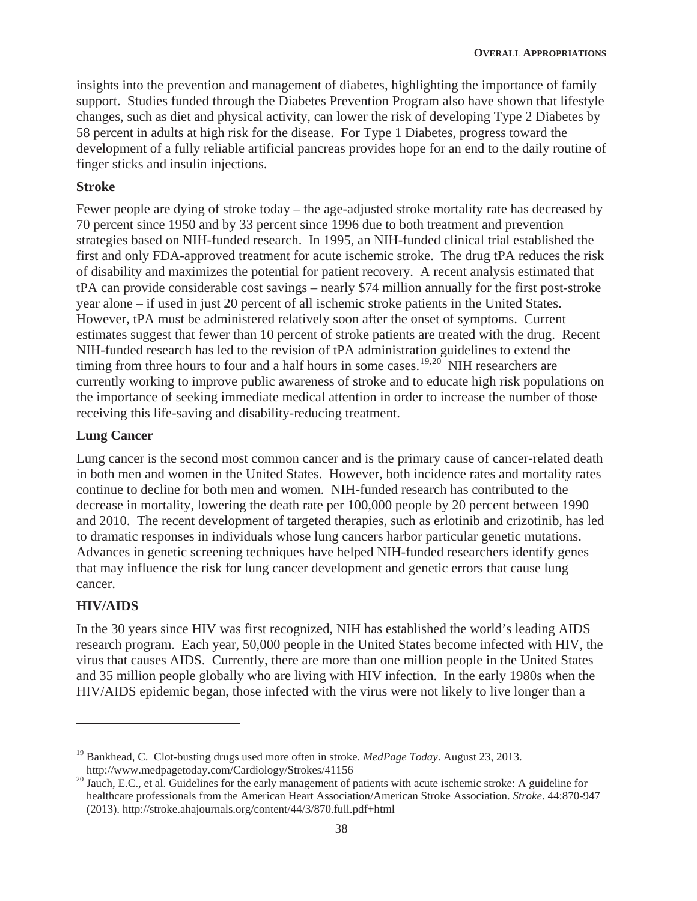insights into the prevention and management of diabetes, highlighting the importance of family support. Studies funded through the Diabetes Prevention Program also have shown that lifestyle changes, such as diet and physical activity, can lower the risk of developing Type 2 Diabetes by 58 percent in adults at high risk for the disease. For Type 1 Diabetes, progress toward the development of a fully reliable artificial pancreas provides hope for an end to the daily routine of finger sticks and insulin injections.

**Stroke**

Fewer people are dying of stroke today – the age-adjusted stroke mortality rate has decreased by 70 percent since 1950 and by 33 percent since 1996 due to both treatment and prevention strategies based on NIH-funded research. In 1995, an NIH-funded clinical trial established the first and only FDA-approved treatment for acute ischemic stroke. The drug tPA reduces the risk of disability and maximizes the potential for patient recovery. A recent analysis estimated that tPA can provide considerable cost savings – nearly $74 million annually for the first post-stroke year alone – if used in just 20 percent of all ischemic stroke patients in the United States. However, tPA must be administered relatively soon after the onset of symptoms. Current estimates suggest that fewer than 10 percent of stroke patients are treated with the drug. Recent NIH-funded research has led to the revision of tPA administration guidelines to extend the timing from three hours to four and a half hours in some cases.[19,20] NIH researchers are currently working to improve public awareness of stroke and to educate high risk populations on the importance of seeking immediate medical attention in order to increase the number of those receiving this life-saving and disability-reducing treatment.

**Lung Cancer**

Lung cancer is the second most common cancer and is the primary cause of cancer-related death in both men and women in the United States. However, both incidence rates and mortality rates continue to decline for both men and women. NIH-funded research has contributed to the decrease in mortality, lowering the death rate per 100,000 people by 20 percent between 1990 and 2010. The recent development of targeted therapies, such as erlotinib and crizotinib, has led to dramatic responses in individuals whose lung cancers harbor particular genetic mutations. Advances in genetic screening techniques have helped NIH-funded researchers identify genes that may influence the risk for lung cancer development and genetic errors that cause lung cancer.

**HIV/AIDS**

In the 30 years since HIV was first recognized, NIH has established the world's leading AIDS research program. Each year, 50,000 people in the United States become infected with HIV, the virus that causes AIDS. Currently, there are more than one million people in the United States and 35 million people globally who are living with HIV infection. In the early 1980s when the HIV/AIDS epidemic began, those infected with the virus were not likely to live longer than a

---

[19] Bankhead, C. Clot-busting drugs used more often in stroke. *MedPage Today*. August 23, 2013. http://www.medpagetoday.com/Cardiology/Strokes/41156

[20] Jauch, E.C., et al. Guidelines for the early management of patients with acute ischemic stroke: A guideline for healthcare professionals from the American Heart Association/American Stroke Association. *Stroke*. 44:870-947 (2013). http://stroke.ahajournals.org/content/44/3/870.full.pdf+html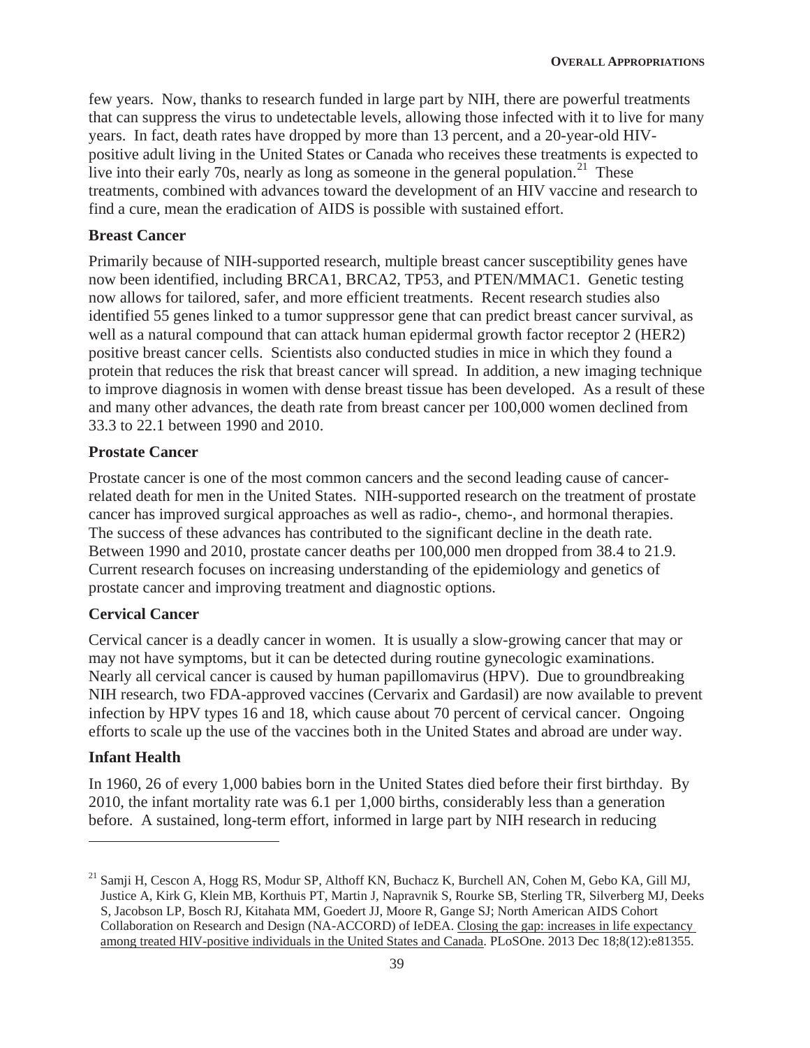few years. Now, thanks to research funded in large part by NIH, there are powerful treatments that can suppress the virus to undetectable levels, allowing those infected with it to live for many years. In fact, death rates have dropped by more than 13 percent, and a 20-year-old HIV-positive adult living in the United States or Canada who receives these treatments is expected to live into their early 70s, nearly as long as someone in the general population.[21] These treatments, combined with advances toward the development of an HIV vaccine and research to find a cure, mean the eradication of AIDS is possible with sustained effort.

**Breast Cancer**

Primarily because of NIH-supported research, multiple breast cancer susceptibility genes have now been identified, including BRCA1, BRCA2, TP53, and PTEN/MMAC1. Genetic testing now allows for tailored, safer, and more efficient treatments. Recent research studies also identified 55 genes linked to a tumor suppressor gene that can predict breast cancer survival, as well as a natural compound that can attack human epidermal growth factor receptor 2 (HER2) positive breast cancer cells. Scientists also conducted studies in mice in which they found a protein that reduces the risk that breast cancer will spread. In addition, a new imaging technique to improve diagnosis in women with dense breast tissue has been developed. As a result of these and many other advances, the death rate from breast cancer per 100,000 women declined from 33.3 to 22.1 between 1990 and 2010.

**Prostate Cancer**

Prostate cancer is one of the most common cancers and the second leading cause of cancer-related death for men in the United States. NIH-supported research on the treatment of prostate cancer has improved surgical approaches as well as radio-, chemo-, and hormonal therapies. The success of these advances has contributed to the significant decline in the death rate. Between 1990 and 2010, prostate cancer deaths per 100,000 men dropped from 38.4 to 21.9. Current research focuses on increasing understanding of the epidemiology and genetics of prostate cancer and improving treatment and diagnostic options.

**Cervical Cancer**

Cervical cancer is a deadly cancer in women. It is usually a slow-growing cancer that may or may not have symptoms, but it can be detected during routine gynecologic examinations. Nearly all cervical cancer is caused by human papillomavirus (HPV). Due to groundbreaking NIH research, two FDA-approved vaccines (Cervarix and Gardasil) are now available to prevent infection by HPV types 16 and 18, which cause about 70 percent of cervical cancer. Ongoing efforts to scale up the use of the vaccines both in the United States and abroad are under way.

**Infant Health**

In 1960, 26 of every 1,000 babies born in the United States died before their first birthday. By 2010, the infant mortality rate was 6.1 per 1,000 births, considerably less than a generation before. A sustained, long-term effort, informed in large part by NIH research in reducing

---

[21] Samji H, Cescon A, Hogg RS, Modur SP, Althoff KN, Buchacz K, Burchell AN, Cohen M, Gebo KA, Gill MJ, Justice A, Kirk G, Klein MB, Korthuis PT, Martin J, Napravnik S, Rourke SB, Sterling TR, Silverberg MJ, Deeks S, Jacobson LP, Bosch RJ, Kitahata MM, Goedert JJ, Moore R, Gange SJ; North American AIDS Cohort Collaboration on Research and Design (NA-ACCORD) of IeDEA. Closing the gap: increases in life expectancy among treated HIV-positive individuals in the United States and Canada. PLoSOne. 2013 Dec 18;8(12):e81355.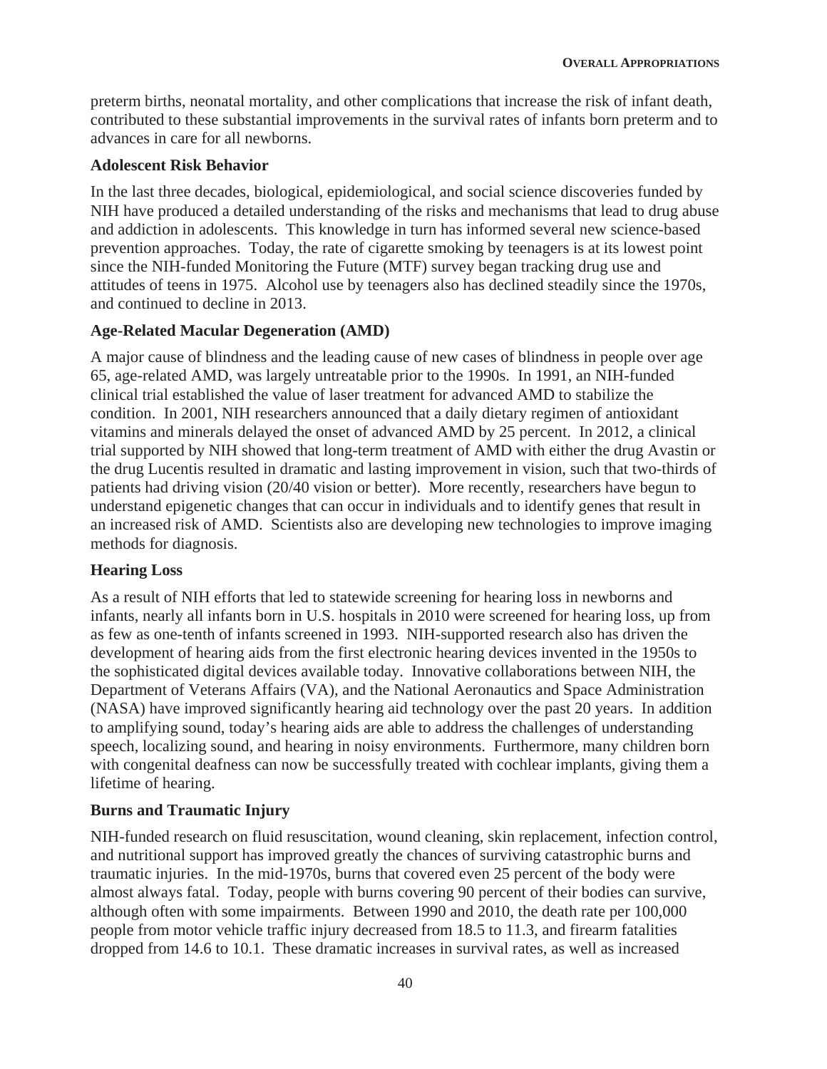preterm births, neonatal mortality, and other complications that increase the risk of infant death, contributed to these substantial improvements in the survival rates of infants born preterm and to advances in care for all newborns.

**Adolescent Risk Behavior**

In the last three decades, biological, epidemiological, and social science discoveries funded by NIH have produced a detailed understanding of the risks and mechanisms that lead to drug abuse and addiction in adolescents. This knowledge in turn has informed several new science-based prevention approaches. Today, the rate of cigarette smoking by teenagers is at its lowest point since the NIH-funded Monitoring the Future (MTF) survey began tracking drug use and attitudes of teens in 1975. Alcohol use by teenagers also has declined steadily since the 1970s, and continued to decline in 2013.

**Age-Related Macular Degeneration (AMD)**

A major cause of blindness and the leading cause of new cases of blindness in people over age 65, age-related AMD, was largely untreatable prior to the 1990s. In 1991, an NIH-funded clinical trial established the value of laser treatment for advanced AMD to stabilize the condition. In 2001, NIH researchers announced that a daily dietary regimen of antioxidant vitamins and minerals delayed the onset of advanced AMD by 25 percent. In 2012, a clinical trial supported by NIH showed that long-term treatment of AMD with either the drug Avastin or the drug Lucentis resulted in dramatic and lasting improvement in vision, such that two-thirds of patients had driving vision (20/40 vision or better). More recently, researchers have begun to understand epigenetic changes that can occur in individuals and to identify genes that result in an increased risk of AMD. Scientists also are developing new technologies to improve imaging methods for diagnosis.

**Hearing Loss**

As a result of NIH efforts that led to statewide screening for hearing loss in newborns and infants, nearly all infants born in U.S. hospitals in 2010 were screened for hearing loss, up from as few as one-tenth of infants screened in 1993. NIH-supported research also has driven the development of hearing aids from the first electronic hearing devices invented in the 1950s to the sophisticated digital devices available today. Innovative collaborations between NIH, the Department of Veterans Affairs (VA), and the National Aeronautics and Space Administration (NASA) have improved significantly hearing aid technology over the past 20 years. In addition to amplifying sound, today's hearing aids are able to address the challenges of understanding speech, localizing sound, and hearing in noisy environments. Furthermore, many children born with congenital deafness can now be successfully treated with cochlear implants, giving them a lifetime of hearing.

**Burns and Traumatic Injury**

NIH-funded research on fluid resuscitation, wound cleaning, skin replacement, infection control, and nutritional support has improved greatly the chances of surviving catastrophic burns and traumatic injuries. In the mid-1970s, burns that covered even 25 percent of the body were almost always fatal. Today, people with burns covering 90 percent of their bodies can survive, although often with some impairments. Between 1990 and 2010, the death rate per 100,000 people from motor vehicle traffic injury decreased from 18.5 to 11.3, and firearm fatalities dropped from 14.6 to 10.1. These dramatic increases in survival rates, as well as increased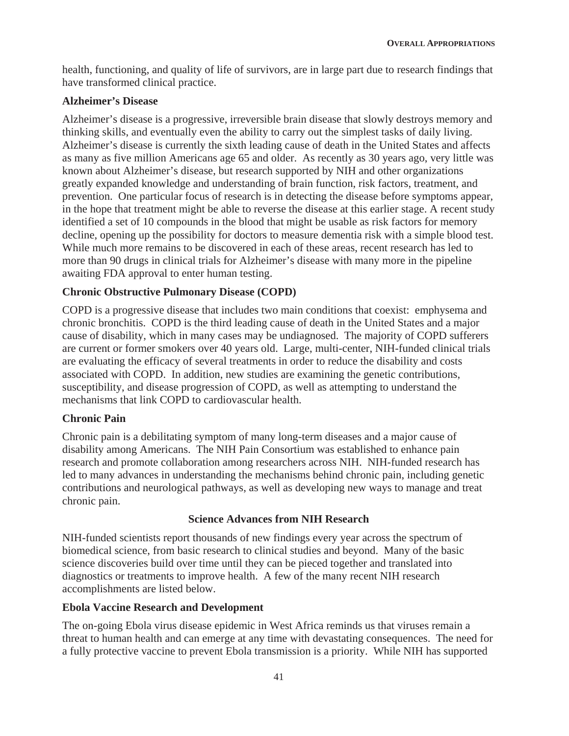health, functioning, and quality of life of survivors, are in large part due to research findings that have transformed clinical practice.

**Alzheimer's Disease**

Alzheimer's disease is a progressive, irreversible brain disease that slowly destroys memory and thinking skills, and eventually even the ability to carry out the simplest tasks of daily living. Alzheimer's disease is currently the sixth leading cause of death in the United States and affects as many as five million Americans age 65 and older. As recently as 30 years ago, very little was known about Alzheimer's disease, but research supported by NIH and other organizations greatly expanded knowledge and understanding of brain function, risk factors, treatment, and prevention. One particular focus of research is in detecting the disease before symptoms appear, in the hope that treatment might be able to reverse the disease at this earlier stage. A recent study identified a set of 10 compounds in the blood that might be usable as risk factors for memory decline, opening up the possibility for doctors to measure dementia risk with a simple blood test. While much more remains to be discovered in each of these areas, recent research has led to more than 90 drugs in clinical trials for Alzheimer's disease with many more in the pipeline awaiting FDA approval to enter human testing.

**Chronic Obstructive Pulmonary Disease (COPD)**

COPD is a progressive disease that includes two main conditions that coexist: emphysema and chronic bronchitis. COPD is the third leading cause of death in the United States and a major cause of disability, which in many cases may be undiagnosed. The majority of COPD sufferers are current or former smokers over 40 years old. Large, multi-center, NIH-funded clinical trials are evaluating the efficacy of several treatments in order to reduce the disability and costs associated with COPD. In addition, new studies are examining the genetic contributions, susceptibility, and disease progression of COPD, as well as attempting to understand the mechanisms that link COPD to cardiovascular health.

**Chronic Pain**

Chronic pain is a debilitating symptom of many long-term diseases and a major cause of disability among Americans. The NIH Pain Consortium was established to enhance pain research and promote collaboration among researchers across NIH. NIH-funded research has led to many advances in understanding the mechanisms behind chronic pain, including genetic contributions and neurological pathways, as well as developing new ways to manage and treat chronic pain.

## Science Advances from NIH Research

NIH-funded scientists report thousands of new findings every year across the spectrum of biomedical science, from basic research to clinical studies and beyond. Many of the basic science discoveries build over time until they can be pieced together and translated into diagnostics or treatments to improve health. A few of the many recent NIH research accomplishments are listed below.

**Ebola Vaccine Research and Development**

The on-going Ebola virus disease epidemic in West Africa reminds us that viruses remain a threat to human health and can emerge at any time with devastating consequences. The need for a fully protective vaccine to prevent Ebola transmission is a priority. While NIH has supported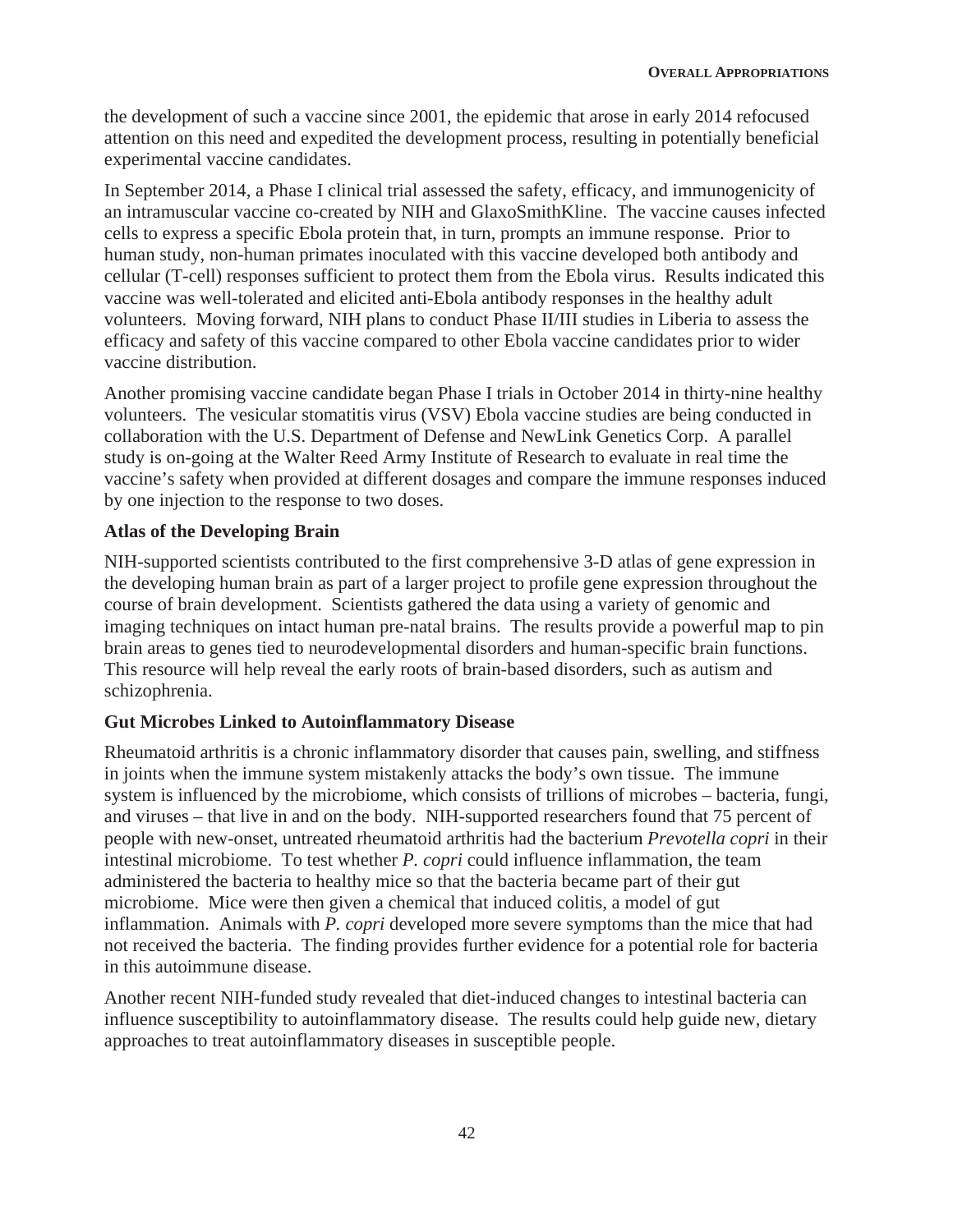the development of such a vaccine since 2001, the epidemic that arose in early 2014 refocused attention on this need and expedited the development process, resulting in potentially beneficial experimental vaccine candidates.

In September 2014, a Phase I clinical trial assessed the safety, efficacy, and immunogenicity of an intramuscular vaccine co-created by NIH and GlaxoSmithKline. The vaccine causes infected cells to express a specific Ebola protein that, in turn, prompts an immune response. Prior to human study, non-human primates inoculated with this vaccine developed both antibody and cellular (T-cell) responses sufficient to protect them from the Ebola virus. Results indicated this vaccine was well-tolerated and elicited anti-Ebola antibody responses in the healthy adult volunteers. Moving forward, NIH plans to conduct Phase II/III studies in Liberia to assess the efficacy and safety of this vaccine compared to other Ebola vaccine candidates prior to wider vaccine distribution.

Another promising vaccine candidate began Phase I trials in October 2014 in thirty-nine healthy volunteers. The vesicular stomatitis virus (VSV) Ebola vaccine studies are being conducted in collaboration with the U.S. Department of Defense and NewLink Genetics Corp. A parallel study is on-going at the Walter Reed Army Institute of Research to evaluate in real time the vaccine's safety when provided at different dosages and compare the immune responses induced by one injection to the response to two doses.

**Atlas of the Developing Brain**

NIH-supported scientists contributed to the first comprehensive 3-D atlas of gene expression in the developing human brain as part of a larger project to profile gene expression throughout the course of brain development. Scientists gathered the data using a variety of genomic and imaging techniques on intact human pre-natal brains. The results provide a powerful map to pin brain areas to genes tied to neurodevelopmental disorders and human-specific brain functions. This resource will help reveal the early roots of brain-based disorders, such as autism and schizophrenia.

**Gut Microbes Linked to Autoinflammatory Disease**

Rheumatoid arthritis is a chronic inflammatory disorder that causes pain, swelling, and stiffness in joints when the immune system mistakenly attacks the body's own tissue. The immune system is influenced by the microbiome, which consists of trillions of microbes – bacteria, fungi, and viruses – that live in and on the body. NIH-supported researchers found that 75 percent of people with new-onset, untreated rheumatoid arthritis had the bacterium *Prevotella copri* in their intestinal microbiome. To test whether *P. copri* could influence inflammation, the team administered the bacteria to healthy mice so that the bacteria became part of their gut microbiome. Mice were then given a chemical that induced colitis, a model of gut inflammation. Animals with *P. copri* developed more severe symptoms than the mice that had not received the bacteria. The finding provides further evidence for a potential role for bacteria in this autoimmune disease.

Another recent NIH-funded study revealed that diet-induced changes to intestinal bacteria can influence susceptibility to autoinflammatory disease. The results could help guide new, dietary approaches to treat autoinflammatory diseases in susceptible people.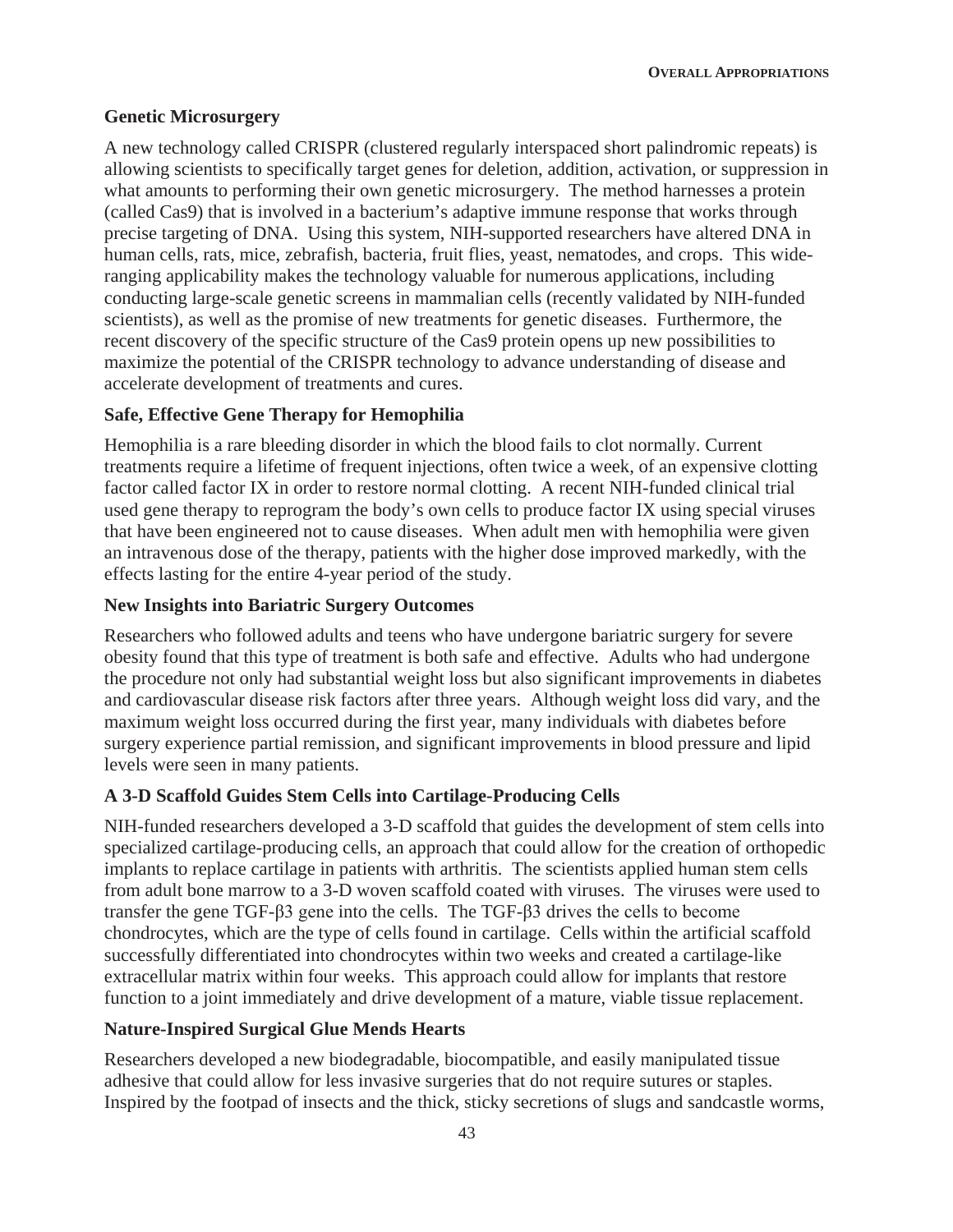### Genetic Microsurgery

A new technology called CRISPR (clustered regularly interspaced short palindromic repeats) is allowing scientists to specifically target genes for deletion, addition, activation, or suppression in what amounts to performing their own genetic microsurgery. The method harnesses a protein (called Cas9) that is involved in a bacterium's adaptive immune response that works through precise targeting of DNA. Using this system, NIH-supported researchers have altered DNA in human cells, rats, mice, zebrafish, bacteria, fruit flies, yeast, nematodes, and crops. This wide-ranging applicability makes the technology valuable for numerous applications, including conducting large-scale genetic screens in mammalian cells (recently validated by NIH-funded scientists), as well as the promise of new treatments for genetic diseases. Furthermore, the recent discovery of the specific structure of the Cas9 protein opens up new possibilities to maximize the potential of the CRISPR technology to advance understanding of disease and accelerate development of treatments and cures.

### Safe, Effective Gene Therapy for Hemophilia

Hemophilia is a rare bleeding disorder in which the blood fails to clot normally. Current treatments require a lifetime of frequent injections, often twice a week, of an expensive clotting factor called factor IX in order to restore normal clotting. A recent NIH-funded clinical trial used gene therapy to reprogram the body's own cells to produce factor IX using special viruses that have been engineered not to cause diseases. When adult men with hemophilia were given an intravenous dose of the therapy, patients with the higher dose improved markedly, with the effects lasting for the entire 4-year period of the study.

### New Insights into Bariatric Surgery Outcomes

Researchers who followed adults and teens who have undergone bariatric surgery for severe obesity found that this type of treatment is both safe and effective. Adults who had undergone the procedure not only had substantial weight loss but also significant improvements in diabetes and cardiovascular disease risk factors after three years. Although weight loss did vary, and the maximum weight loss occurred during the first year, many individuals with diabetes before surgery experience partial remission, and significant improvements in blood pressure and lipid levels were seen in many patients.

### A 3-D Scaffold Guides Stem Cells into Cartilage-Producing Cells

NIH-funded researchers developed a 3-D scaffold that guides the development of stem cells into specialized cartilage-producing cells, an approach that could allow for the creation of orthopedic implants to replace cartilage in patients with arthritis. The scientists applied human stem cells from adult bone marrow to a 3-D woven scaffold coated with viruses. The viruses were used to transfer the gene TGF-β3 gene into the cells. The TGF-β3 drives the cells to become chondrocytes, which are the type of cells found in cartilage. Cells within the artificial scaffold successfully differentiated into chondrocytes within two weeks and created a cartilage-like extracellular matrix within four weeks. This approach could allow for implants that restore function to a joint immediately and drive development of a mature, viable tissue replacement.

### Nature-Inspired Surgical Glue Mends Hearts

Researchers developed a new biodegradable, biocompatible, and easily manipulated tissue adhesive that could allow for less invasive surgeries that do not require sutures or staples. Inspired by the footpad of insects and the thick, sticky secretions of slugs and sandcastle worms,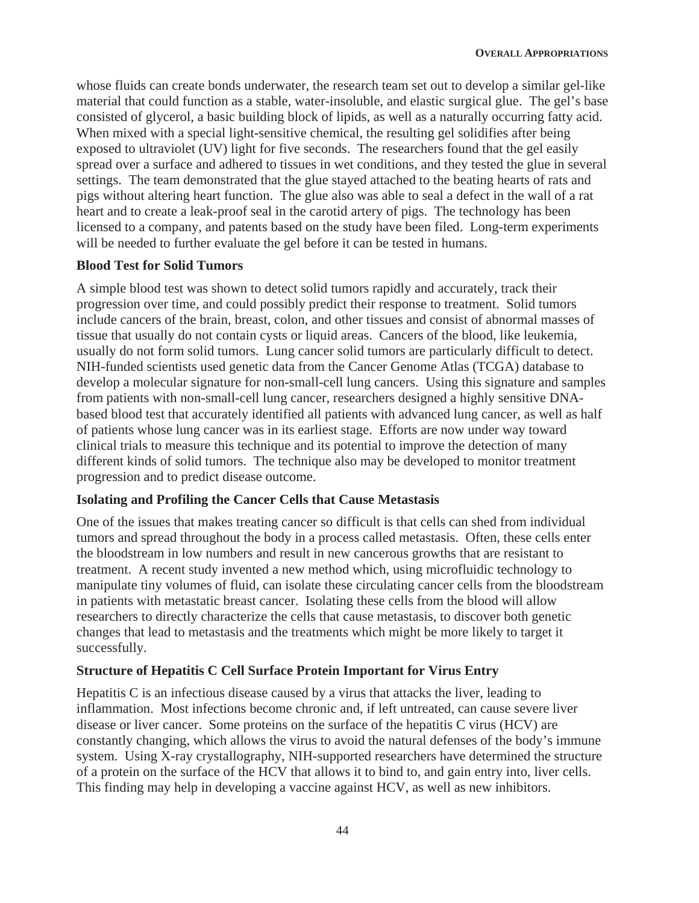whose fluids can create bonds underwater, the research team set out to develop a similar gel-like material that could function as a stable, water-insoluble, and elastic surgical glue. The gel's base consisted of glycerol, a basic building block of lipids, as well as a naturally occurring fatty acid. When mixed with a special light-sensitive chemical, the resulting gel solidifies after being exposed to ultraviolet (UV) light for five seconds. The researchers found that the gel easily spread over a surface and adhered to tissues in wet conditions, and they tested the glue in several settings. The team demonstrated that the glue stayed attached to the beating hearts of rats and pigs without altering heart function. The glue also was able to seal a defect in the wall of a rat heart and to create a leak-proof seal in the carotid artery of pigs. The technology has been licensed to a company, and patents based on the study have been filed. Long-term experiments will be needed to further evaluate the gel before it can be tested in humans.

**Blood Test for Solid Tumors**

A simple blood test was shown to detect solid tumors rapidly and accurately, track their progression over time, and could possibly predict their response to treatment. Solid tumors include cancers of the brain, breast, colon, and other tissues and consist of abnormal masses of tissue that usually do not contain cysts or liquid areas. Cancers of the blood, like leukemia, usually do not form solid tumors. Lung cancer solid tumors are particularly difficult to detect. NIH-funded scientists used genetic data from the Cancer Genome Atlas (TCGA) database to develop a molecular signature for non-small-cell lung cancers. Using this signature and samples from patients with non-small-cell lung cancer, researchers designed a highly sensitive DNA-based blood test that accurately identified all patients with advanced lung cancer, as well as half of patients whose lung cancer was in its earliest stage. Efforts are now under way toward clinical trials to measure this technique and its potential to improve the detection of many different kinds of solid tumors. The technique also may be developed to monitor treatment progression and to predict disease outcome.

**Isolating and Profiling the Cancer Cells that Cause Metastasis**

One of the issues that makes treating cancer so difficult is that cells can shed from individual tumors and spread throughout the body in a process called metastasis. Often, these cells enter the bloodstream in low numbers and result in new cancerous growths that are resistant to treatment. A recent study invented a new method which, using microfluidic technology to manipulate tiny volumes of fluid, can isolate these circulating cancer cells from the bloodstream in patients with metastatic breast cancer. Isolating these cells from the blood will allow researchers to directly characterize the cells that cause metastasis, to discover both genetic changes that lead to metastasis and the treatments which might be more likely to target it successfully.

**Structure of Hepatitis C Cell Surface Protein Important for Virus Entry**

Hepatitis C is an infectious disease caused by a virus that attacks the liver, leading to inflammation. Most infections become chronic and, if left untreated, can cause severe liver disease or liver cancer. Some proteins on the surface of the hepatitis C virus (HCV) are constantly changing, which allows the virus to avoid the natural defenses of the body's immune system. Using X-ray crystallography, NIH-supported researchers have determined the structure of a protein on the surface of the HCV that allows it to bind to, and gain entry into, liver cells. This finding may help in developing a vaccine against HCV, as well as new inhibitors.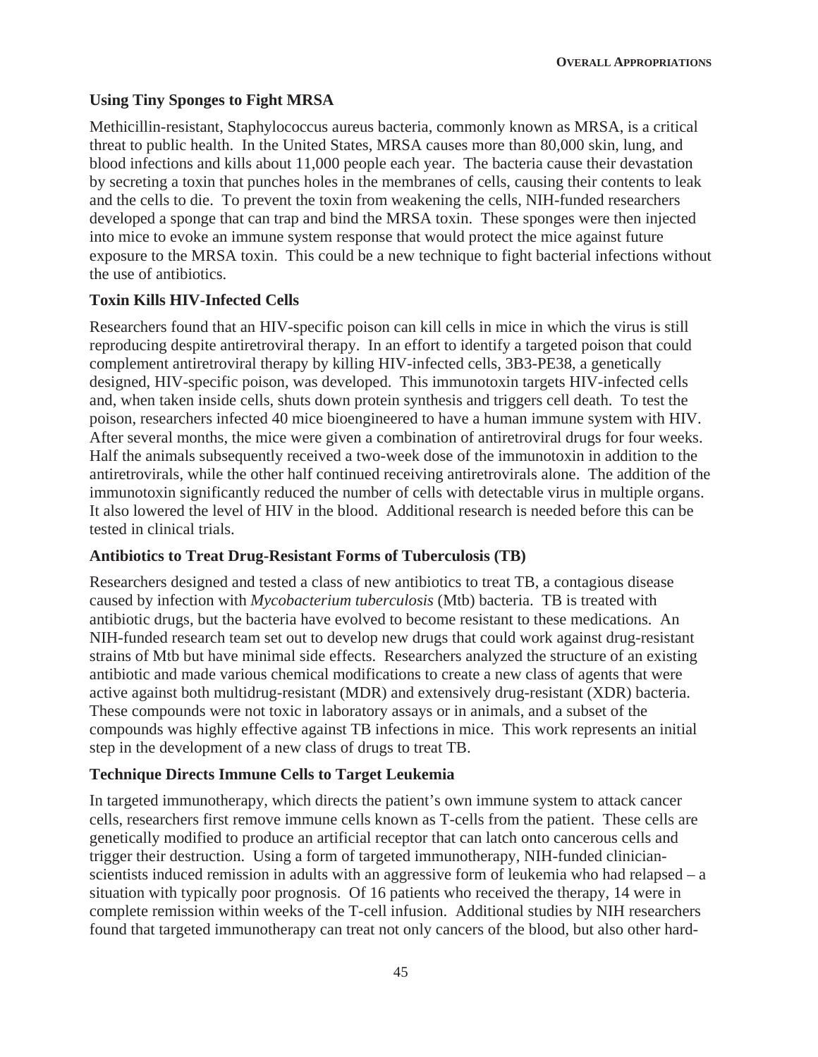**Using Tiny Sponges to Fight MRSA**

Methicillin-resistant, Staphylococcus aureus bacteria, commonly known as MRSA, is a critical threat to public health. In the United States, MRSA causes more than 80,000 skin, lung, and blood infections and kills about 11,000 people each year. The bacteria cause their devastation by secreting a toxin that punches holes in the membranes of cells, causing their contents to leak and the cells to die. To prevent the toxin from weakening the cells, NIH-funded researchers developed a sponge that can trap and bind the MRSA toxin. These sponges were then injected into mice to evoke an immune system response that would protect the mice against future exposure to the MRSA toxin. This could be a new technique to fight bacterial infections without the use of antibiotics.

**Toxin Kills HIV-Infected Cells**

Researchers found that an HIV-specific poison can kill cells in mice in which the virus is still reproducing despite antiretroviral therapy. In an effort to identify a targeted poison that could complement antiretroviral therapy by killing HIV-infected cells, 3B3-PE38, a genetically designed, HIV-specific poison, was developed. This immunotoxin targets HIV-infected cells and, when taken inside cells, shuts down protein synthesis and triggers cell death. To test the poison, researchers infected 40 mice bioengineered to have a human immune system with HIV. After several months, the mice were given a combination of antiretroviral drugs for four weeks. Half the animals subsequently received a two-week dose of the immunotoxin in addition to the antiretrovirals, while the other half continued receiving antiretrovirals alone. The addition of the immunotoxin significantly reduced the number of cells with detectable virus in multiple organs. It also lowered the level of HIV in the blood. Additional research is needed before this can be tested in clinical trials.

**Antibiotics to Treat Drug-Resistant Forms of Tuberculosis (TB)**

Researchers designed and tested a class of new antibiotics to treat TB, a contagious disease caused by infection with *Mycobacterium tuberculosis* (Mtb) bacteria. TB is treated with antibiotic drugs, but the bacteria have evolved to become resistant to these medications. An NIH-funded research team set out to develop new drugs that could work against drug-resistant strains of Mtb but have minimal side effects. Researchers analyzed the structure of an existing antibiotic and made various chemical modifications to create a new class of agents that were active against both multidrug-resistant (MDR) and extensively drug-resistant (XDR) bacteria. These compounds were not toxic in laboratory assays or in animals, and a subset of the compounds was highly effective against TB infections in mice. This work represents an initial step in the development of a new class of drugs to treat TB.

**Technique Directs Immune Cells to Target Leukemia**

In targeted immunotherapy, which directs the patient's own immune system to attack cancer cells, researchers first remove immune cells known as T-cells from the patient. These cells are genetically modified to produce an artificial receptor that can latch onto cancerous cells and trigger their destruction. Using a form of targeted immunotherapy, NIH-funded clinician-scientists induced remission in adults with an aggressive form of leukemia who had relapsed – a situation with typically poor prognosis. Of 16 patients who received the therapy, 14 were in complete remission within weeks of the T-cell infusion. Additional studies by NIH researchers found that targeted immunotherapy can treat not only cancers of the blood, but also other hard-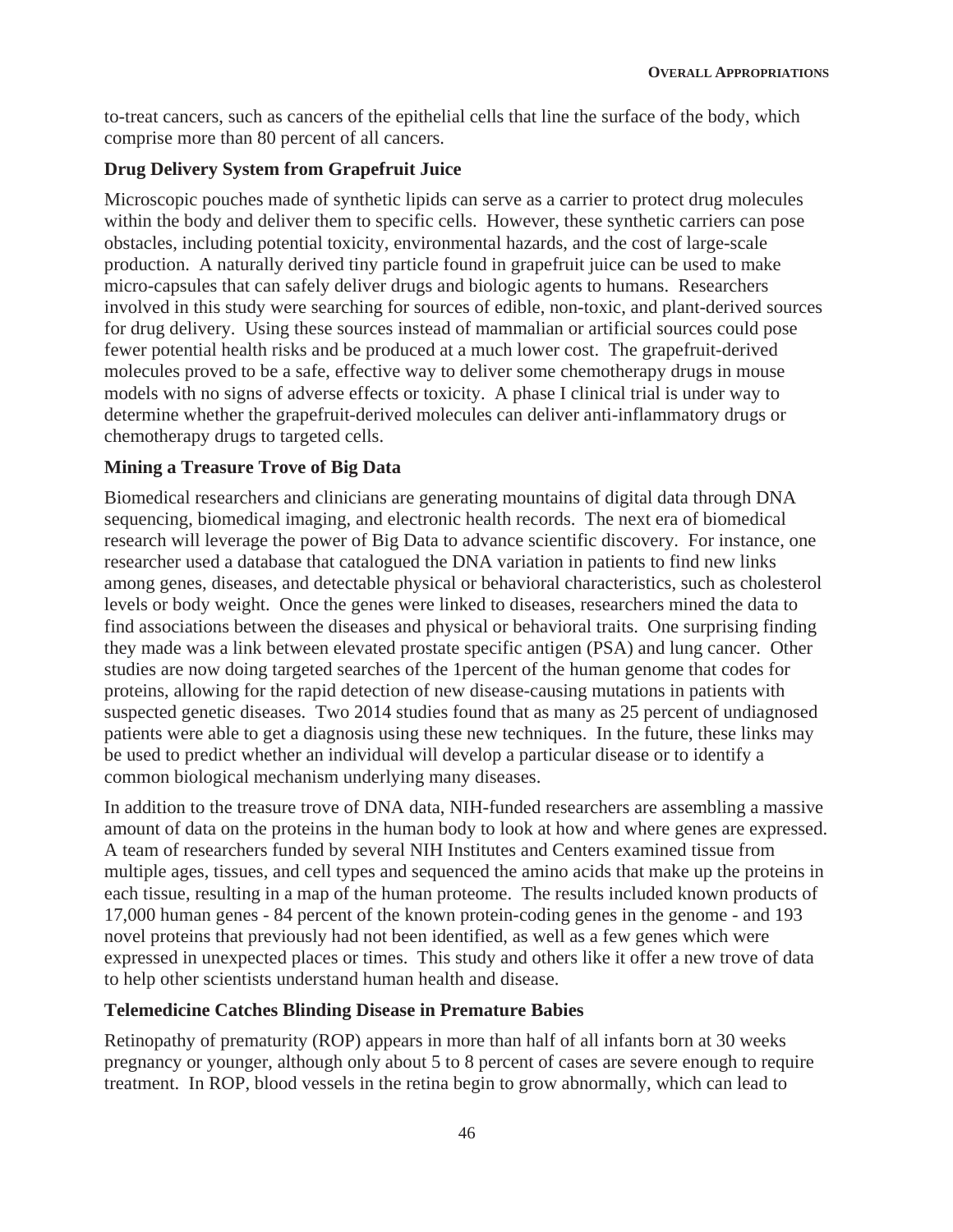to-treat cancers, such as cancers of the epithelial cells that line the surface of the body, which comprise more than 80 percent of all cancers.

**Drug Delivery System from Grapefruit Juice**

Microscopic pouches made of synthetic lipids can serve as a carrier to protect drug molecules within the body and deliver them to specific cells. However, these synthetic carriers can pose obstacles, including potential toxicity, environmental hazards, and the cost of large-scale production. A naturally derived tiny particle found in grapefruit juice can be used to make micro-capsules that can safely deliver drugs and biologic agents to humans. Researchers involved in this study were searching for sources of edible, non-toxic, and plant-derived sources for drug delivery. Using these sources instead of mammalian or artificial sources could pose fewer potential health risks and be produced at a much lower cost. The grapefruit-derived molecules proved to be a safe, effective way to deliver some chemotherapy drugs in mouse models with no signs of adverse effects or toxicity. A phase I clinical trial is under way to determine whether the grapefruit-derived molecules can deliver anti-inflammatory drugs or chemotherapy drugs to targeted cells.

**Mining a Treasure Trove of Big Data**

Biomedical researchers and clinicians are generating mountains of digital data through DNA sequencing, biomedical imaging, and electronic health records. The next era of biomedical research will leverage the power of Big Data to advance scientific discovery. For instance, one researcher used a database that catalogued the DNA variation in patients to find new links among genes, diseases, and detectable physical or behavioral characteristics, such as cholesterol levels or body weight. Once the genes were linked to diseases, researchers mined the data to find associations between the diseases and physical or behavioral traits. One surprising finding they made was a link between elevated prostate specific antigen (PSA) and lung cancer. Other studies are now doing targeted searches of the 1percent of the human genome that codes for proteins, allowing for the rapid detection of new disease-causing mutations in patients with suspected genetic diseases. Two 2014 studies found that as many as 25 percent of undiagnosed patients were able to get a diagnosis using these new techniques. In the future, these links may be used to predict whether an individual will develop a particular disease or to identify a common biological mechanism underlying many diseases.

In addition to the treasure trove of DNA data, NIH-funded researchers are assembling a massive amount of data on the proteins in the human body to look at how and where genes are expressed. A team of researchers funded by several NIH Institutes and Centers examined tissue from multiple ages, tissues, and cell types and sequenced the amino acids that make up the proteins in each tissue, resulting in a map of the human proteome. The results included known products of 17,000 human genes - 84 percent of the known protein-coding genes in the genome - and 193 novel proteins that previously had not been identified, as well as a few genes which were expressed in unexpected places or times. This study and others like it offer a new trove of data to help other scientists understand human health and disease.

**Telemedicine Catches Blinding Disease in Premature Babies**

Retinopathy of prematurity (ROP) appears in more than half of all infants born at 30 weeks pregnancy or younger, although only about 5 to 8 percent of cases are severe enough to require treatment. In ROP, blood vessels in the retina begin to grow abnormally, which can lead to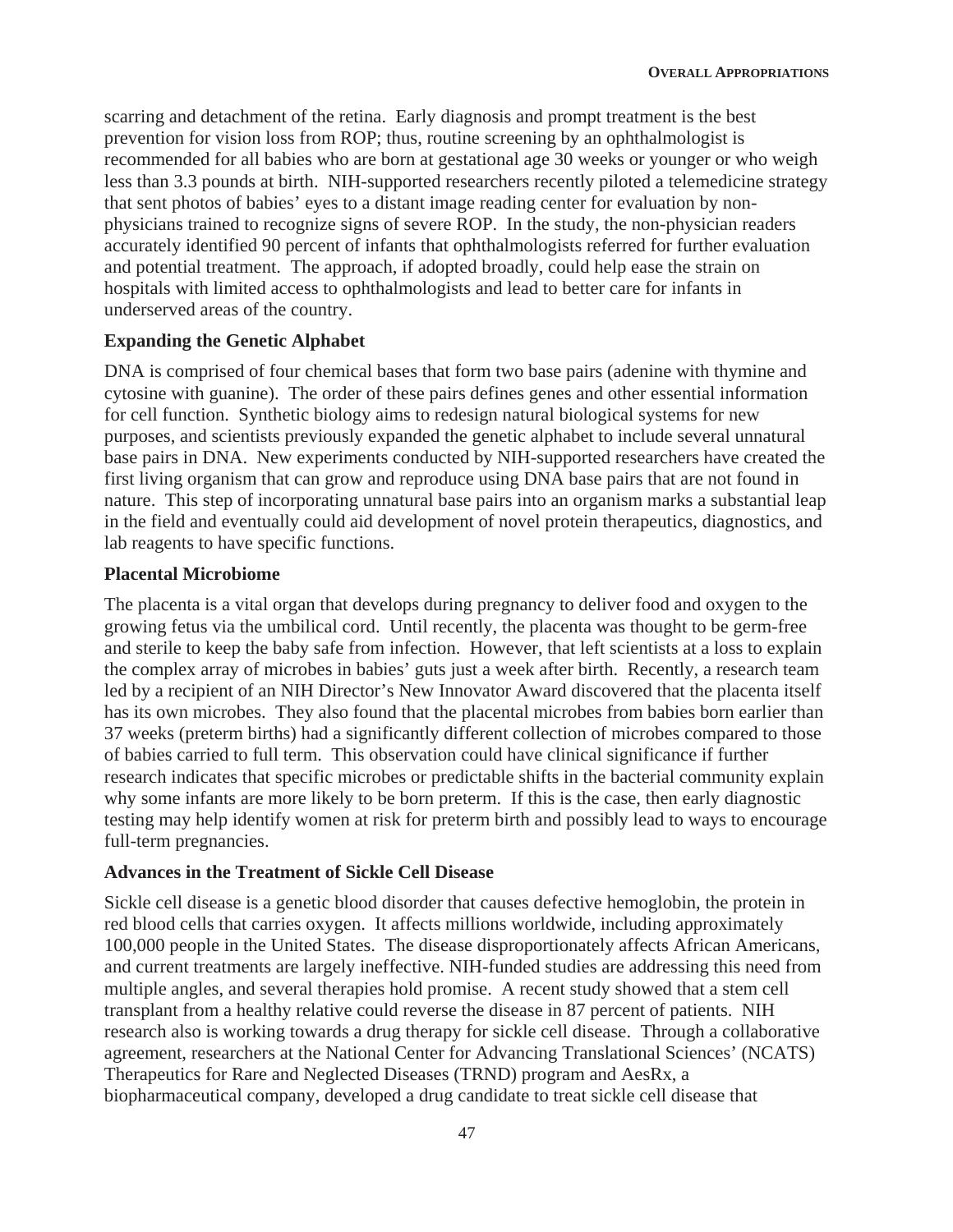scarring and detachment of the retina. Early diagnosis and prompt treatment is the best prevention for vision loss from ROP; thus, routine screening by an ophthalmologist is recommended for all babies who are born at gestational age 30 weeks or younger or who weigh less than 3.3 pounds at birth. NIH-supported researchers recently piloted a telemedicine strategy that sent photos of babies' eyes to a distant image reading center for evaluation by non-physicians trained to recognize signs of severe ROP. In the study, the non-physician readers accurately identified 90 percent of infants that ophthalmologists referred for further evaluation and potential treatment. The approach, if adopted broadly, could help ease the strain on hospitals with limited access to ophthalmologists and lead to better care for infants in underserved areas of the country.

### Expanding the Genetic Alphabet

DNA is comprised of four chemical bases that form two base pairs (adenine with thymine and cytosine with guanine). The order of these pairs defines genes and other essential information for cell function. Synthetic biology aims to redesign natural biological systems for new purposes, and scientists previously expanded the genetic alphabet to include several unnatural base pairs in DNA. New experiments conducted by NIH-supported researchers have created the first living organism that can grow and reproduce using DNA base pairs that are not found in nature. This step of incorporating unnatural base pairs into an organism marks a substantial leap in the field and eventually could aid development of novel protein therapeutics, diagnostics, and lab reagents to have specific functions.

### Placental Microbiome

The placenta is a vital organ that develops during pregnancy to deliver food and oxygen to the growing fetus via the umbilical cord. Until recently, the placenta was thought to be germ-free and sterile to keep the baby safe from infection. However, that left scientists at a loss to explain the complex array of microbes in babies' guts just a week after birth. Recently, a research team led by a recipient of an NIH Director's New Innovator Award discovered that the placenta itself has its own microbes. They also found that the placental microbes from babies born earlier than 37 weeks (preterm births) had a significantly different collection of microbes compared to those of babies carried to full term. This observation could have clinical significance if further research indicates that specific microbes or predictable shifts in the bacterial community explain why some infants are more likely to be born preterm. If this is the case, then early diagnostic testing may help identify women at risk for preterm birth and possibly lead to ways to encourage full-term pregnancies.

### Advances in the Treatment of Sickle Cell Disease

Sickle cell disease is a genetic blood disorder that causes defective hemoglobin, the protein in red blood cells that carries oxygen. It affects millions worldwide, including approximately 100,000 people in the United States. The disease disproportionately affects African Americans, and current treatments are largely ineffective. NIH-funded studies are addressing this need from multiple angles, and several therapies hold promise. A recent study showed that a stem cell transplant from a healthy relative could reverse the disease in 87 percent of patients. NIH research also is working towards a drug therapy for sickle cell disease. Through a collaborative agreement, researchers at the National Center for Advancing Translational Sciences' (NCATS) Therapeutics for Rare and Neglected Diseases (TRND) program and AesRx, a biopharmaceutical company, developed a drug candidate to treat sickle cell disease that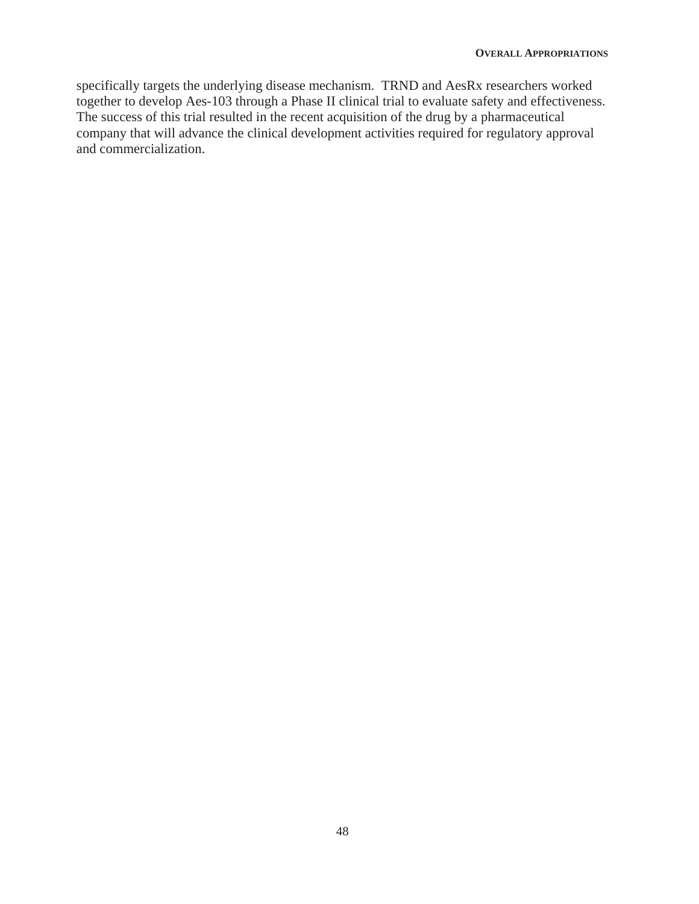specifically targets the underlying disease mechanism. TRND and AesRx researchers worked together to develop Aes-103 through a Phase II clinical trial to evaluate safety and effectiveness. The success of this trial resulted in the recent acquisition of the drug by a pharmaceutical company that will advance the clinical development activities required for regulatory approval and commercialization.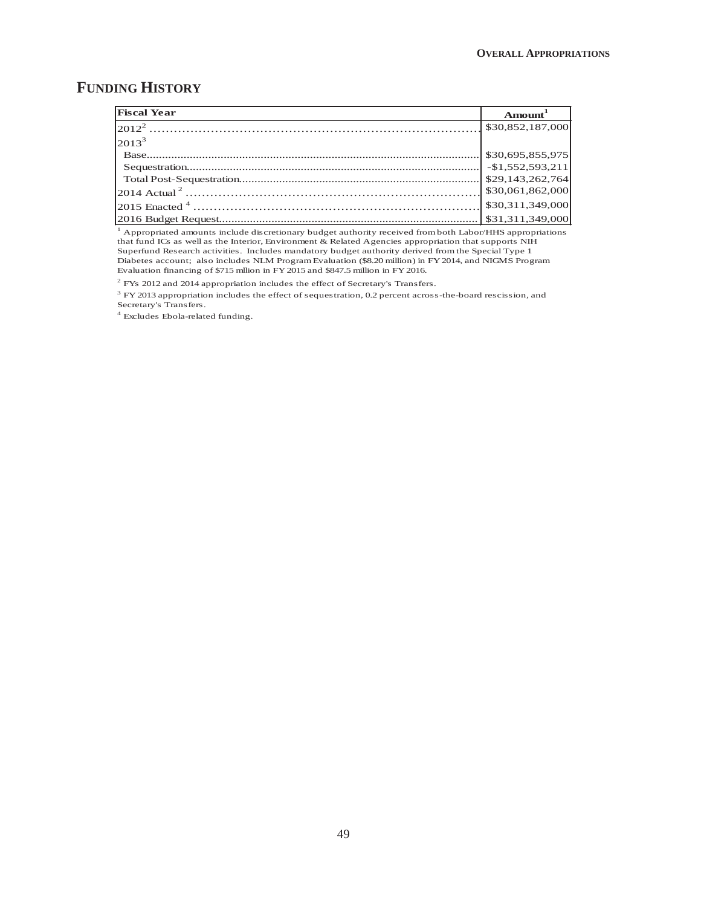## FUNDING HISTORY

| Fiscal Year | Amount[1] |
|---|---|
| 2012[2] | $30,852,187,000 |
| 2013[3] | |
| Base | $30,695,855,975 |
| Sequestration | -$1,552,593,211 |
| Total Post-Sequestration | $29,143,262,764 |
| 2014 Actual [2] | $30,061,862,000 |
| 2015 Enacted [4] | $30,311,349,000 |
| 2016 Budget Request | $31,311,349,000 |

[1] Appropriated amounts include discretionary budget authority received from both Labor/HHS appropriations that fund ICs as well as the Interior, Environment & Related Agencies appropriation that supports NIH Superfund Research activities. Includes mandatory budget authority derived from the Special Type 1 Diabetes account; also includes NLM Program Evaluation ($8.20 million) in FY 2014, and NIGMS Program Evaluation financing of $715 mllion in FY 2015 and $847.5 million in FY 2016.

[2] FYs 2012 and 2014 appropriation includes the effect of Secretary's Transfers.

[3] FY 2013 appropriation includes the effect of sequestration, 0.2 percent across-the-board rescission, and Secretary's Transfers.

[4] Excludes Ebola-related funding.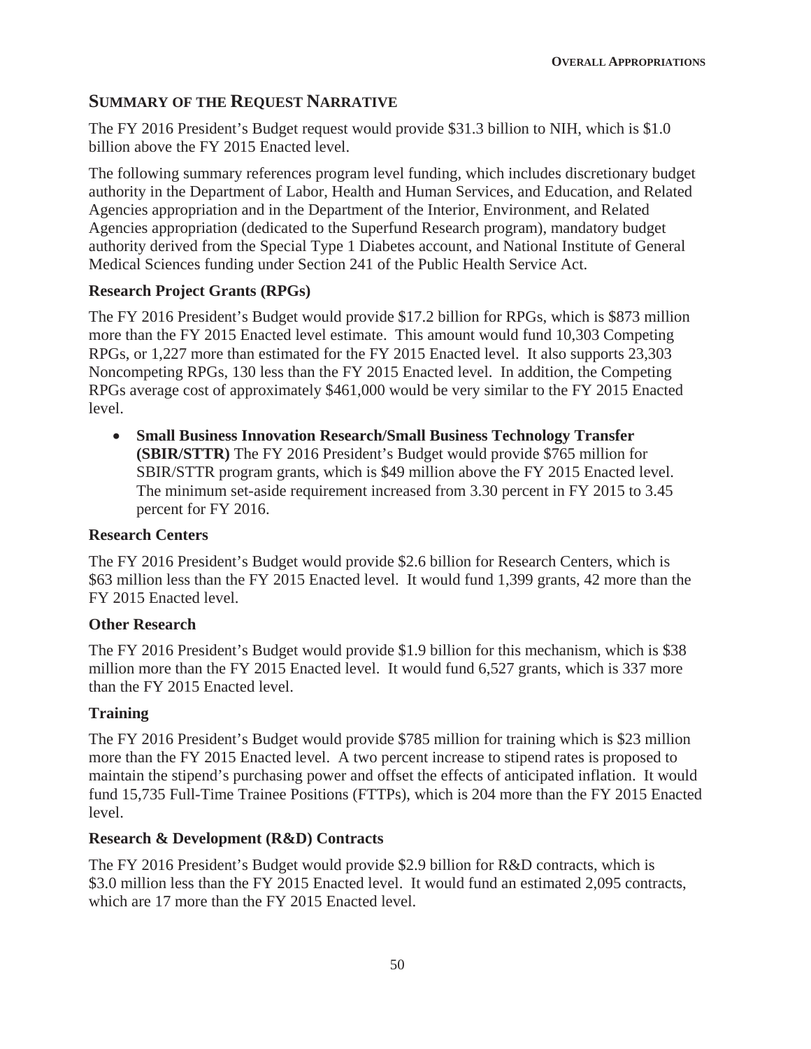## SUMMARY OF THE REQUEST NARRATIVE

The FY 2016 President's Budget request would provide $31.3 billion to NIH, which is $1.0 billion above the FY 2015 Enacted level.

The following summary references program level funding, which includes discretionary budget authority in the Department of Labor, Health and Human Services, and Education, and Related Agencies appropriation and in the Department of the Interior, Environment, and Related Agencies appropriation (dedicated to the Superfund Research program), mandatory budget authority derived from the Special Type 1 Diabetes account, and National Institute of General Medical Sciences funding under Section 241 of the Public Health Service Act.

### Research Project Grants (RPGs)

The FY 2016 President's Budget would provide $17.2 billion for RPGs, which is $873 million more than the FY 2015 Enacted level estimate. This amount would fund 10,303 Competing RPGs, or 1,227 more than estimated for the FY 2015 Enacted level. It also supports 23,303 Noncompeting RPGs, 130 less than the FY 2015 Enacted level. In addition, the Competing RPGs average cost of approximately $461,000 would be very similar to the FY 2015 Enacted level.

- **Small Business Innovation Research/Small Business Technology Transfer (SBIR/STTR)** The FY 2016 President's Budget would provide $765 million for SBIR/STTR program grants, which is $49 million above the FY 2015 Enacted level. The minimum set-aside requirement increased from 3.30 percent in FY 2015 to 3.45 percent for FY 2016.

### Research Centers

The FY 2016 President's Budget would provide $2.6 billion for Research Centers, which is $63 million less than the FY 2015 Enacted level. It would fund 1,399 grants, 42 more than the FY 2015 Enacted level.

### Other Research

The FY 2016 President's Budget would provide $1.9 billion for this mechanism, which is $38 million more than the FY 2015 Enacted level. It would fund 6,527 grants, which is 337 more than the FY 2015 Enacted level.

### Training

The FY 2016 President's Budget would provide $785 million for training which is $23 million more than the FY 2015 Enacted level. A two percent increase to stipend rates is proposed to maintain the stipend's purchasing power and offset the effects of anticipated inflation. It would fund 15,735 Full-Time Trainee Positions (FTTPs), which is 204 more than the FY 2015 Enacted level.

### Research & Development (R&D) Contracts

The FY 2016 President's Budget would provide $2.9 billion for R&D contracts, which is $3.0 million less than the FY 2015 Enacted level. It would fund an estimated 2,095 contracts, which are 17 more than the FY 2015 Enacted level.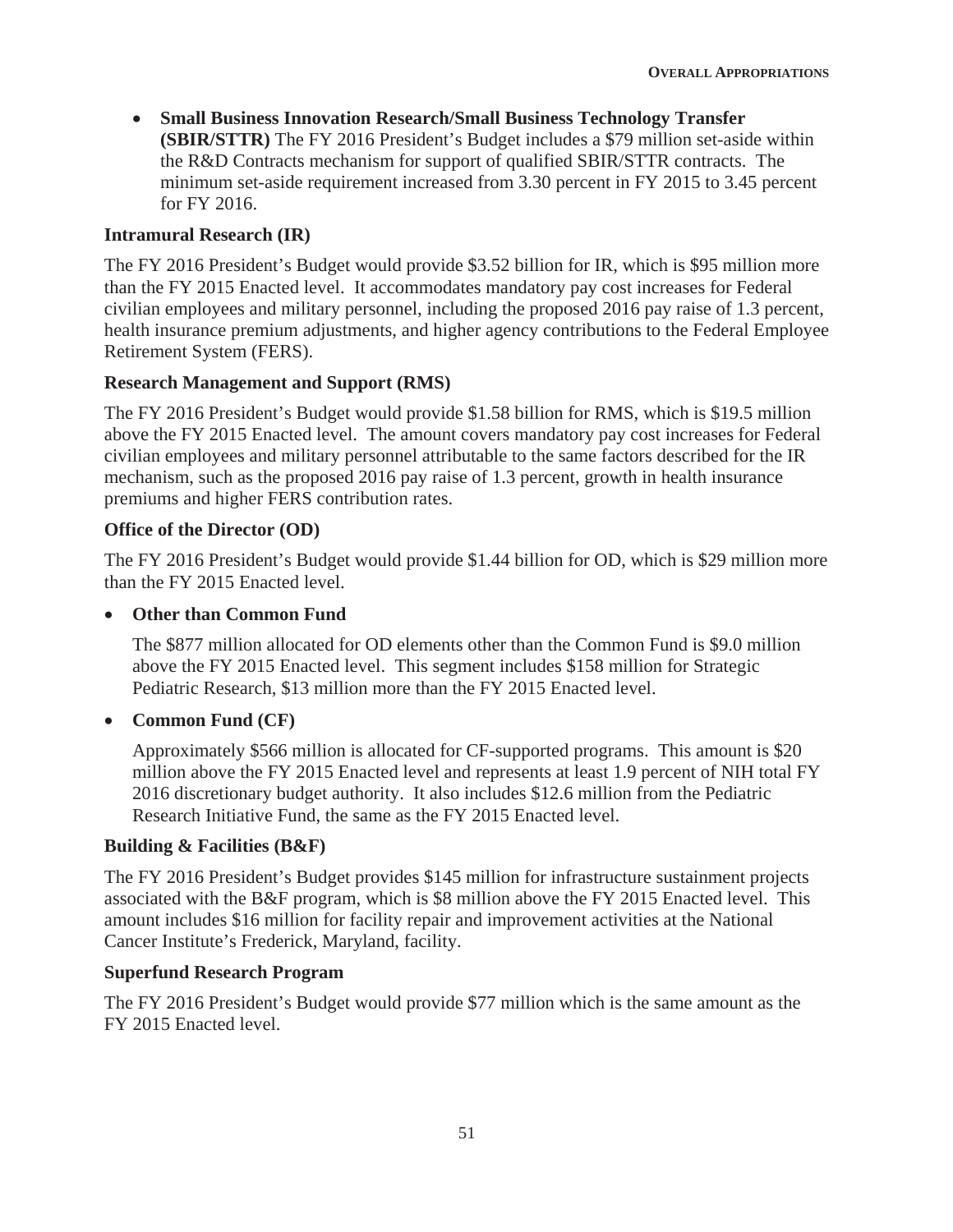- **Small Business Innovation Research/Small Business Technology Transfer (SBIR/STTR)** The FY 2016 President's Budget includes a $79 million set-aside within the R&D Contracts mechanism for support of qualified SBIR/STTR contracts. The minimum set-aside requirement increased from 3.30 percent in FY 2015 to 3.45 percent for FY 2016.

**Intramural Research (IR)**

The FY 2016 President's Budget would provide $3.52 billion for IR, which is $95 million more than the FY 2015 Enacted level. It accommodates mandatory pay cost increases for Federal civilian employees and military personnel, including the proposed 2016 pay raise of 1.3 percent, health insurance premium adjustments, and higher agency contributions to the Federal Employee Retirement System (FERS).

**Research Management and Support (RMS)**

The FY 2016 President's Budget would provide $1.58 billion for RMS, which is $19.5 million above the FY 2015 Enacted level. The amount covers mandatory pay cost increases for Federal civilian employees and military personnel attributable to the same factors described for the IR mechanism, such as the proposed 2016 pay raise of 1.3 percent, growth in health insurance premiums and higher FERS contribution rates.

**Office of the Director (OD)**

The FY 2016 President's Budget would provide $1.44 billion for OD, which is $29 million more than the FY 2015 Enacted level.

- **Other than Common Fund**

  The $877 million allocated for OD elements other than the Common Fund is $9.0 million above the FY 2015 Enacted level. This segment includes $158 million for Strategic Pediatric Research, $13 million more than the FY 2015 Enacted level.

- **Common Fund (CF)**

  Approximately $566 million is allocated for CF-supported programs. This amount is $20 million above the FY 2015 Enacted level and represents at least 1.9 percent of NIH total FY 2016 discretionary budget authority. It also includes $12.6 million from the Pediatric Research Initiative Fund, the same as the FY 2015 Enacted level.

**Building & Facilities (B&F)**

The FY 2016 President's Budget provides $145 million for infrastructure sustainment projects associated with the B&F program, which is $8 million above the FY 2015 Enacted level. This amount includes $16 million for facility repair and improvement activities at the National Cancer Institute's Frederick, Maryland, facility.

**Superfund Research Program**

The FY 2016 President's Budget would provide $77 million which is the same amount as the FY 2015 Enacted level.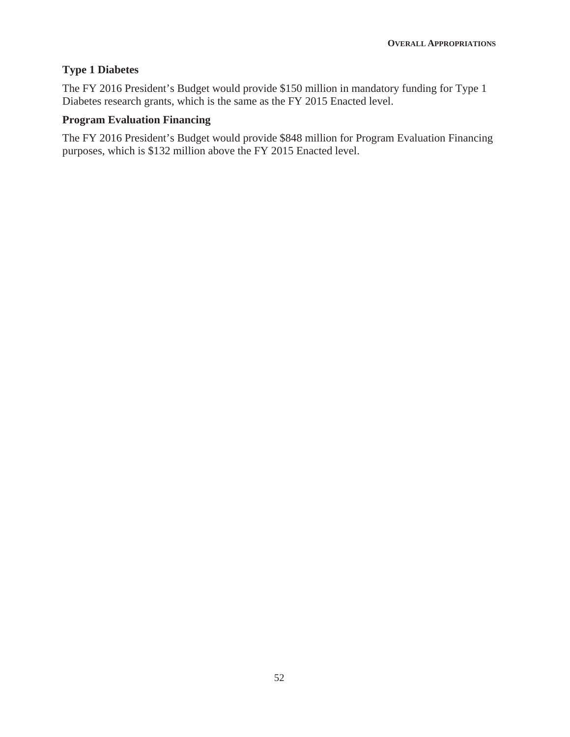### Type 1 Diabetes

The FY 2016 President's Budget would provide $150 million in mandatory funding for Type 1 Diabetes research grants, which is the same as the FY 2015 Enacted level.

### Program Evaluation Financing

The FY 2016 President's Budget would provide $848 million for Program Evaluation Financing purposes, which is $132 million above the FY 2015 Enacted level.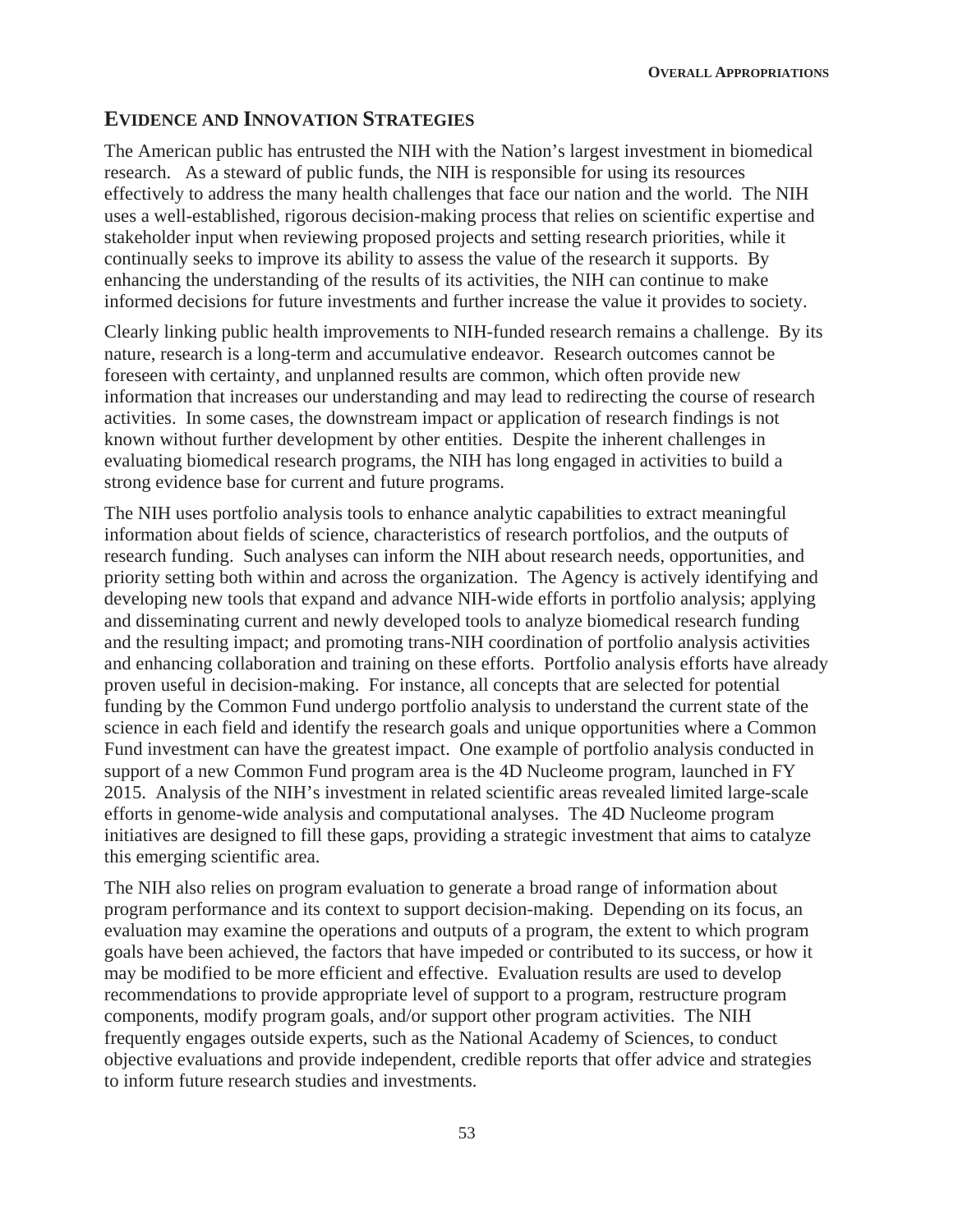## Evidence and Innovation Strategies

The American public has entrusted the NIH with the Nation's largest investment in biomedical research. As a steward of public funds, the NIH is responsible for using its resources effectively to address the many health challenges that face our nation and the world. The NIH uses a well-established, rigorous decision-making process that relies on scientific expertise and stakeholder input when reviewing proposed projects and setting research priorities, while it continually seeks to improve its ability to assess the value of the research it supports. By enhancing the understanding of the results of its activities, the NIH can continue to make informed decisions for future investments and further increase the value it provides to society.

Clearly linking public health improvements to NIH-funded research remains a challenge. By its nature, research is a long-term and accumulative endeavor. Research outcomes cannot be foreseen with certainty, and unplanned results are common, which often provide new information that increases our understanding and may lead to redirecting the course of research activities. In some cases, the downstream impact or application of research findings is not known without further development by other entities. Despite the inherent challenges in evaluating biomedical research programs, the NIH has long engaged in activities to build a strong evidence base for current and future programs.

The NIH uses portfolio analysis tools to enhance analytic capabilities to extract meaningful information about fields of science, characteristics of research portfolios, and the outputs of research funding. Such analyses can inform the NIH about research needs, opportunities, and priority setting both within and across the organization. The Agency is actively identifying and developing new tools that expand and advance NIH-wide efforts in portfolio analysis; applying and disseminating current and newly developed tools to analyze biomedical research funding and the resulting impact; and promoting trans-NIH coordination of portfolio analysis activities and enhancing collaboration and training on these efforts. Portfolio analysis efforts have already proven useful in decision-making. For instance, all concepts that are selected for potential funding by the Common Fund undergo portfolio analysis to understand the current state of the science in each field and identify the research goals and unique opportunities where a Common Fund investment can have the greatest impact. One example of portfolio analysis conducted in support of a new Common Fund program area is the 4D Nucleome program, launched in FY 2015. Analysis of the NIH's investment in related scientific areas revealed limited large-scale efforts in genome-wide analysis and computational analyses. The 4D Nucleome program initiatives are designed to fill these gaps, providing a strategic investment that aims to catalyze this emerging scientific area.

The NIH also relies on program evaluation to generate a broad range of information about program performance and its context to support decision-making. Depending on its focus, an evaluation may examine the operations and outputs of a program, the extent to which program goals have been achieved, the factors that have impeded or contributed to its success, or how it may be modified to be more efficient and effective. Evaluation results are used to develop recommendations to provide appropriate level of support to a program, restructure program components, modify program goals, and/or support other program activities. The NIH frequently engages outside experts, such as the National Academy of Sciences, to conduct objective evaluations and provide independent, credible reports that offer advice and strategies to inform future research studies and investments.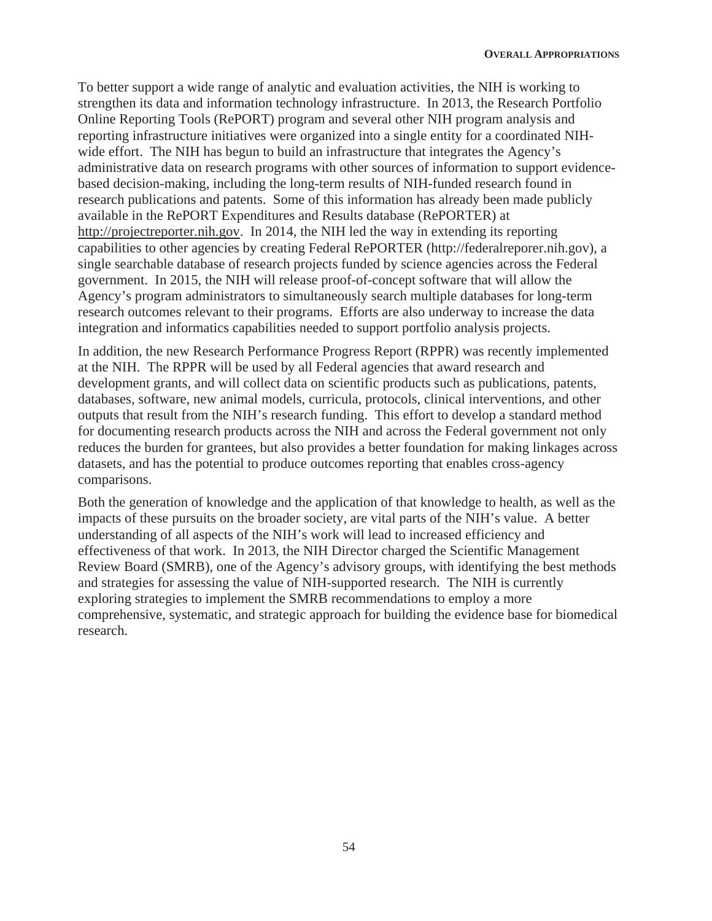To better support a wide range of analytic and evaluation activities, the NIH is working to strengthen its data and information technology infrastructure. In 2013, the Research Portfolio Online Reporting Tools (RePORT) program and several other NIH program analysis and reporting infrastructure initiatives were organized into a single entity for a coordinated NIH-wide effort. The NIH has begun to build an infrastructure that integrates the Agency's administrative data on research programs with other sources of information to support evidence-based decision-making, including the long-term results of NIH-funded research found in research publications and patents. Some of this information has already been made publicly available in the RePORT Expenditures and Results database (RePORTER) at http://projectreporter.nih.gov. In 2014, the NIH led the way in extending its reporting capabilities to other agencies by creating Federal RePORTER (http://federalreporer.nih.gov), a single searchable database of research projects funded by science agencies across the Federal government. In 2015, the NIH will release proof-of-concept software that will allow the Agency's program administrators to simultaneously search multiple databases for long-term research outcomes relevant to their programs. Efforts are also underway to increase the data integration and informatics capabilities needed to support portfolio analysis projects.

In addition, the new Research Performance Progress Report (RPPR) was recently implemented at the NIH. The RPPR will be used by all Federal agencies that award research and development grants, and will collect data on scientific products such as publications, patents, databases, software, new animal models, curricula, protocols, clinical interventions, and other outputs that result from the NIH's research funding. This effort to develop a standard method for documenting research products across the NIH and across the Federal government not only reduces the burden for grantees, but also provides a better foundation for making linkages across datasets, and has the potential to produce outcomes reporting that enables cross-agency comparisons.

Both the generation of knowledge and the application of that knowledge to health, as well as the impacts of these pursuits on the broader society, are vital parts of the NIH's value. A better understanding of all aspects of the NIH's work will lead to increased efficiency and effectiveness of that work. In 2013, the NIH Director charged the Scientific Management Review Board (SMRB), one of the Agency's advisory groups, with identifying the best methods and strategies for assessing the value of NIH-supported research. The NIH is currently exploring strategies to implement the SMRB recommendations to employ a more comprehensive, systematic, and strategic approach for building the evidence base for biomedical research.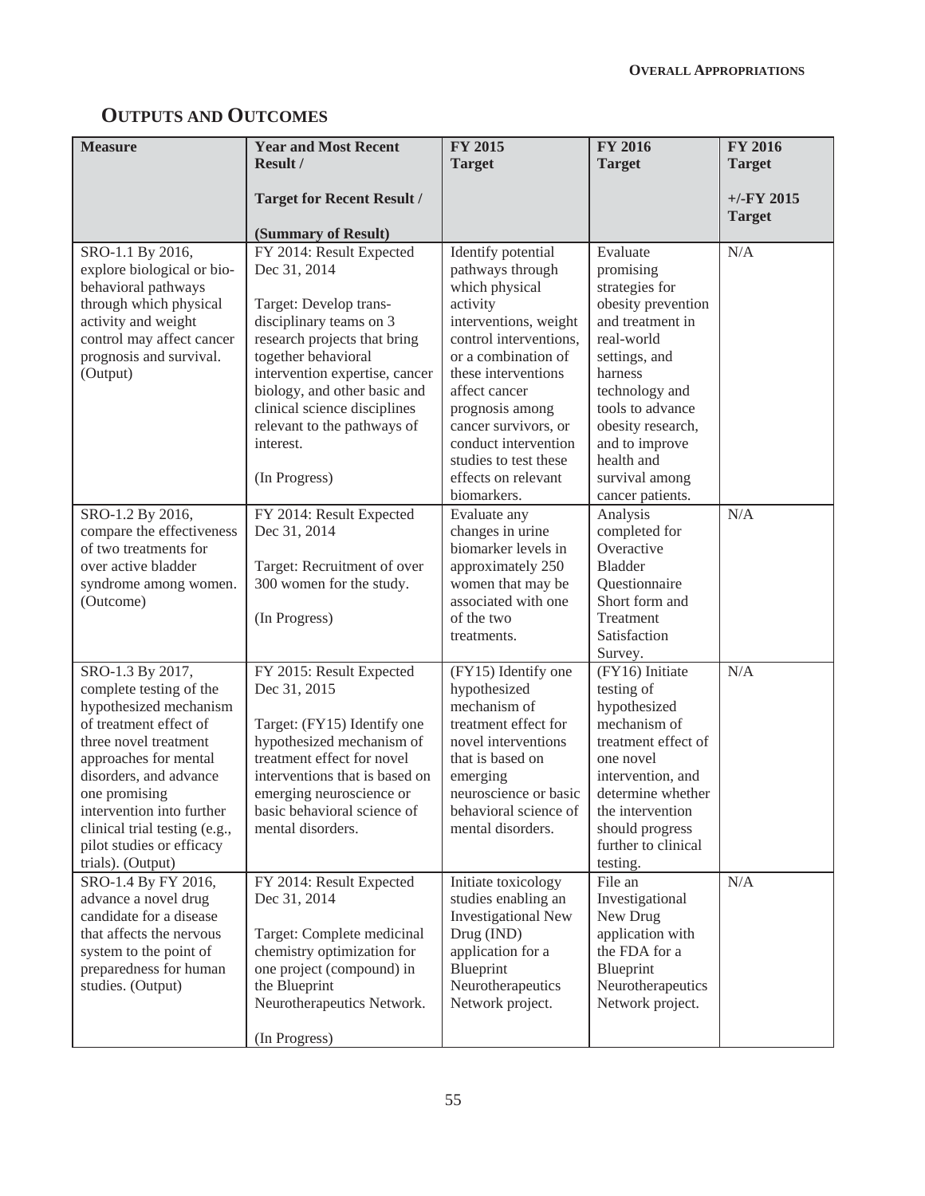## OUTPUTS AND OUTCOMES

| Measure | Year and Most Recent Result / Target for Recent Result / (Summary of Result) | FY 2015 Target | FY 2016 Target | FY 2016 Target +/-FY 2015 Target |
|---|---|---|---|---|
| SRO-1.1 By 2016, explore biological or bio-behavioral pathways through which physical activity and weight control may affect cancer prognosis and survival. (Output) | FY 2014: Result Expected Dec 31, 2014<br><br>Target: Develop trans-disciplinary teams on 3 research projects that bring together behavioral intervention expertise, cancer biology, and other basic and clinical science disciplines relevant to the pathways of interest.<br><br>(In Progress) | Identify potential pathways through which physical activity interventions, weight control interventions, or a combination of these interventions affect cancer prognosis among cancer survivors, or conduct intervention studies to test these effects on relevant biomarkers. | Evaluate promising strategies for obesity prevention and treatment in real-world settings, and harness technology and tools to advance obesity research, and to improve health and survival among cancer patients. | N/A |
| SRO-1.2 By 2016, compare the effectiveness of two treatments for over active bladder syndrome among women. (Outcome) | FY 2014: Result Expected Dec 31, 2014<br><br>Target: Recruitment of over 300 women for the study.<br><br>(In Progress) | Evaluate any changes in urine biomarker levels in approximately 250 women that may be associated with one of the two treatments. | Analysis completed for Overactive Bladder Questionnaire Short form and Treatment Satisfaction Survey. | N/A |
| SRO-1.3 By 2017, complete testing of the hypothesized mechanism of treatment effect of three novel treatment approaches for mental disorders, and advance one promising intervention into further clinical trial testing (e.g., pilot studies or efficacy trials). (Output) | FY 2015: Result Expected Dec 31, 2015<br><br>Target: (FY15) Identify one hypothesized mechanism of treatment effect for novel interventions that is based on emerging neuroscience or basic behavioral science of mental disorders. | (FY15) Identify one hypothesized mechanism of treatment effect for novel interventions that is based on emerging neuroscience or basic behavioral science of mental disorders. | (FY16) Initiate testing of hypothesized mechanism of treatment effect of one novel intervention, and determine whether the intervention should progress further to clinical testing. | N/A |
| SRO-1.4 By FY 2016, advance a novel drug candidate for a disease that affects the nervous system to the point of preparedness for human studies. (Output) | FY 2014: Result Expected Dec 31, 2014<br><br>Target: Complete medicinal chemistry optimization for one project (compound) in the Blueprint Neurotherapeutics Network.<br><br>(In Progress) | Initiate toxicology studies enabling an Investigational New Drug (IND) application for a Blueprint Neurotherapeutics Network project. | File an Investigational New Drug application with the FDA for a Blueprint Neurotherapeutics Network project. | N/A |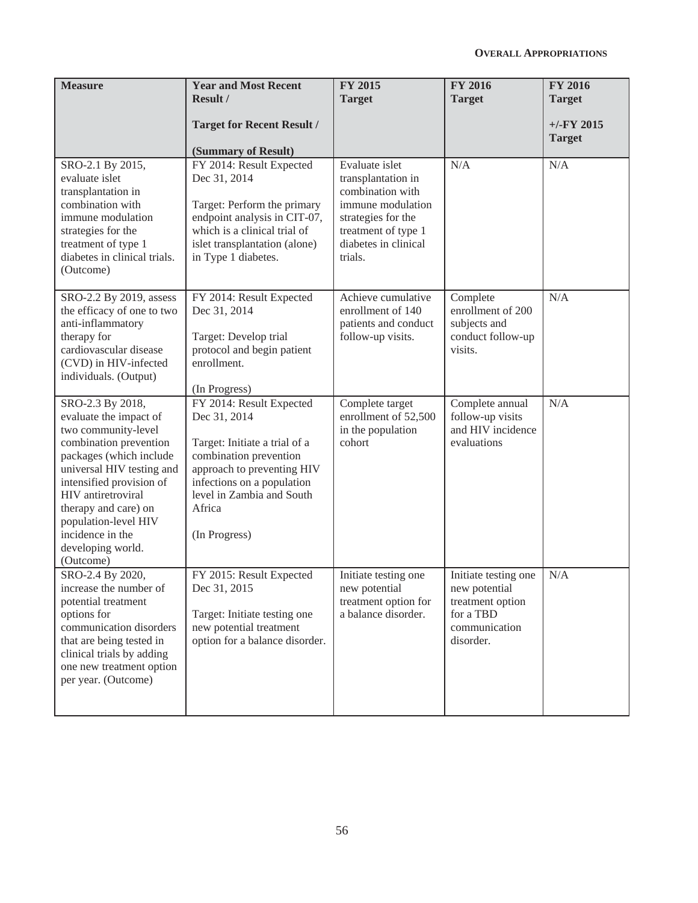| Measure | Year and Most Recent Result / Target for Recent Result / (Summary of Result) | FY 2015 Target | FY 2016 Target | FY 2016 Target +/-FY 2015 Target |
|---|---|---|---|---|
| SRO-2.1 By 2015, evaluate islet transplantation in combination with immune modulation strategies for the treatment of type 1 diabetes in clinical trials. (Outcome) | FY 2014: Result Expected Dec 31, 2014 Target: Perform the primary endpoint analysis in CIT-07, which is a clinical trial of islet transplantation (alone) in Type 1 diabetes. | Evaluate islet transplantation in combination with immune modulation strategies for the treatment of type 1 diabetes in clinical trials. | N/A | N/A |
| SRO-2.2 By 2019, assess the efficacy of one to two anti-inflammatory therapy for cardiovascular disease (CVD) in HIV-infected individuals. (Output) | FY 2014: Result Expected Dec 31, 2014 Target: Develop trial protocol and begin patient enrollment. (In Progress) | Achieve cumulative enrollment of 140 patients and conduct follow-up visits. | Complete enrollment of 200 subjects and conduct follow-up visits. | N/A |
| SRO-2.3 By 2018, evaluate the impact of two community-level combination prevention packages (which include universal HIV testing and intensified provision of HIV antiretroviral therapy and care) on population-level HIV incidence in the developing world. (Outcome) | FY 2014: Result Expected Dec 31, 2014 Target: Initiate a trial of a combination prevention approach to preventing HIV infections on a population level in Zambia and South Africa (In Progress) | Complete target enrollment of 52,500 in the population cohort | Complete annual follow-up visits and HIV incidence evaluations | N/A |
| SRO-2.4 By 2020, increase the number of potential treatment options for communication disorders that are being tested in clinical trials by adding one new treatment option per year. (Outcome) | FY 2015: Result Expected Dec 31, 2015 Target: Initiate testing one new potential treatment option for a balance disorder. | Initiate testing one new potential treatment option for a balance disorder. | Initiate testing one new potential treatment option for a TBD communication disorder. | N/A |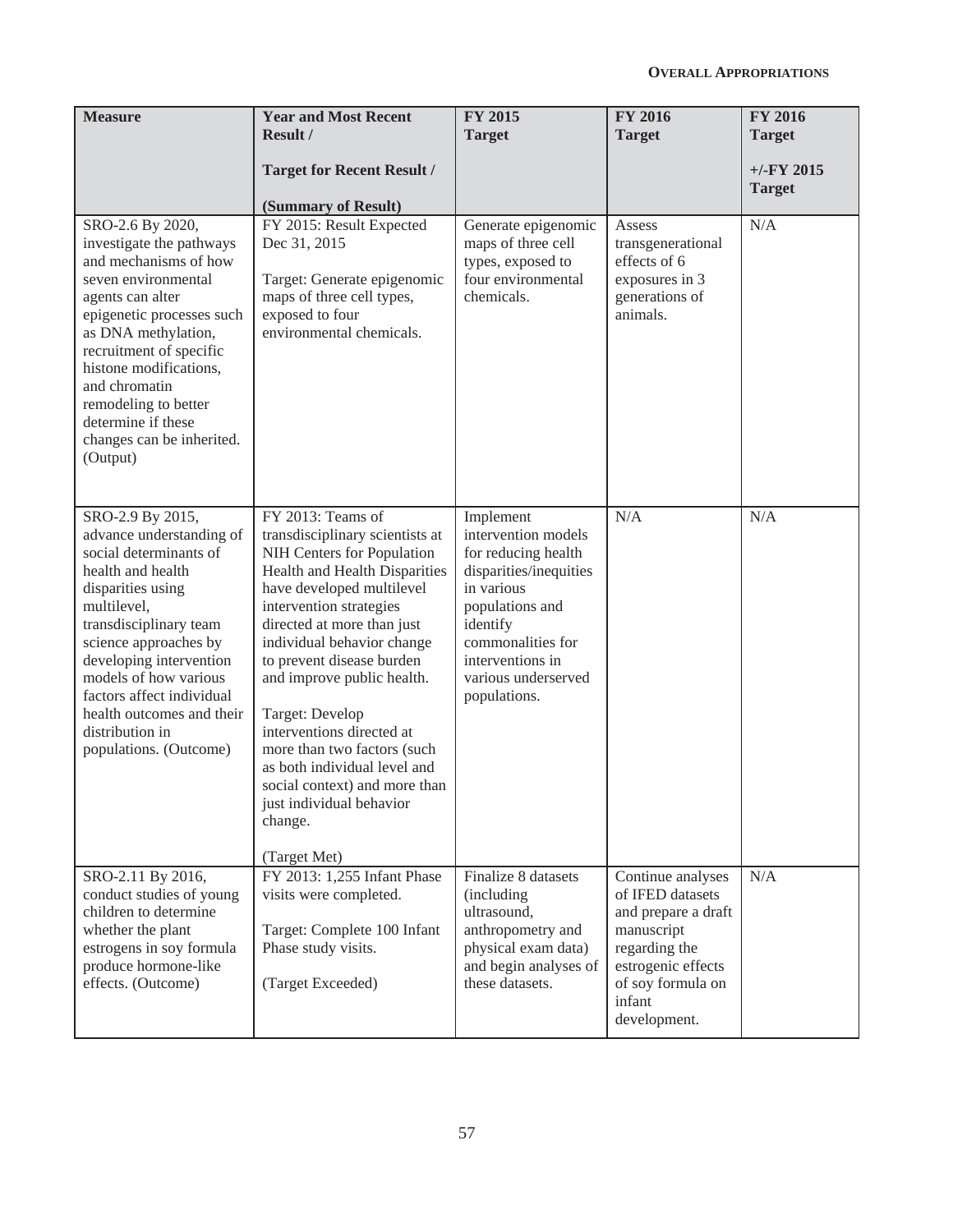| Measure | Year and Most Recent Result / <br><br>Target for Recent Result / <br><br>(Summary of Result) | FY 2015 Target | FY 2016 Target | FY 2016 Target <br><br>+/-FY 2015 Target |
|---|---|---|---|---|
| SRO-2.6 By 2020, investigate the pathways and mechanisms of how seven environmental agents can alter epigenetic processes such as DNA methylation, recruitment of specific histone modifications, and chromatin remodeling to better determine if these changes can be inherited. (Output) | FY 2015: Result Expected Dec 31, 2015 <br><br>Target: Generate epigenomic maps of three cell types, exposed to four environmental chemicals. | Generate epigenomic maps of three cell types, exposed to four environmental chemicals. | Assess transgenerational effects of 6 exposures in 3 generations of animals. | N/A |
| SRO-2.9 By 2015, advance understanding of social determinants of health and health disparities using multilevel, transdisciplinary team science approaches by developing intervention models of how various factors affect individual health outcomes and their distribution in populations. (Outcome) | FY 2013: Teams of transdisciplinary scientists at NIH Centers for Population Health and Health Disparities have developed multilevel intervention strategies directed at more than just individual behavior change to prevent disease burden and improve public health. <br><br>Target: Develop interventions directed at more than two factors (such as both individual level and social context) and more than just individual behavior change. <br><br>(Target Met) | Implement intervention models for reducing health disparities/inequities in various populations and identify commonalities for interventions in various underserved populations. | N/A | N/A |
| SRO-2.11 By 2016, conduct studies of young children to determine whether the plant estrogens in soy formula produce hormone-like effects. (Outcome) | FY 2013: 1,255 Infant Phase visits were completed. <br><br>Target: Complete 100 Infant Phase study visits. <br><br>(Target Exceeded) | Finalize 8 datasets (including ultrasound, anthropometry and physical exam data) and begin analyses of these datasets. | Continue analyses of IFED datasets and prepare a draft manuscript regarding the estrogenic effects of soy formula on infant development. | N/A |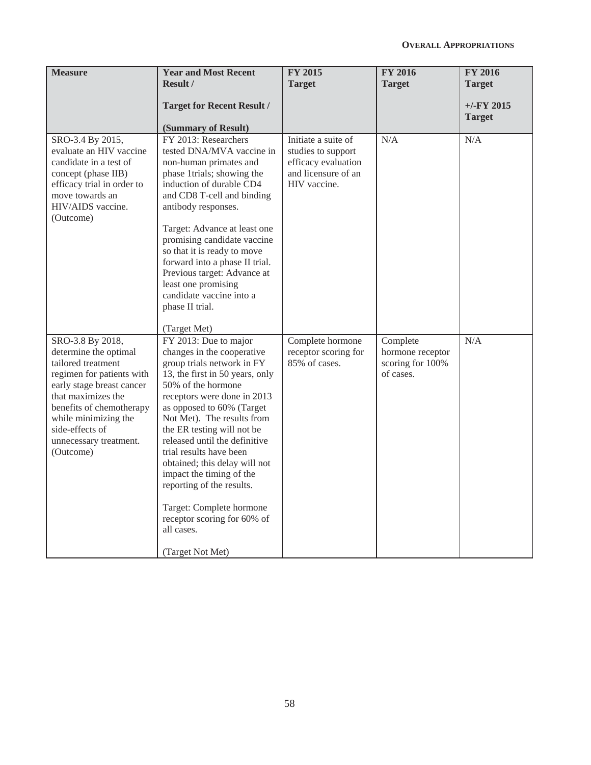| Measure | Year and Most Recent Result / Target for Recent Result / (Summary of Result) | FY 2015 Target | FY 2016 Target | FY 2016 Target +/-FY 2015 Target |
|---|---|---|---|---|
| SRO-3.4 By 2015, evaluate an HIV vaccine candidate in a test of concept (phase IIB) efficacy trial in order to move towards an HIV/AIDS vaccine. (Outcome) | FY 2013: Researchers tested DNA/MVA vaccine in non-human primates and phase 1trials; showing the induction of durable CD4 and CD8 T-cell and binding antibody responses. Target: Advance at least one promising candidate vaccine so that it is ready to move forward into a phase II trial. Previous target: Advance at least one promising candidate vaccine into a phase II trial. (Target Met) | Initiate a suite of studies to support efficacy evaluation and licensure of an HIV vaccine. | N/A | N/A |
| SRO-3.8 By 2018, determine the optimal tailored treatment regimen for patients with early stage breast cancer that maximizes the benefits of chemotherapy while minimizing the side-effects of unnecessary treatment. (Outcome) | FY 2013: Due to major changes in the cooperative group trials network in FY 13, the first in 50 years, only 50% of the hormone receptors were done in 2013 as opposed to 60% (Target Not Met). The results from the ER testing will not be released until the definitive trial results have been obtained; this delay will not impact the timing of the reporting of the results. Target: Complete hormone receptor scoring for 60% of all cases. (Target Not Met) | Complete hormone receptor scoring for 85% of cases. | Complete hormone receptor scoring for 100% of cases. | N/A |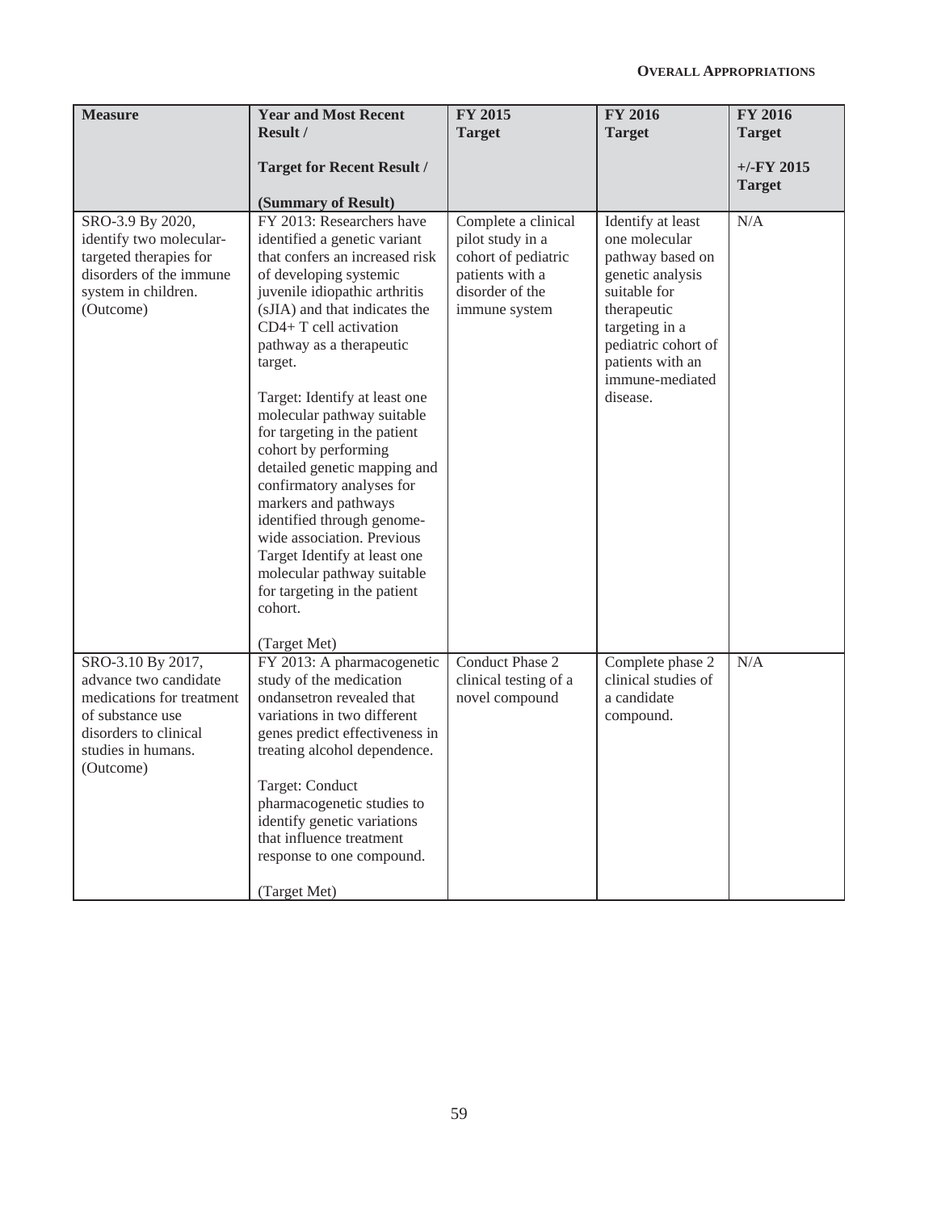| Measure | Year and Most Recent Result / Target for Recent Result / (Summary of Result) | FY 2015 Target | FY 2016 Target | FY 2016 Target +/-FY 2015 Target |
|---|---|---|---|---|
| SRO-3.9 By 2020, identify two molecular-targeted therapies for disorders of the immune system in children. (Outcome) | FY 2013: Researchers have identified a genetic variant that confers an increased risk of developing systemic juvenile idiopathic arthritis (sJIA) and that indicates the CD4+ T cell activation pathway as a therapeutic target. Target: Identify at least one molecular pathway suitable for targeting in the patient cohort by performing detailed genetic mapping and confirmatory analyses for markers and pathways identified through genome-wide association. Previous Target Identify at least one molecular pathway suitable for targeting in the patient cohort. (Target Met) | Complete a clinical pilot study in a cohort of pediatric patients with a disorder of the immune system | Identify at least one molecular pathway based on genetic analysis suitable for therapeutic targeting in a pediatric cohort of patients with an immune-mediated disease. | N/A |
| SRO-3.10 By 2017, advance two candidate medications for treatment of substance use disorders to clinical studies in humans. (Outcome) | FY 2013: A pharmacogenetic study of the medication ondansetron revealed that variations in two different genes predict effectiveness in treating alcohol dependence. Target: Conduct pharmacogenetic studies to identify genetic variations that influence treatment response to one compound. (Target Met) | Conduct Phase 2 clinical testing of a novel compound | Complete phase 2 clinical studies of a candidate compound. | N/A |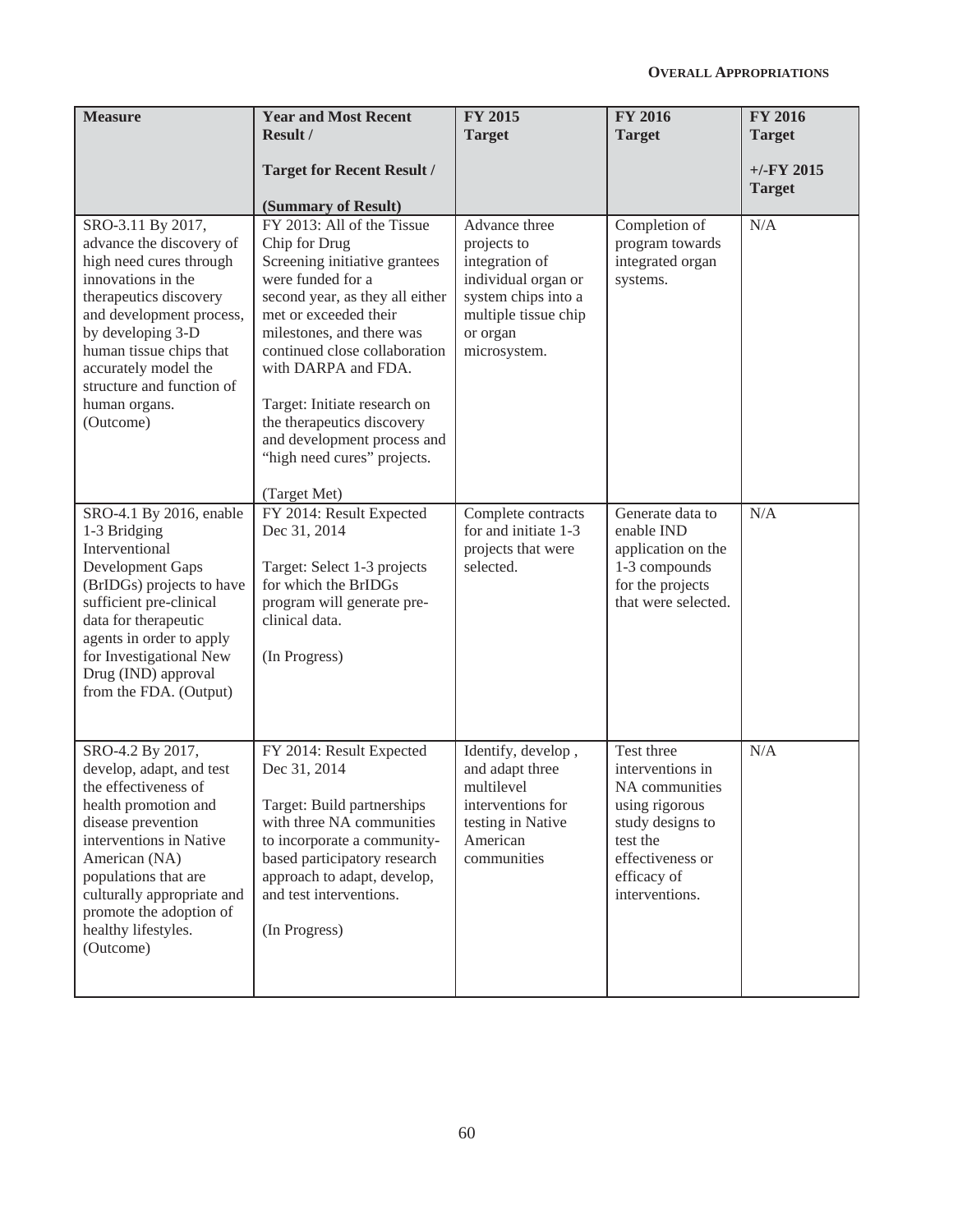| Measure | Year and Most Recent Result / Target for Recent Result / (Summary of Result) | FY 2015 Target | FY 2016 Target | FY 2016 Target +/-FY 2015 Target |
|---|---|---|---|---|
| SRO-3.11 By 2017, advance the discovery of high need cures through innovations in the therapeutics discovery and development process, by developing 3-D human tissue chips that accurately model the structure and function of human organs. (Outcome) | FY 2013: All of the Tissue Chip for Drug Screening initiative grantees were funded for a second year, as they all either met or exceeded their milestones, and there was continued close collaboration with DARPA and FDA. Target: Initiate research on the therapeutics discovery and development process and "high need cures" projects. (Target Met) | Advance three projects to integration of individual organ or system chips into a multiple tissue chip or organ microsystem. | Completion of program towards integrated organ systems. | N/A |
| SRO-4.1 By 2016, enable 1-3 Bridging Interventional Development Gaps (BrIDGs) projects to have sufficient pre-clinical data for therapeutic agents in order to apply for Investigational New Drug (IND) approval from the FDA. (Output) | FY 2014: Result Expected Dec 31, 2014 Target: Select 1-3 projects for which the BrIDGs program will generate pre-clinical data. (In Progress) | Complete contracts for and initiate 1-3 projects that were selected. | Generate data to enable IND application on the 1-3 compounds for the projects that were selected. | N/A |
| SRO-4.2 By 2017, develop, adapt, and test the effectiveness of health promotion and disease prevention interventions in Native American (NA) populations that are culturally appropriate and promote the adoption of healthy lifestyles. (Outcome) | FY 2014: Result Expected Dec 31, 2014 Target: Build partnerships with three NA communities to incorporate a community-based participatory research approach to adapt, develop, and test interventions. (In Progress) | Identify, develop , and adapt three multilevel interventions for testing in Native American communities | Test three interventions in NA communities using rigorous study designs to test the effectiveness or efficacy of interventions. | N/A |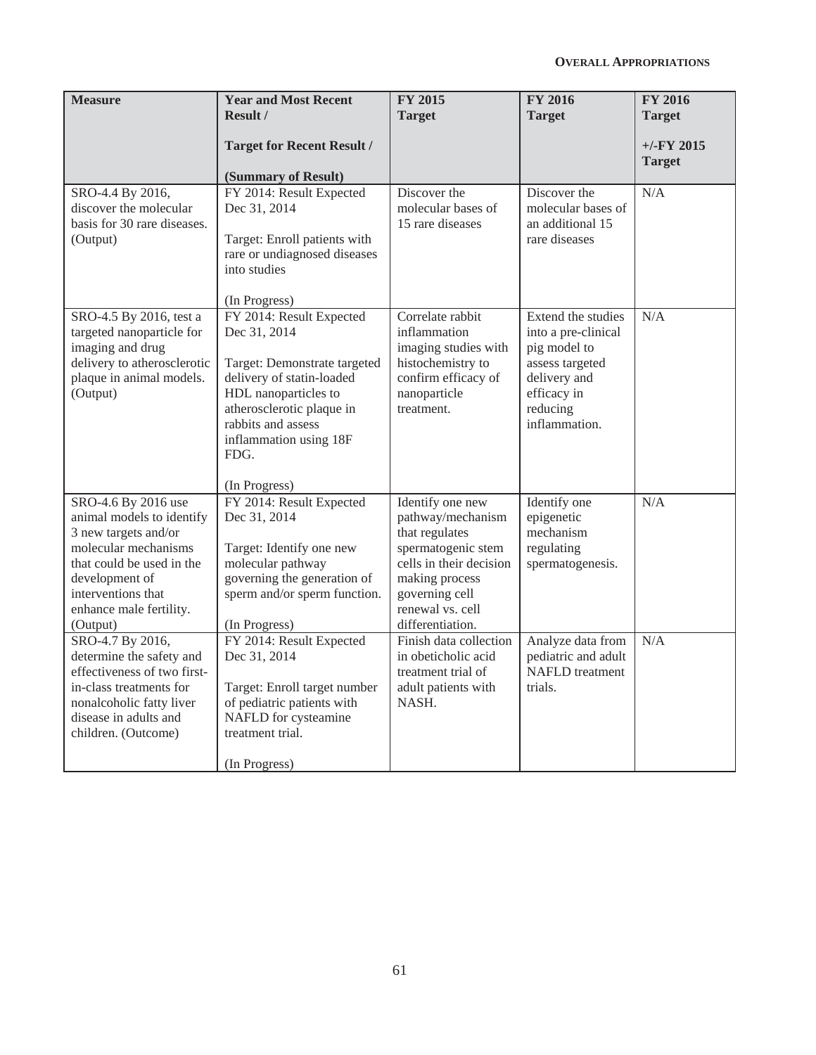| Measure | Year and Most Recent Result / Target for Recent Result / (Summary of Result) | FY 2015 Target | FY 2016 Target | FY 2016 Target +/-FY 2015 Target |
|---|---|---|---|---|
| SRO-4.4 By 2016, discover the molecular basis for 30 rare diseases. (Output) | FY 2014: Result Expected Dec 31, 2014<br><br>Target: Enroll patients with rare or undiagnosed diseases into studies<br><br>(In Progress) | Discover the molecular bases of 15 rare diseases | Discover the molecular bases of an additional 15 rare diseases | N/A |
| SRO-4.5 By 2016, test a targeted nanoparticle for imaging and drug delivery to atherosclerotic plaque in animal models. (Output) | FY 2014: Result Expected Dec 31, 2014<br><br>Target: Demonstrate targeted delivery of statin-loaded HDL nanoparticles to atherosclerotic plaque in rabbits and assess inflammation using 18F FDG.<br><br>(In Progress) | Correlate rabbit inflammation imaging studies with histochemistry to confirm efficacy of nanoparticle treatment. | Extend the studies into a pre-clinical pig model to assess targeted delivery and efficacy in reducing inflammation. | N/A |
| SRO-4.6 By 2016 use animal models to identify 3 new targets and/or molecular mechanisms that could be used in the development of interventions that enhance male fertility. (Output) | FY 2014: Result Expected Dec 31, 2014<br><br>Target: Identify one new molecular pathway governing the generation of sperm and/or sperm function.<br><br>(In Progress) | Identify one new pathway/mechanism that regulates spermatogenic stem cells in their decision making process governing cell renewal vs. cell differentiation. | Identify one epigenetic mechanism regulating spermatogenesis. | N/A |
| SRO-4.7 By 2016, determine the safety and effectiveness of two first-in-class treatments for nonalcoholic fatty liver disease in adults and children. (Outcome) | FY 2014: Result Expected Dec 31, 2014<br><br>Target: Enroll target number of pediatric patients with NAFLD for cysteamine treatment trial.<br><br>(In Progress) | Finish data collection in obeticholic acid treatment trial of adult patients with NASH. | Analyze data from pediatric and adult NAFLD treatment trials. | N/A |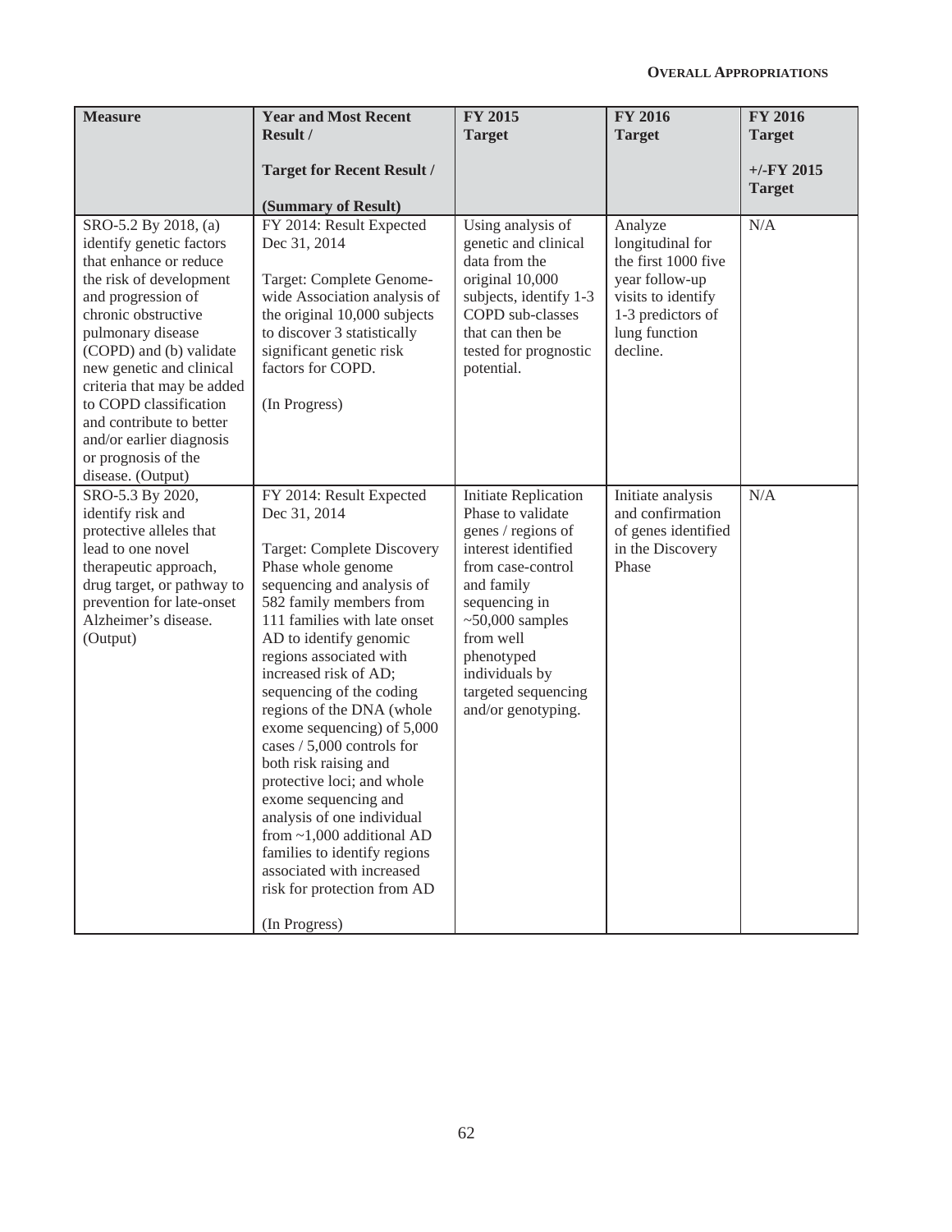| Measure | Year and Most Recent Result / Target for Recent Result / (Summary of Result) | FY 2015 Target | FY 2016 Target | FY 2016 Target +/-FY 2015 Target |
|---|---|---|---|---|
| SRO-5.2 By 2018, (a) identify genetic factors that enhance or reduce the risk of development and progression of chronic obstructive pulmonary disease (COPD) and (b) validate new genetic and clinical criteria that may be added to COPD classification and contribute to better and/or earlier diagnosis or prognosis of the disease. (Output) | FY 2014: Result Expected Dec 31, 2014<br><br>Target: Complete Genome-wide Association analysis of the original 10,000 subjects to discover 3 statistically significant genetic risk factors for COPD.<br><br>(In Progress) | Using analysis of genetic and clinical data from the original 10,000 subjects, identify 1-3 COPD sub-classes that can then be tested for prognostic potential. | Analyze longitudinal for the first 1000 five year follow-up visits to identify 1-3 predictors of lung function decline. | N/A |
| SRO-5.3 By 2020, identify risk and protective alleles that lead to one novel therapeutic approach, drug target, or pathway to prevention for late-onset Alzheimer's disease. (Output) | FY 2014: Result Expected Dec 31, 2014<br><br>Target: Complete Discovery Phase whole genome sequencing and analysis of 582 family members from 111 families with late onset AD to identify genomic regions associated with increased risk of AD; sequencing of the coding regions of the DNA (whole exome sequencing) of 5,000 cases / 5,000 controls for both risk raising and protective loci; and whole exome sequencing and analysis of one individual from ~1,000 additional AD families to identify regions associated with increased risk for protection from AD<br><br>(In Progress) | Initiate Replication Phase to validate genes / regions of interest identified from case-control and family sequencing in ~50,000 samples from well phenotyped individuals by targeted sequencing and/or genotyping. | Initiate analysis and confirmation of genes identified in the Discovery Phase | N/A |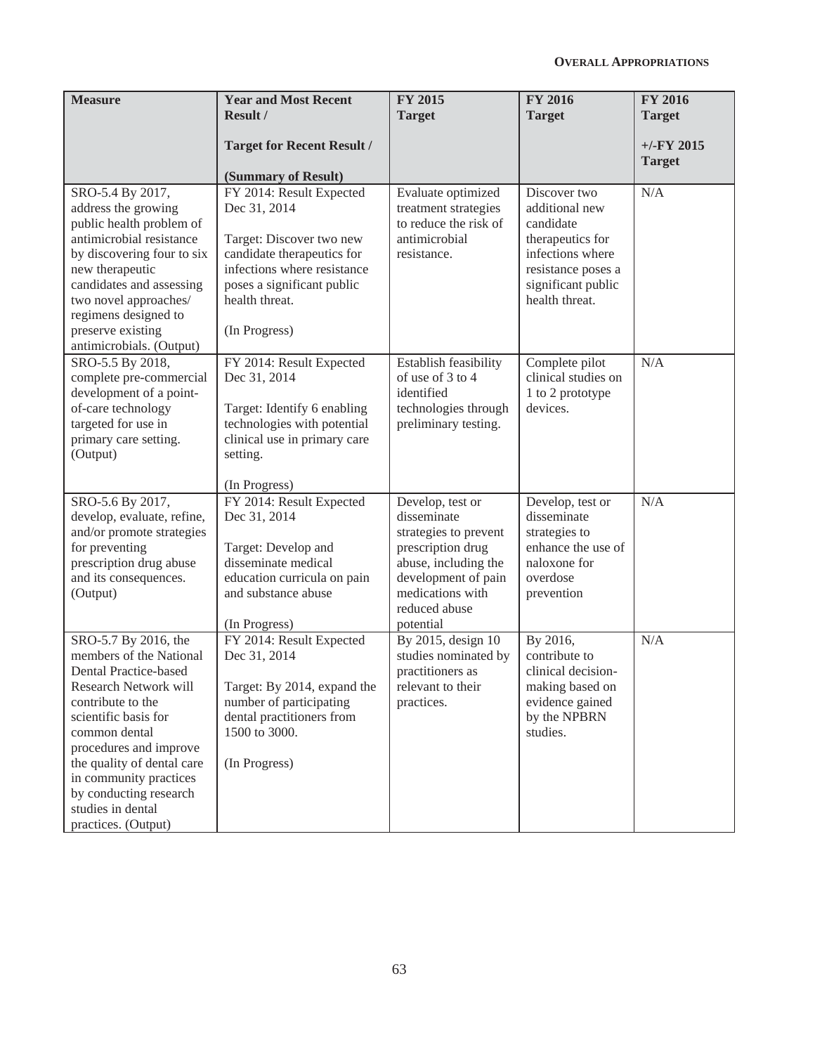| Measure | Year and Most Recent Result / Target for Recent Result / (Summary of Result) | FY 2015 Target | FY 2016 Target | FY 2016 Target +/-FY 2015 Target |
|---|---|---|---|---|
| SRO-5.4 By 2017, address the growing public health problem of antimicrobial resistance by discovering four to six new therapeutic candidates and assessing two novel approaches/ regimens designed to preserve existing antimicrobials. (Output) | FY 2014: Result Expected Dec 31, 2014<br><br>Target: Discover two new candidate therapeutics for infections where resistance poses a significant public health threat.<br><br>(In Progress) | Evaluate optimized treatment strategies to reduce the risk of antimicrobial resistance. | Discover two additional new candidate therapeutics for infections where resistance poses a significant public health threat. | N/A |
| SRO-5.5 By 2018, complete pre-commercial development of a point-of-care technology targeted for use in primary care setting. (Output) | FY 2014: Result Expected Dec 31, 2014<br><br>Target: Identify 6 enabling technologies with potential clinical use in primary care setting.<br><br>(In Progress) | Establish feasibility of 3 to 4 identified technologies through preliminary testing. | Complete pilot clinical studies on 1 to 2 prototype devices. | N/A |
| SRO-5.6 By 2017, develop, evaluate, refine, and/or promote strategies for preventing prescription drug abuse and its consequences. (Output) | FY 2014: Result Expected Dec 31, 2014<br><br>Target: Develop and disseminate medical education curricula on pain and substance abuse<br><br>(In Progress) | Develop, test or disseminate strategies to prevent prescription drug abuse, including the development of pain medications with reduced abuse potential | Develop, test or disseminate strategies to enhance the use of naloxone for overdose prevention | N/A |
| SRO-5.7 By 2016, the members of the National Dental Practice-based Research Network will contribute to the scientific basis for common dental procedures and improve the quality of dental care in community practices by conducting research studies in dental practices. (Output) | FY 2014: Result Expected Dec 31, 2014<br><br>Target: By 2014, expand the number of participating dental practitioners from 1500 to 3000.<br><br>(In Progress) | By 2015, design 10 studies nominated by practitioners as relevant to their practices. | By 2016, contribute to clinical decision-making based on evidence gained by the NPBRN studies. | N/A |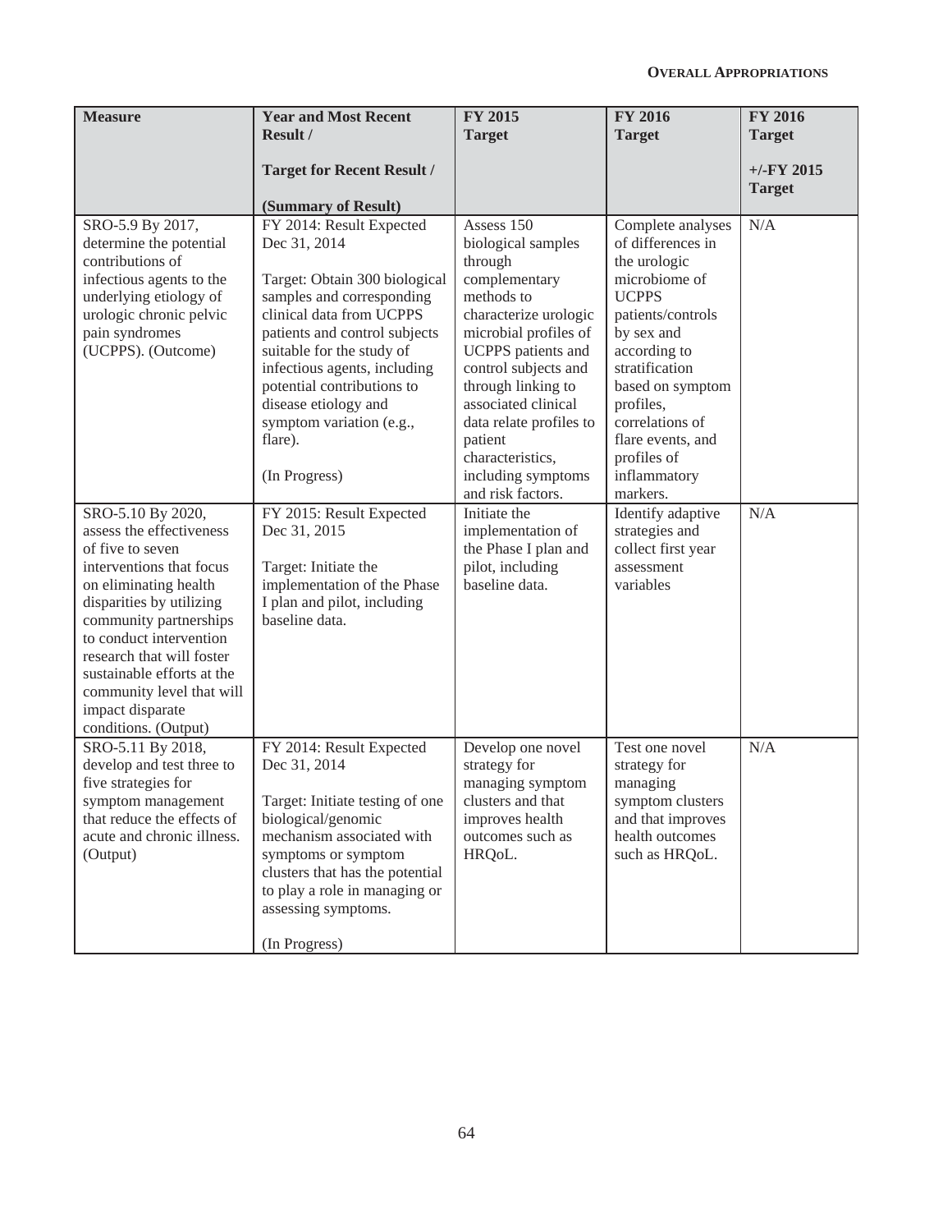| Measure | Year and Most Recent Result / Target for Recent Result / (Summary of Result) | FY 2015 Target | FY 2016 Target | FY 2016 Target +/-FY 2015 Target |
|---|---|---|---|---|
| SRO-5.9 By 2017, determine the potential contributions of infectious agents to the underlying etiology of urologic chronic pelvic pain syndromes (UCPPS). (Outcome) | FY 2014: Result Expected Dec 31, 2014<br><br>Target: Obtain 300 biological samples and corresponding clinical data from UCPPS patients and control subjects suitable for the study of infectious agents, including potential contributions to disease etiology and symptom variation (e.g., flare).<br><br>(In Progress) | Assess 150 biological samples through complementary methods to characterize urologic microbial profiles of UCPPS patients and control subjects and through linking to associated clinical data relate profiles to patient characteristics, including symptoms and risk factors. | Complete analyses of differences in the urologic microbiome of UCPPS patients/controls by sex and according to stratification based on symptom profiles, correlations of flare events, and profiles of inflammatory markers. | N/A |
| SRO-5.10 By 2020, assess the effectiveness of five to seven interventions that focus on eliminating health disparities by utilizing community partnerships to conduct intervention research that will foster sustainable efforts at the community level that will impact disparate conditions. (Output) | FY 2015: Result Expected Dec 31, 2015<br><br>Target: Initiate the implementation of the Phase I plan and pilot, including baseline data. | Initiate the implementation of the Phase I plan and pilot, including baseline data. | Identify adaptive strategies and collect first year assessment variables | N/A |
| SRO-5.11 By 2018, develop and test three to five strategies for symptom management that reduce the effects of acute and chronic illness. (Output) | FY 2014: Result Expected Dec 31, 2014<br><br>Target: Initiate testing of one biological/genomic mechanism associated with symptoms or symptom clusters that has the potential to play a role in managing or assessing symptoms.<br><br>(In Progress) | Develop one novel strategy for managing symptom clusters and that improves health outcomes such as HRQoL. | Test one novel strategy for managing symptom clusters and that improves health outcomes such as HRQoL. | N/A |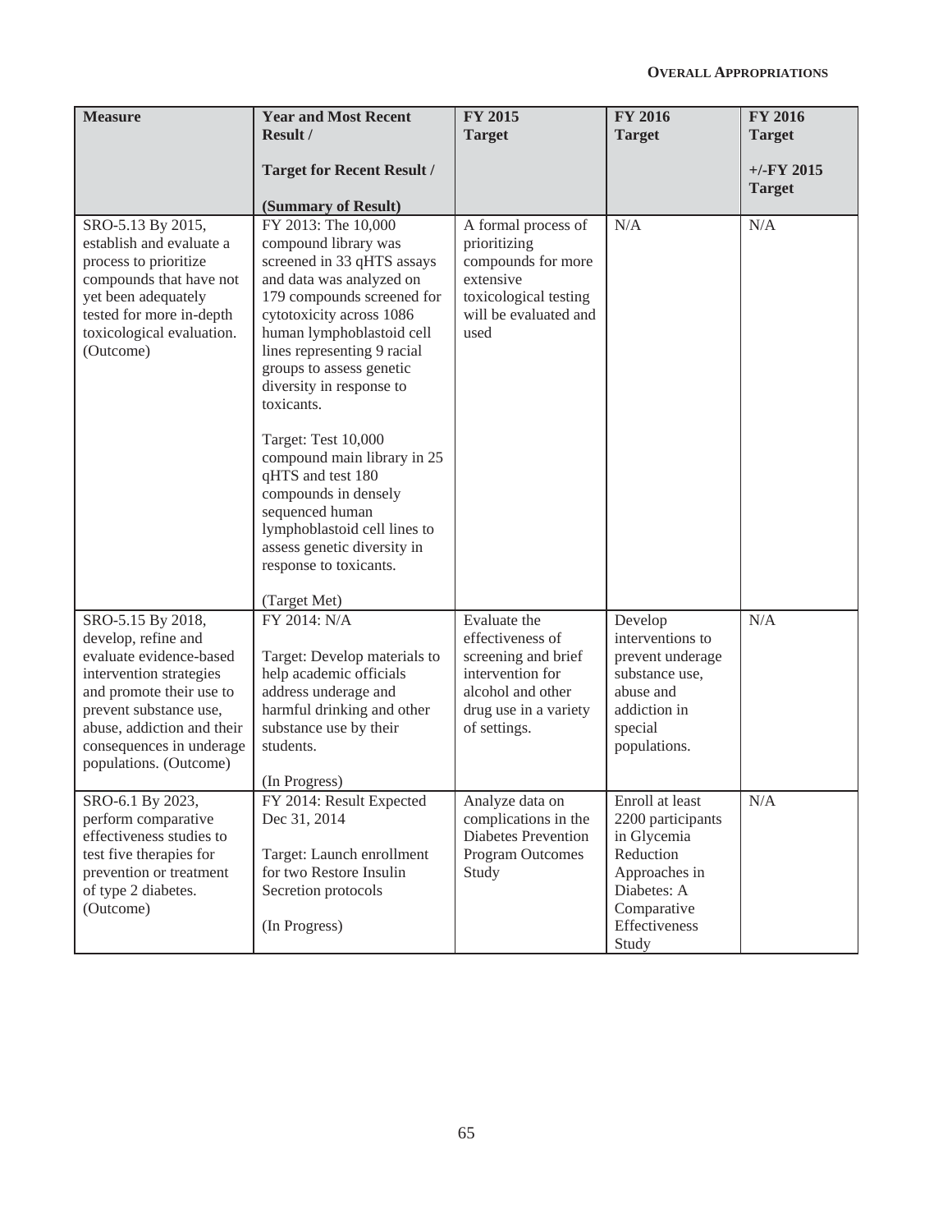| Measure | Year and Most Recent Result / Target for Recent Result / (Summary of Result) | FY 2015 Target | FY 2016 Target | FY 2016 Target +/-FY 2015 Target |
|---|---|---|---|---|
| SRO-5.13 By 2015, establish and evaluate a process to prioritize compounds that have not yet been adequately tested for more in-depth toxicological evaluation. (Outcome) | FY 2013: The 10,000 compound library was screened in 33 qHTS assays and data was analyzed on 179 compounds screened for cytotoxicity across 1086 human lymphoblastoid cell lines representing 9 racial groups to assess genetic diversity in response to toxicants. <br><br> Target: Test 10,000 compound main library in 25 qHTS and test 180 compounds in densely sequenced human lymphoblastoid cell lines to assess genetic diversity in response to toxicants. <br><br> (Target Met) | A formal process of prioritizing compounds for more extensive toxicological testing will be evaluated and used | N/A | N/A |
| SRO-5.15 By 2018, develop, refine and evaluate evidence-based intervention strategies and promote their use to prevent substance use, abuse, addiction and their consequences in underage populations. (Outcome) | FY 2014: N/A <br><br> Target: Develop materials to help academic officials address underage and harmful drinking and other substance use by their students. <br><br> (In Progress) | Evaluate the effectiveness of screening and brief intervention for alcohol and other drug use in a variety of settings. | Develop interventions to prevent underage substance use, abuse and addiction in special populations. | N/A |
| SRO-6.1 By 2023, perform comparative effectiveness studies to test five therapies for prevention or treatment of type 2 diabetes. (Outcome) | FY 2014: Result Expected Dec 31, 2014 <br><br> Target: Launch enrollment for two Restore Insulin Secretion protocols <br><br> (In Progress) | Analyze data on complications in the Diabetes Prevention Program Outcomes Study | Enroll at least 2200 participants in Glycemia Reduction Approaches in Diabetes: A Comparative Effectiveness Study | N/A |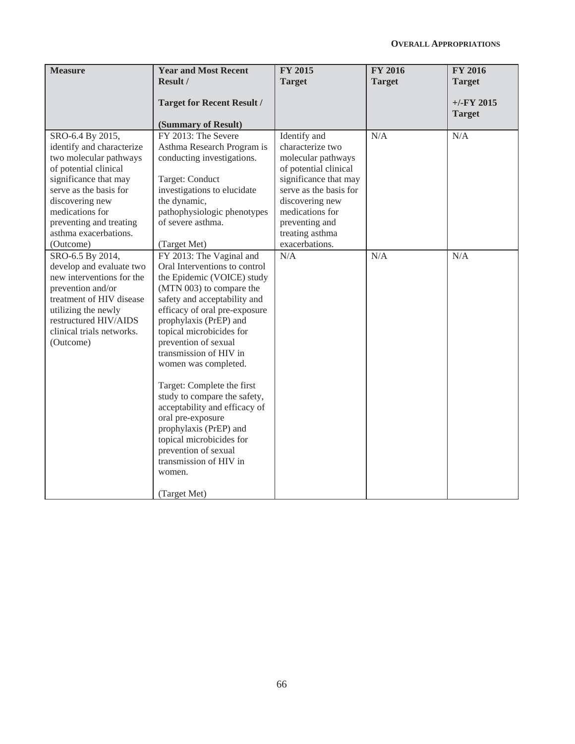| Measure | Year and Most Recent Result / Target for Recent Result / (Summary of Result) | FY 2015 Target | FY 2016 Target | FY 2016 Target +/-FY 2015 Target |
|---|---|---|---|---|
| SRO-6.4 By 2015, identify and characterize two molecular pathways of potential clinical significance that may serve as the basis for discovering new medications for preventing and treating asthma exacerbations. (Outcome) | FY 2013: The Severe Asthma Research Program is conducting investigations.<br><br>Target: Conduct investigations to elucidate the dynamic, pathophysiologic phenotypes of severe asthma.<br><br>(Target Met) | Identify and characterize two molecular pathways of potential clinical significance that may serve as the basis for discovering new medications for preventing and treating asthma exacerbations. | N/A | N/A |
| SRO-6.5 By 2014, develop and evaluate two new interventions for the prevention and/or treatment of HIV disease utilizing the newly restructured HIV/AIDS clinical trials networks. (Outcome) | FY 2013: The Vaginal and Oral Interventions to control the Epidemic (VOICE) study (MTN 003) to compare the safety and acceptability and efficacy of oral pre-exposure prophylaxis (PrEP) and topical microbicides for prevention of sexual transmission of HIV in women was completed.<br><br>Target: Complete the first study to compare the safety, acceptability and efficacy of oral pre-exposure prophylaxis (PrEP) and topical microbicides for prevention of sexual transmission of HIV in women.<br><br>(Target Met) | N/A | N/A | N/A |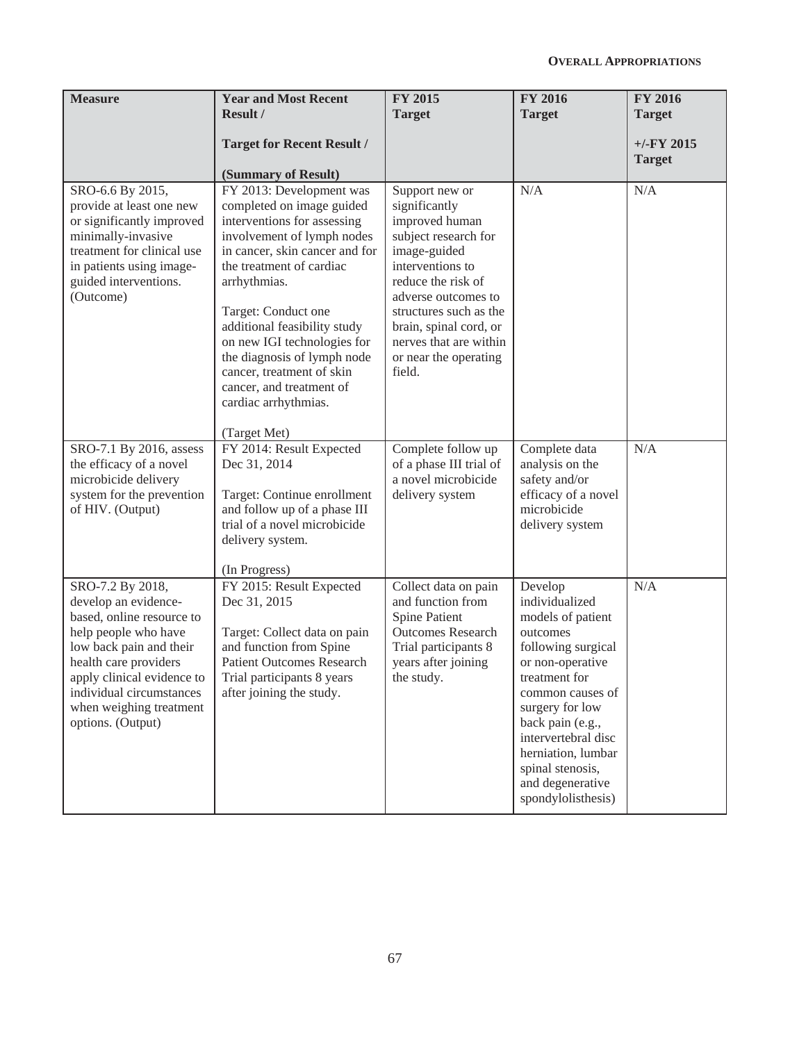| Measure | Year and Most Recent Result / Target for Recent Result / (Summary of Result) | FY 2015 Target | FY 2016 Target | FY 2016 Target +/-FY 2015 Target |
|---|---|---|---|---|
| SRO-6.6 By 2015, provide at least one new or significantly improved minimally-invasive treatment for clinical use in patients using image-guided interventions. (Outcome) | FY 2013: Development was completed on image guided interventions for assessing involvement of lymph nodes in cancer, skin cancer and for the treatment of cardiac arrhythmias. Target: Conduct one additional feasibility study on new IGI technologies for the diagnosis of lymph node cancer, treatment of skin cancer, and treatment of cardiac arrhythmias. (Target Met) | Support new or significantly improved human subject research for image-guided interventions to reduce the risk of adverse outcomes to structures such as the brain, spinal cord, or nerves that are within or near the operating field. | N/A | N/A |
| SRO-7.1 By 2016, assess the efficacy of a novel microbicide delivery system for the prevention of HIV. (Output) | FY 2014: Result Expected Dec 31, 2014 Target: Continue enrollment and follow up of a phase III trial of a novel microbicide delivery system. (In Progress) | Complete follow up of a phase III trial of a novel microbicide delivery system | Complete data analysis on the safety and/or efficacy of a novel microbicide delivery system | N/A |
| SRO-7.2 By 2018, develop an evidence-based, online resource to help people who have low back pain and their health care providers apply clinical evidence to individual circumstances when weighing treatment options. (Output) | FY 2015: Result Expected Dec 31, 2015 Target: Collect data on pain and function from Spine Patient Outcomes Research Trial participants 8 years after joining the study. | Collect data on pain and function from Spine Patient Outcomes Research Trial participants 8 years after joining the study. | Develop individualized models of patient outcomes following surgical or non-operative treatment for common causes of surgery for low back pain (e.g., intervertebral disc herniation, lumbar spinal stenosis, and degenerative spondylolisthesis) | N/A |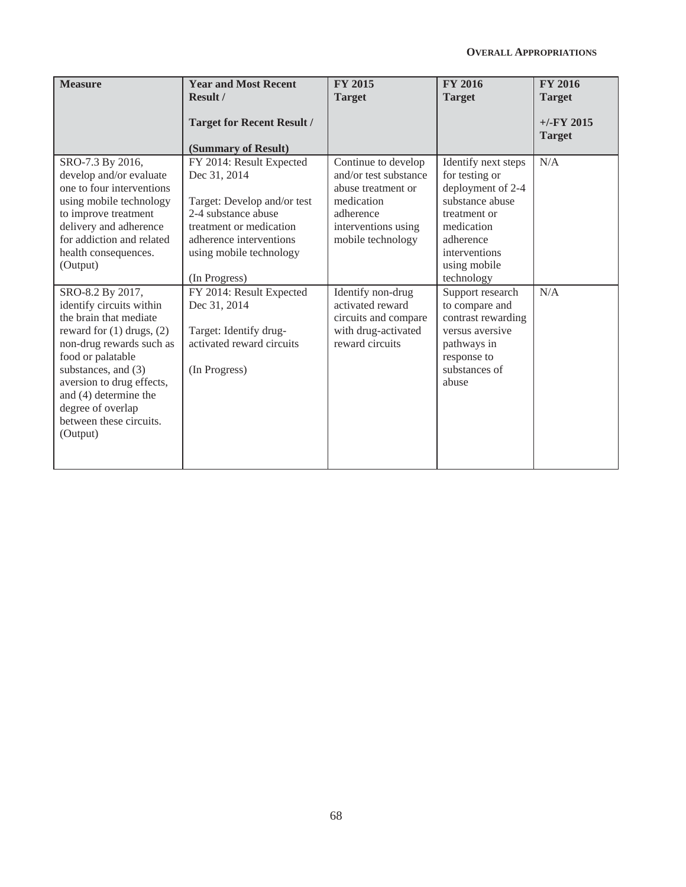| Measure | Year and Most Recent Result / Target for Recent Result / (Summary of Result) | FY 2015 Target | FY 2016 Target | FY 2016 Target +/-FY 2015 Target |
|---|---|---|---|---|
| SRO-7.3 By 2016, develop and/or evaluate one to four interventions using mobile technology to improve treatment delivery and adherence for addiction and related health consequences. (Output) | FY 2014: Result Expected Dec 31, 2014<br><br>Target: Develop and/or test 2-4 substance abuse treatment or medication adherence interventions using mobile technology<br><br>(In Progress) | Continue to develop and/or test substance abuse treatment or medication adherence interventions using mobile technology | Identify next steps for testing or deployment of 2-4 substance abuse treatment or medication adherence interventions using mobile technology | N/A |
| SRO-8.2 By 2017, identify circuits within the brain that mediate reward for (1) drugs, (2) non-drug rewards such as food or palatable substances, and (3) aversion to drug effects, and (4) determine the degree of overlap between these circuits. (Output) | FY 2014: Result Expected Dec 31, 2014<br><br>Target: Identify drug-activated reward circuits<br><br>(In Progress) | Identify non-drug activated reward circuits and compare with drug-activated reward circuits | Support research to compare and contrast rewarding versus aversive pathways in response to substances of abuse | N/A |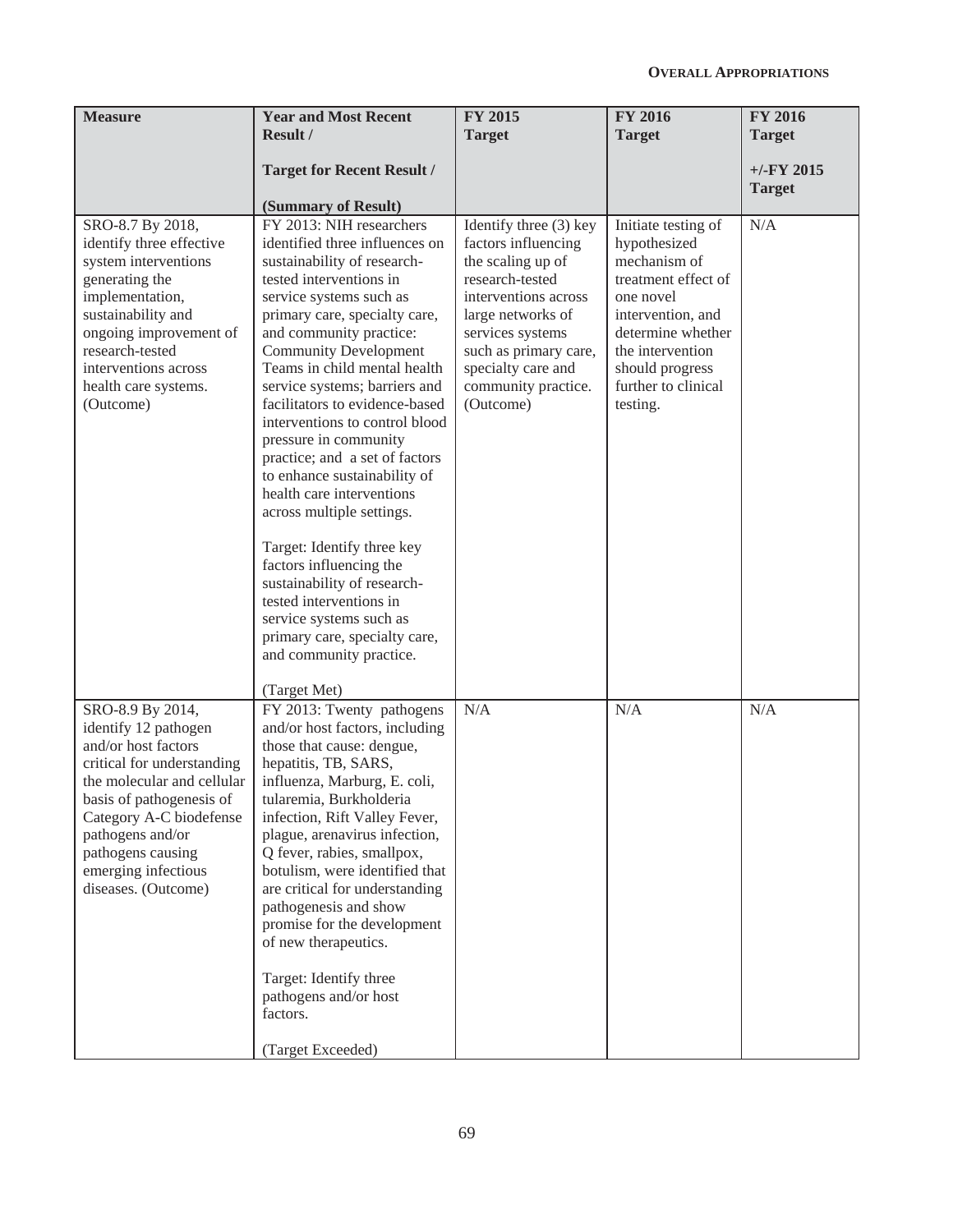| Measure | Year and Most Recent Result / Target for Recent Result / (Summary of Result) | FY 2015 Target | FY 2016 Target | FY 2016 Target +/-FY 2015 Target |
|---|---|---|---|---|
| SRO-8.7 By 2018, identify three effective system interventions generating the implementation, sustainability and ongoing improvement of research-tested interventions across health care systems. (Outcome) | FY 2013: NIH researchers identified three influences on sustainability of research-tested interventions in service systems such as primary care, specialty care, and community practice: Community Development Teams in child mental health service systems; barriers and facilitators to evidence-based interventions to control blood pressure in community practice; and a set of factors to enhance sustainability of health care interventions across multiple settings. <br><br> Target: Identify three key factors influencing the sustainability of research-tested interventions in service systems such as primary care, specialty care, and community practice. <br><br> (Target Met) | Identify three (3) key factors influencing the scaling up of research-tested interventions across large networks of services systems such as primary care, specialty care and community practice. (Outcome) | Initiate testing of hypothesized mechanism of treatment effect of one novel intervention, and determine whether the intervention should progress further to clinical testing. | N/A |
| SRO-8.9 By 2014, identify 12 pathogen and/or host factors critical for understanding the molecular and cellular basis of pathogenesis of Category A-C biodefense pathogens and/or pathogens causing emerging infectious diseases. (Outcome) | FY 2013: Twenty pathogens and/or host factors, including those that cause: dengue, hepatitis, TB, SARS, influenza, Marburg, E. coli, tularemia, Burkholderia infection, Rift Valley Fever, plague, arenavirus infection, Q fever, rabies, smallpox, botulism, were identified that are critical for understanding pathogenesis and show promise for the development of new therapeutics. <br><br> Target: Identify three pathogens and/or host factors. <br><br> (Target Exceeded) | N/A | N/A | N/A |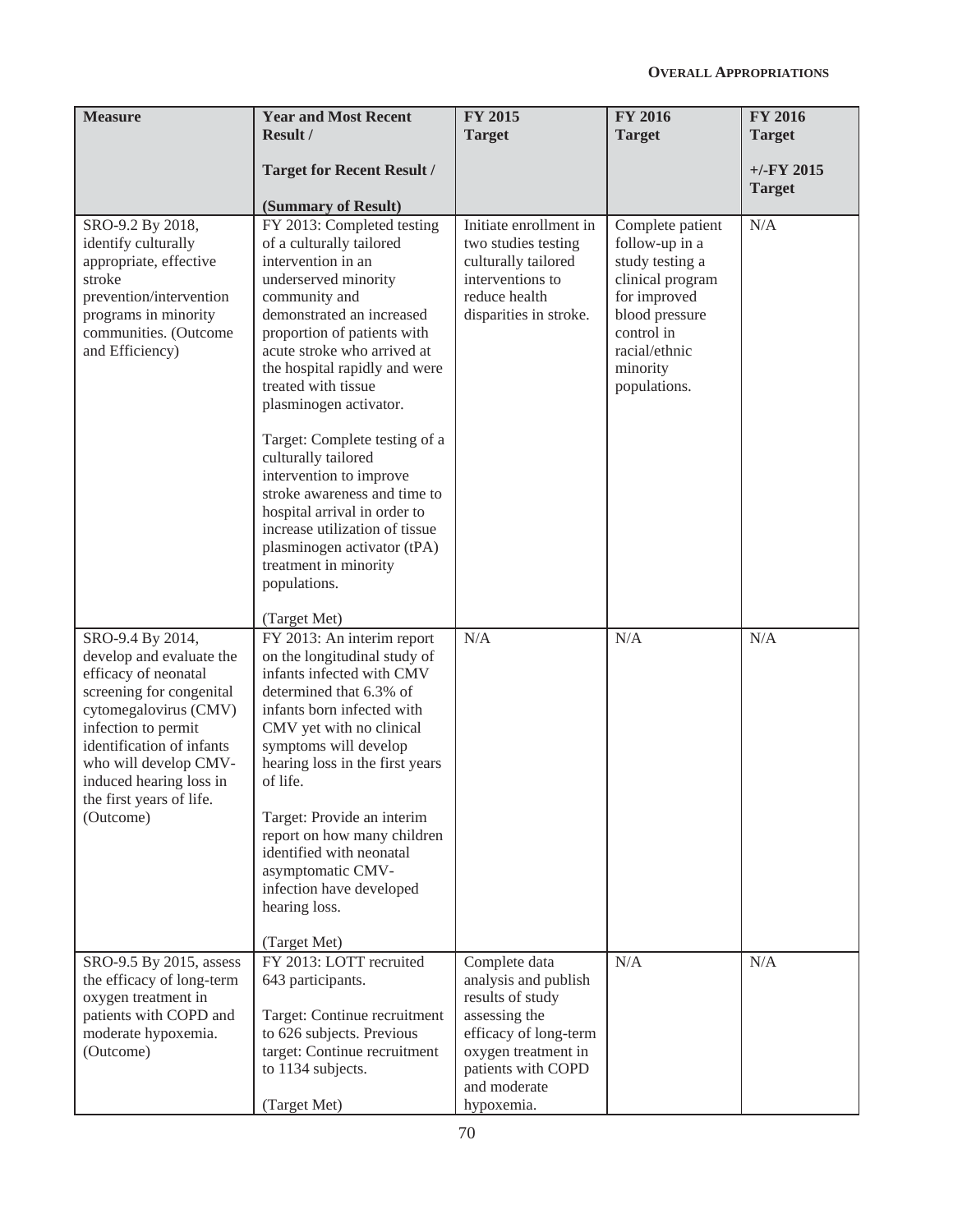| Measure | Year and Most Recent Result / Target for Recent Result / (Summary of Result) | FY 2015 Target | FY 2016 Target | FY 2016 Target +/-FY 2015 Target |
|---|---|---|---|---|
| SRO-9.2 By 2018, identify culturally appropriate, effective stroke prevention/intervention programs in minority communities. (Outcome and Efficiency) | FY 2013: Completed testing of a culturally tailored intervention in an underserved minority community and demonstrated an increased proportion of patients with acute stroke who arrived at the hospital rapidly and were treated with tissue plasminogen activator. Target: Complete testing of a culturally tailored intervention to improve stroke awareness and time to hospital arrival in order to increase utilization of tissue plasminogen activator (tPA) treatment in minority populations. (Target Met) | Initiate enrollment in two studies testing culturally tailored interventions to reduce health disparities in stroke. | Complete patient follow-up in a study testing a clinical program for improved blood pressure control in racial/ethnic minority populations. | N/A |
| SRO-9.4 By 2014, develop and evaluate the efficacy of neonatal screening for congenital cytomegalovirus (CMV) infection to permit identification of infants who will develop CMV-induced hearing loss in the first years of life. (Outcome) | FY 2013: An interim report on the longitudinal study of infants infected with CMV determined that 6.3% of infants born infected with CMV yet with no clinical symptoms will develop hearing loss in the first years of life. Target: Provide an interim report on how many children identified with neonatal asymptomatic CMV-infection have developed hearing loss. (Target Met) | N/A | N/A | N/A |
| SRO-9.5 By 2015, assess the efficacy of long-term oxygen treatment in patients with COPD and moderate hypoxemia. (Outcome) | FY 2013: LOTT recruited 643 participants. Target: Continue recruitment to 626 subjects. Previous target: Continue recruitment to 1134 subjects. (Target Met) | Complete data analysis and publish results of study assessing the efficacy of long-term oxygen treatment in patients with COPD and moderate hypoxemia. | N/A | N/A |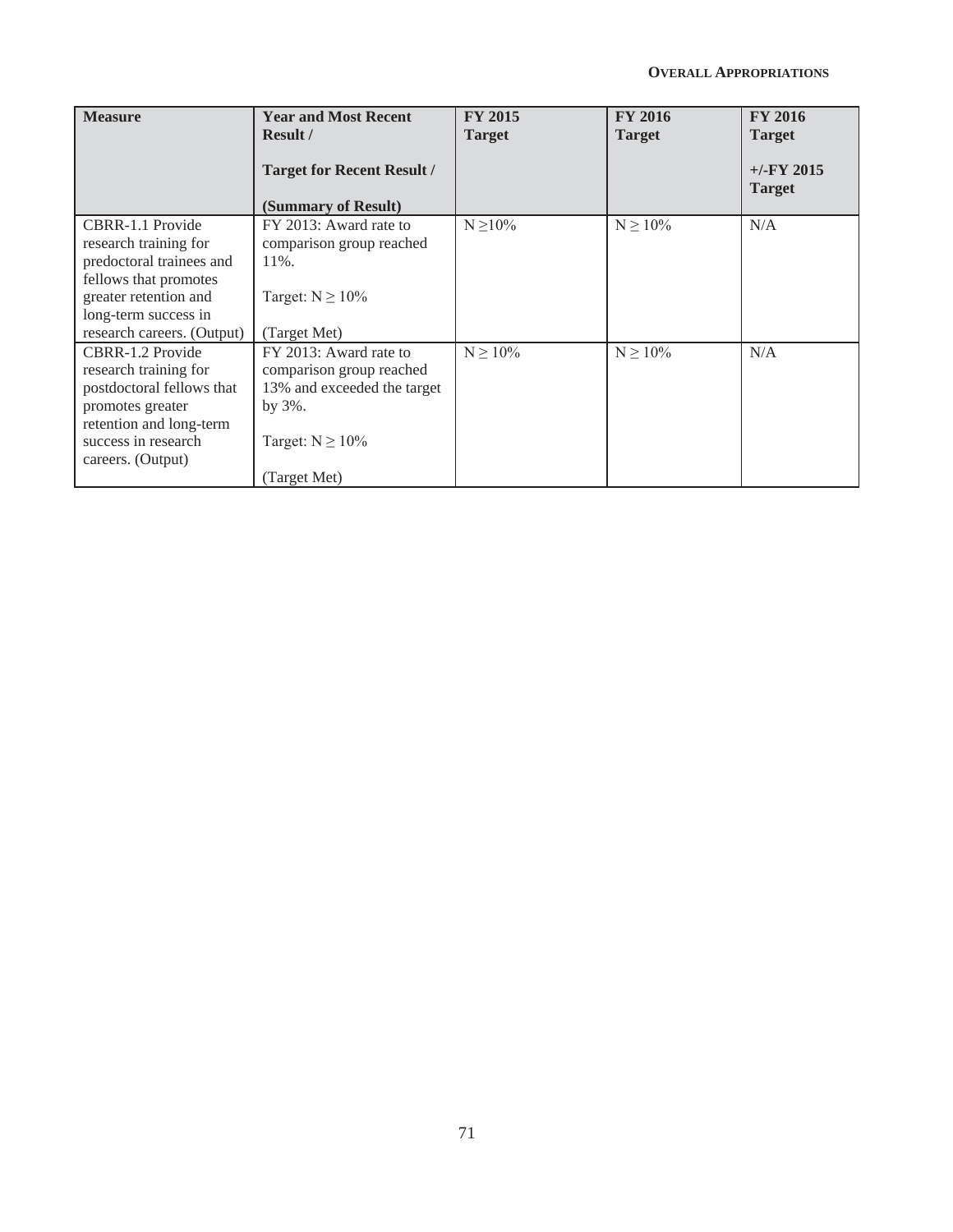| Measure | Year and Most Recent Result / Target for Recent Result / (Summary of Result) | FY 2015 Target | FY 2016 Target | FY 2016 Target +/-FY 2015 Target |
|---|---|---|---|---|
| CBRR-1.1 Provide research training for predoctoral trainees and fellows that promotes greater retention and long-term success in research careers. (Output) | FY 2013: Award rate to comparison group reached 11%. Target: $N \geq 10\%$ (Target Met) | $N \geq 10\%$ | $N \geq 10\%$ | N/A |
| CBRR-1.2 Provide research training for postdoctoral fellows that promotes greater retention and long-term success in research careers. (Output) | FY 2013: Award rate to comparison group reached 13% and exceeded the target by 3%. Target: $N \geq 10\%$ (Target Met) | $N \geq 10\%$ | $N \geq 10\%$ | N/A |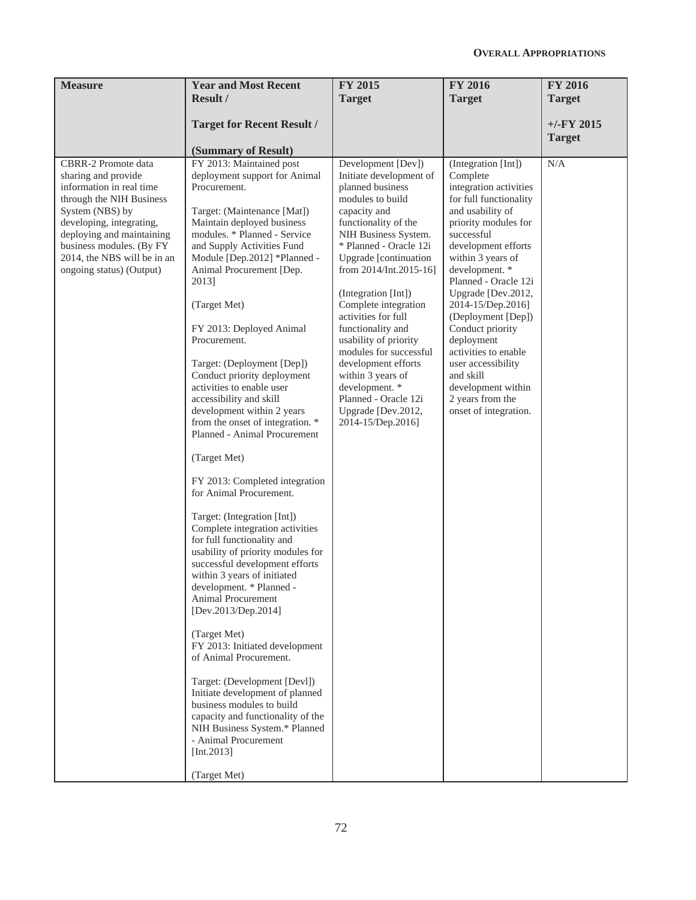| Measure | Year and Most Recent Result / Target for Recent Result / (Summary of Result) | FY 2015 Target | FY 2016 Target | FY 2016 Target +/-FY 2015 Target |
|---|---|---|---|---|
| CBRR-2 Promote data sharing and provide information in real time through the NIH Business System (NBS) by developing, integrating, deploying and maintaining business modules. (By FY 2014, the NBS will be in an ongoing status) (Output) | FY 2013: Maintained post deployment support for Animal Procurement.<br><br>Target: (Maintenance [Mat]) Maintain deployed business modules. * Planned - Service and Supply Activities Fund Module [Dep.2012] *Planned - Animal Procurement [Dep. 2013]<br><br>(Target Met)<br><br>FY 2013: Deployed Animal Procurement.<br><br>Target: (Deployment [Dep]) Conduct priority deployment activities to enable user accessibility and skill development within 2 years from the onset of integration. * Planned - Animal Procurement<br><br>(Target Met)<br><br>FY 2013: Completed integration for Animal Procurement.<br><br>Target: (Integration [Int]) Complete integration activities for full functionality and usability of priority modules for successful development efforts within 3 years of initiated development. * Planned - Animal Procurement [Dev.2013/Dep.2014]<br><br>(Target Met)<br>FY 2013: Initiated development of Animal Procurement.<br><br>Target: (Development [Devl]) Initiate development of planned business modules to build capacity and functionality of the NIH Business System.* Planned - Animal Procurement [Int.2013]<br><br>(Target Met) | Development [Dev]) Initiate development of planned business modules to build capacity and functionality of the NIH Business System. * Planned - Oracle 12i Upgrade [continuation from 2014/Int.2015-16]<br><br>(Integration [Int]) Complete integration activities for full functionality and usability of priority modules for successful development efforts within 3 years of development. * Planned - Oracle 12i Upgrade [Dev.2012, 2014-15/Dep.2016] | (Integration [Int]) Complete integration activities for full functionality and usability of priority modules for successful development efforts within 3 years of development. * Planned - Oracle 12i Upgrade [Dev.2012, 2014-15/Dep.2016] (Deployment [Dep]) Conduct priority deployment activities to enable user accessibility and skill development within 2 years from the onset of integration. | N/A |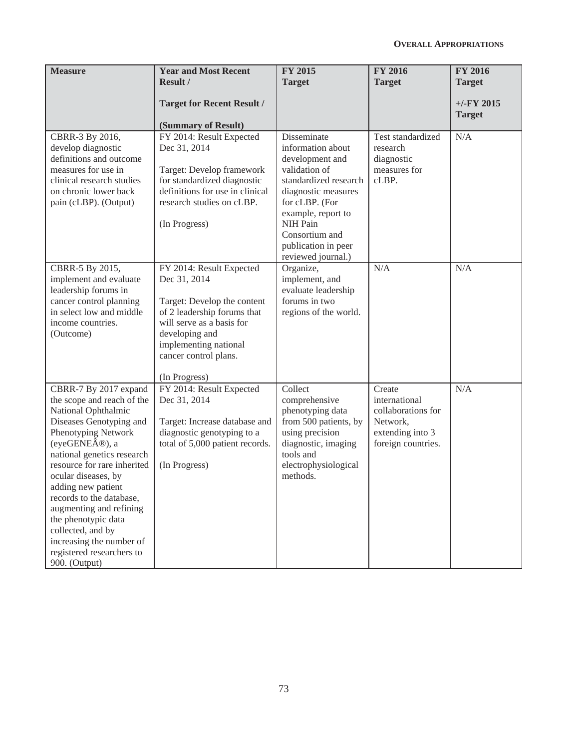| Measure | Year and Most Recent Result / Target for Recent Result / (Summary of Result) | FY 2015 Target | FY 2016 Target | FY 2016 Target +/-FY 2015 Target |
|---|---|---|---|---|
| CBRR-3 By 2016, develop diagnostic definitions and outcome measures for use in clinical research studies on chronic lower back pain (cLBP). (Output) | FY 2014: Result Expected Dec 31, 2014<br><br>Target: Develop framework for standardized diagnostic definitions for use in clinical research studies on cLBP.<br><br>(In Progress) | Disseminate information about development and validation of standardized research diagnostic measures for cLBP. (For example, report to NIH Pain Consortium and publication in peer reviewed journal.) | Test standardized research diagnostic measures for cLBP. | N/A |
| CBRR-5 By 2015, implement and evaluate leadership forums in cancer control planning in select low and middle income countries. (Outcome) | FY 2014: Result Expected Dec 31, 2014<br><br>Target: Develop the content of 2 leadership forums that will serve as a basis for developing and implementing national cancer control plans.<br><br>(In Progress) | Organize, implement, and evaluate leadership forums in two regions of the world. | N/A | N/A |
| CBRR-7 By 2017 expand the scope and reach of the National Ophthalmic Diseases Genotyping and Phenotyping Network (eyeGENEÂ®), a national genetics research resource for rare inherited ocular diseases, by adding new patient records to the database, augmenting and refining the phenotypic data collected, and by increasing the number of registered researchers to 900. (Output) | FY 2014: Result Expected Dec 31, 2014<br><br>Target: Increase database and diagnostic genotyping to a total of 5,000 patient records.<br><br>(In Progress) | Collect comprehensive phenotyping data from 500 patients, by using precision diagnostic, imaging tools and electrophysiological methods. | Create international collaborations for Network, extending into 3 foreign countries. | N/A |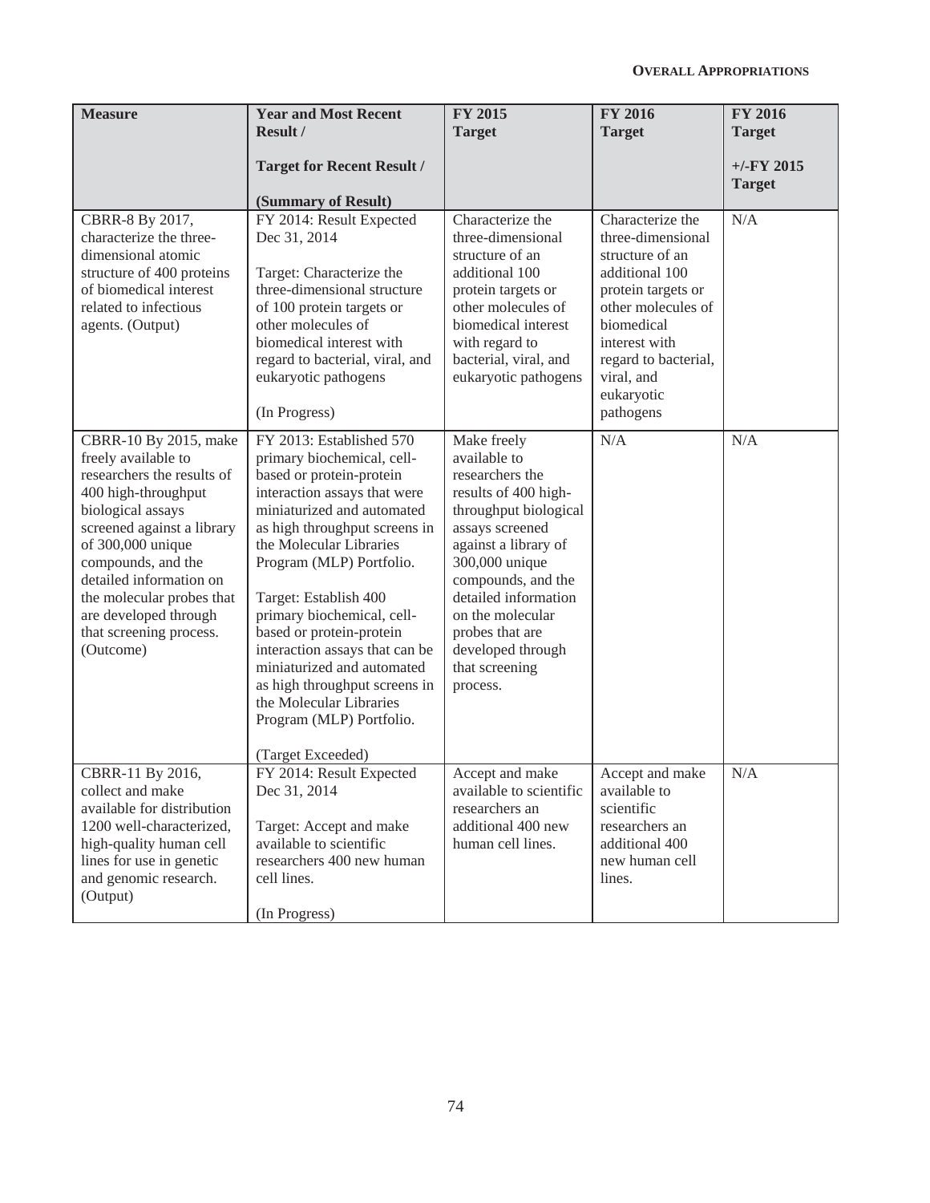| Measure | Year and Most Recent Result / Target for Recent Result / (Summary of Result) | FY 2015 Target | FY 2016 Target | FY 2016 Target +/-FY 2015 Target |
|---|---|---|---|---|
| CBRR-8 By 2017, characterize the three-dimensional atomic structure of 400 proteins of biomedical interest related to infectious agents. (Output) | FY 2014: Result Expected Dec 31, 2014<br><br>Target: Characterize the three-dimensional structure of 100 protein targets or other molecules of biomedical interest with regard to bacterial, viral, and eukaryotic pathogens<br><br>(In Progress) | Characterize the three-dimensional structure of an additional 100 protein targets or other molecules of biomedical interest with regard to bacterial, viral, and eukaryotic pathogens | Characterize the three-dimensional structure of an additional 100 protein targets or other molecules of biomedical interest with regard to bacterial, viral, and eukaryotic pathogens | N/A |
| CBRR-10 By 2015, make freely available to researchers the results of 400 high-throughput biological assays screened against a library of 300,000 unique compounds, and the detailed information on the molecular probes that are developed through that screening process. (Outcome) | FY 2013: Established 570 primary biochemical, cell-based or protein-protein interaction assays that were miniaturized and automated as high throughput screens in the Molecular Libraries Program (MLP) Portfolio.<br><br>Target: Establish 400 primary biochemical, cell-based or protein-protein interaction assays that can be miniaturized and automated as high throughput screens in the Molecular Libraries Program (MLP) Portfolio.<br><br>(Target Exceeded) | Make freely available to researchers the results of 400 high-throughput biological assays screened against a library of 300,000 unique compounds, and the detailed information on the molecular probes that are developed through that screening process. | N/A | N/A |
| CBRR-11 By 2016, collect and make available for distribution 1200 well-characterized, high-quality human cell lines for use in genetic and genomic research. (Output) | FY 2014: Result Expected Dec 31, 2014<br><br>Target: Accept and make available to scientific researchers 400 new human cell lines.<br><br>(In Progress) | Accept and make available to scientific researchers an additional 400 new human cell lines. | Accept and make available to scientific researchers an additional 400 new human cell lines. | N/A |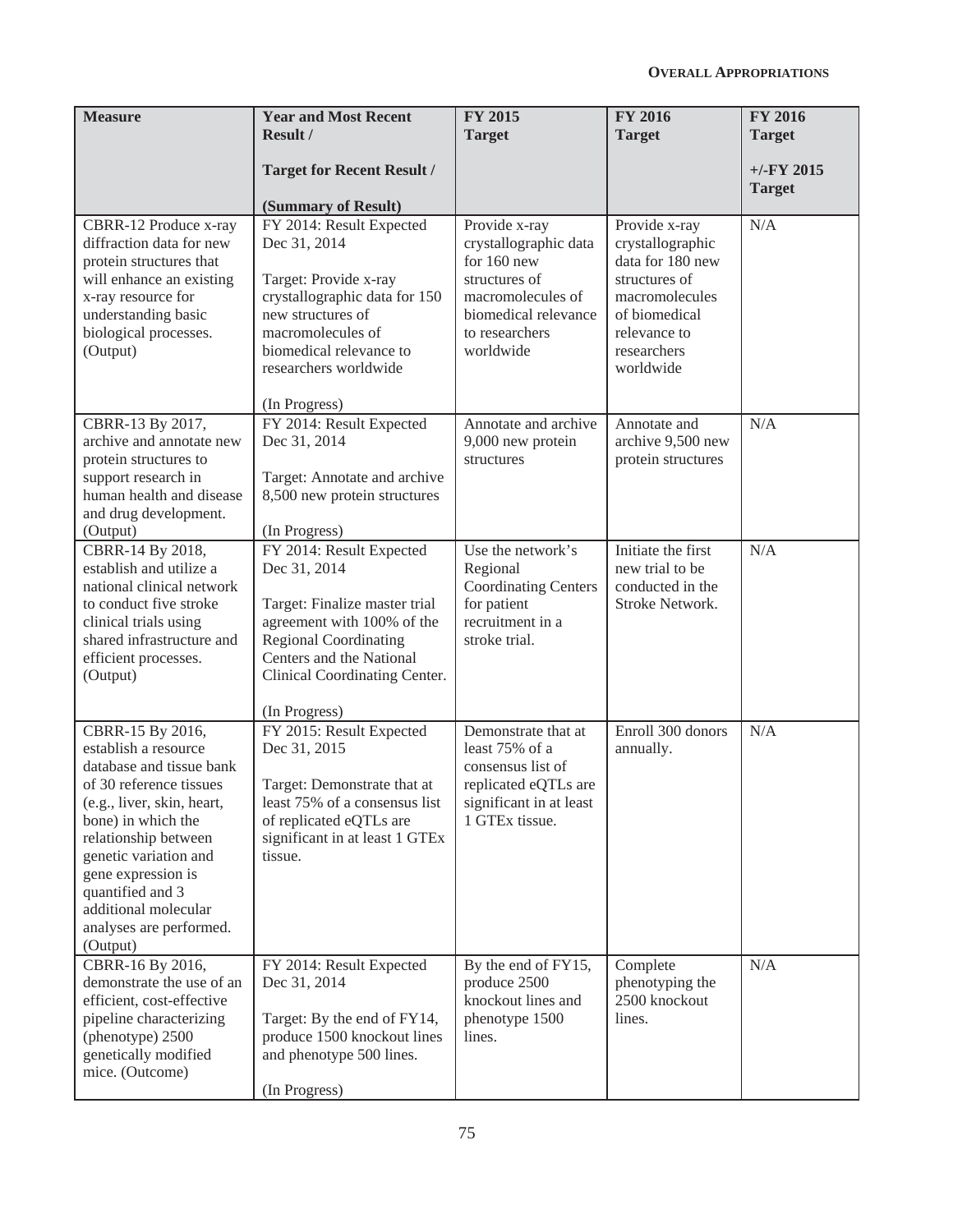| Measure | Year and Most Recent Result / Target for Recent Result / (Summary of Result) | FY 2015 Target | FY 2016 Target | FY 2016 Target +/-FY 2015 Target |
|---|---|---|---|---|
| CBRR-12 Produce x-ray diffraction data for new protein structures that will enhance an existing x-ray resource for understanding basic biological processes. (Output) | FY 2014: Result Expected Dec 31, 2014<br><br>Target: Provide x-ray crystallographic data for 150 new structures of macromolecules of biomedical relevance to researchers worldwide<br><br>(In Progress) | Provide x-ray crystallographic data for 160 new structures of macromolecules of biomedical relevance to researchers worldwide | Provide x-ray crystallographic data for 180 new structures of macromolecules of biomedical relevance to researchers worldwide | N/A |
| CBRR-13 By 2017, archive and annotate new protein structures to support research in human health and disease and drug development. (Output) | FY 2014: Result Expected Dec 31, 2014<br><br>Target: Annotate and archive 8,500 new protein structures<br><br>(In Progress) | Annotate and archive 9,000 new protein structures | Annotate and archive 9,500 new protein structures | N/A |
| CBRR-14 By 2018, establish and utilize a national clinical network to conduct five stroke clinical trials using shared infrastructure and efficient processes. (Output) | FY 2014: Result Expected Dec 31, 2014<br><br>Target: Finalize master trial agreement with 100% of the Regional Coordinating Centers and the National Clinical Coordinating Center.<br><br>(In Progress) | Use the network's Regional Coordinating Centers for patient recruitment in a stroke trial. | Initiate the first new trial to be conducted in the Stroke Network. | N/A |
| CBRR-15 By 2016, establish a resource database and tissue bank of 30 reference tissues (e.g., liver, skin, heart, bone) in which the relationship between genetic variation and gene expression is quantified and 3 additional molecular analyses are performed. (Output) | FY 2015: Result Expected Dec 31, 2015<br><br>Target: Demonstrate that at least 75% of a consensus list of replicated eQTLs are significant in at least 1 GTEx tissue. | Demonstrate that at least 75% of a consensus list of replicated eQTLs are significant in at least 1 GTEx tissue. | Enroll 300 donors annually. | N/A |
| CBRR-16 By 2016, demonstrate the use of an efficient, cost-effective pipeline characterizing (phenotype) 2500 genetically modified mice. (Outcome) | FY 2014: Result Expected Dec 31, 2014<br><br>Target: By the end of FY14, produce 1500 knockout lines and phenotype 500 lines.<br><br>(In Progress) | By the end of FY15, produce 2500 knockout lines and phenotype 1500 lines. | Complete phenotyping the 2500 knockout lines. | N/A |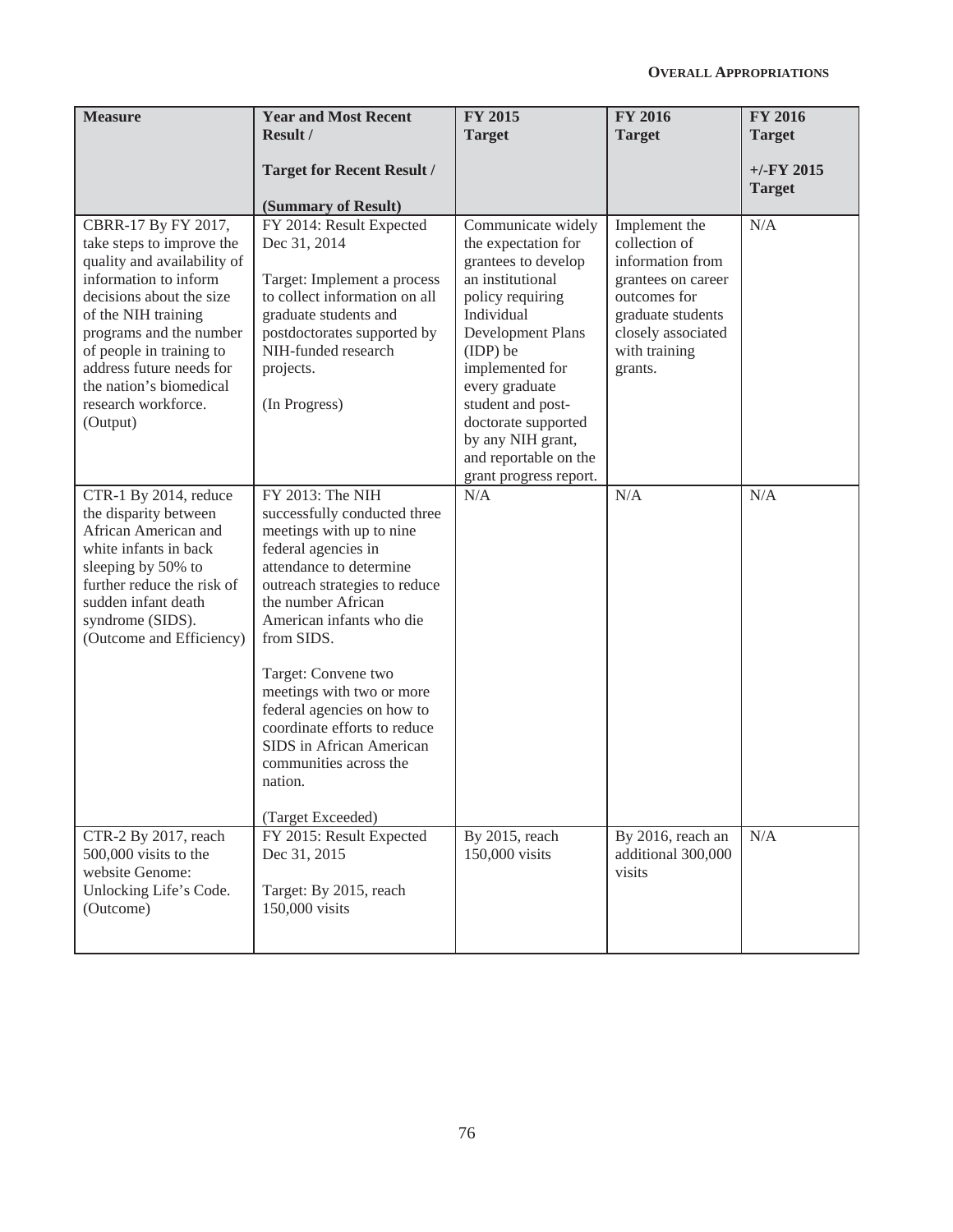| Measure | Year and Most Recent Result / Target for Recent Result / (Summary of Result) | FY 2015 Target | FY 2016 Target | FY 2016 Target +/-FY 2015 Target |
|---|---|---|---|---|
| CBRR-17 By FY 2017, take steps to improve the quality and availability of information to inform decisions about the size of the NIH training programs and the number of people in training to address future needs for the nation's biomedical research workforce. (Output) | FY 2014: Result Expected Dec 31, 2014<br><br>Target: Implement a process to collect information on all graduate students and postdoctorates supported by NIH-funded research projects.<br><br>(In Progress) | Communicate widely the expectation for grantees to develop an institutional policy requiring Individual Development Plans (IDP) be implemented for every graduate student and post-doctorate supported by any NIH grant, and reportable on the grant progress report. | Implement the collection of information from grantees on career outcomes for graduate students closely associated with training grants. | N/A |
| CTR-1 By 2014, reduce the disparity between African American and white infants in back sleeping by 50% to further reduce the risk of sudden infant death syndrome (SIDS). (Outcome and Efficiency) | FY 2013: The NIH successfully conducted three meetings with up to nine federal agencies in attendance to determine outreach strategies to reduce the number African American infants who die from SIDS.<br><br>Target: Convene two meetings with two or more federal agencies on how to coordinate efforts to reduce SIDS in African American communities across the nation.<br><br>(Target Exceeded) | N/A | N/A | N/A |
| CTR-2 By 2017, reach 500,000 visits to the website Genome: Unlocking Life's Code. (Outcome) | FY 2015: Result Expected Dec 31, 2015<br><br>Target: By 2015, reach 150,000 visits | By 2015, reach 150,000 visits | By 2016, reach an additional 300,000 visits | N/A |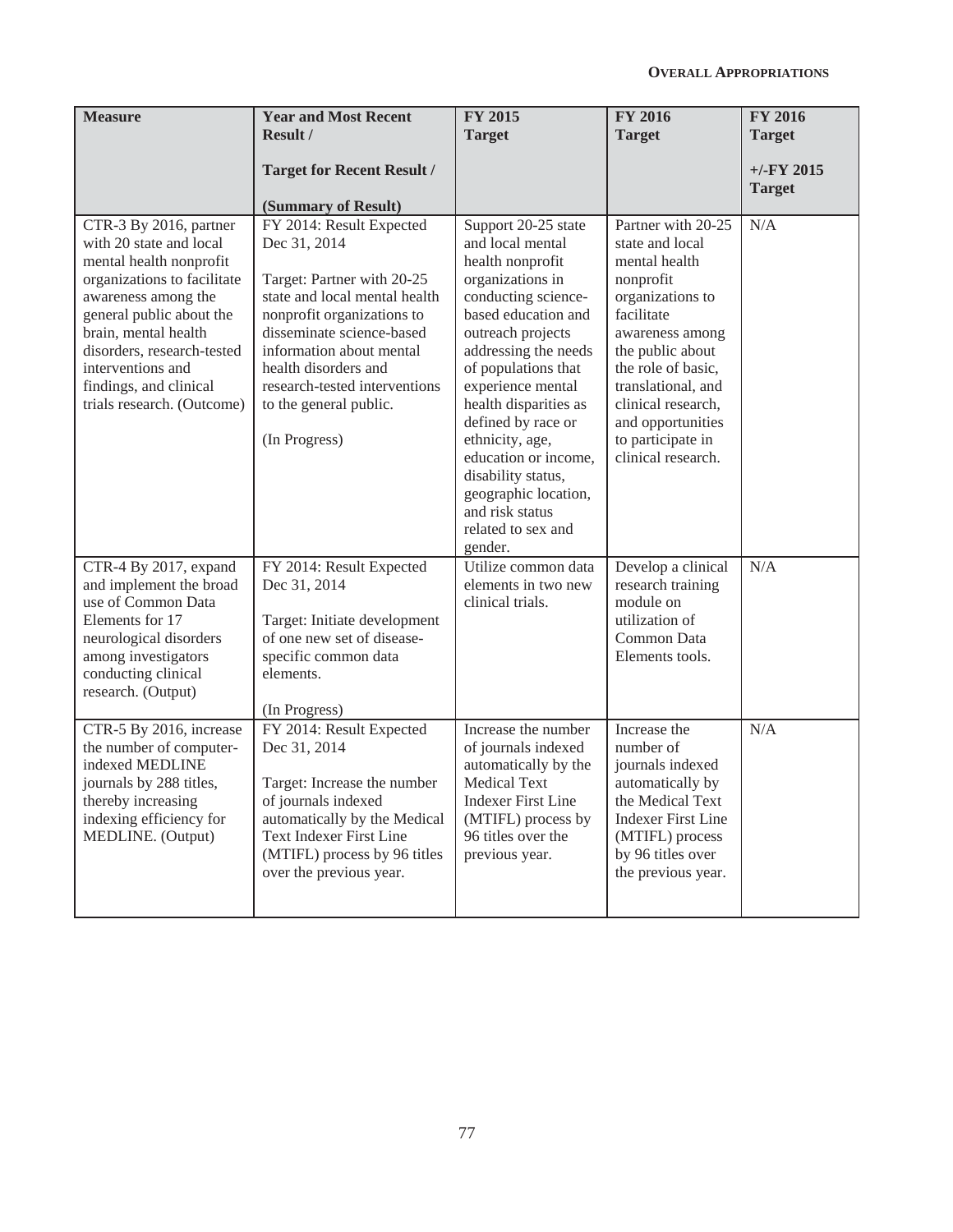| Measure | Year and Most Recent Result / Target for Recent Result / (Summary of Result) | FY 2015 Target | FY 2016 Target | FY 2016 Target +/-FY 2015 Target |
|---|---|---|---|---|
| CTR-3 By 2016, partner with 20 state and local mental health nonprofit organizations to facilitate awareness among the general public about the brain, mental health disorders, research-tested interventions and findings, and clinical trials research. (Outcome) | FY 2014: Result Expected Dec 31, 2014<br><br>Target: Partner with 20-25 state and local mental health nonprofit organizations to disseminate science-based information about mental health disorders and research-tested interventions to the general public.<br><br>(In Progress) | Support 20-25 state and local mental health nonprofit organizations in conducting science-based education and outreach projects addressing the needs of populations that experience mental health disparities as defined by race or ethnicity, age, education or income, disability status, geographic location, and risk status related to sex and gender. | Partner with 20-25 state and local mental health nonprofit organizations to facilitate awareness among the public about the role of basic, translational, and clinical research, and opportunities to participate in clinical research. | N/A |
| CTR-4 By 2017, expand and implement the broad use of Common Data Elements for 17 neurological disorders among investigators conducting clinical research. (Output) | FY 2014: Result Expected Dec 31, 2014<br><br>Target: Initiate development of one new set of disease-specific common data elements.<br><br>(In Progress) | Utilize common data elements in two new clinical trials. | Develop a clinical research training module on utilization of Common Data Elements tools. | N/A |
| CTR-5 By 2016, increase the number of computer-indexed MEDLINE journals by 288 titles, thereby increasing indexing efficiency for MEDLINE. (Output) | FY 2014: Result Expected Dec 31, 2014<br><br>Target: Increase the number of journals indexed automatically by the Medical Text Indexer First Line (MTIFL) process by 96 titles over the previous year. | Increase the number of journals indexed automatically by the Medical Text Indexer First Line (MTIFL) process by 96 titles over the previous year. | Increase the number of journals indexed automatically by the Medical Text Indexer First Line (MTIFL) process by 96 titles over the previous year. | N/A |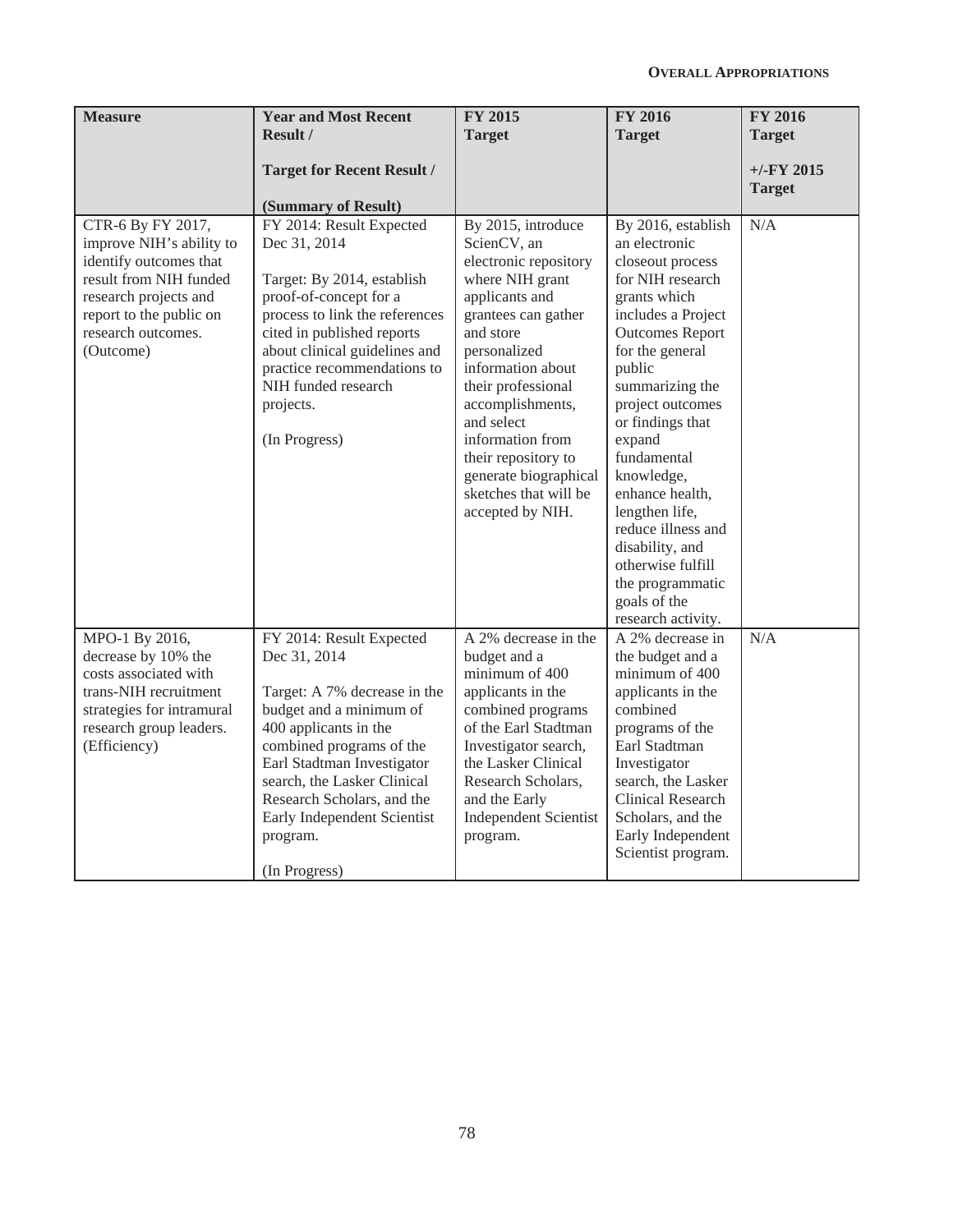| Measure | Year and Most Recent Result / Target for Recent Result / (Summary of Result) | FY 2015 Target | FY 2016 Target | FY 2016 Target +/-FY 2015 Target |
|---|---|---|---|---|
| CTR-6 By FY 2017, improve NIH's ability to identify outcomes that result from NIH funded research projects and report to the public on research outcomes. (Outcome) | FY 2014: Result Expected Dec 31, 2014<br><br>Target: By 2014, establish proof-of-concept for a process to link the references cited in published reports about clinical guidelines and practice recommendations to NIH funded research projects.<br><br>(In Progress) | By 2015, introduce ScienCV, an electronic repository where NIH grant applicants and grantees can gather and store personalized information about their professional accomplishments, and select information from their repository to generate biographical sketches that will be accepted by NIH. | By 2016, establish an electronic closeout process for NIH research grants which includes a Project Outcomes Report for the general public summarizing the project outcomes or findings that expand fundamental knowledge, enhance health, lengthen life, reduce illness and disability, and otherwise fulfill the programmatic goals of the research activity. | N/A |
| MPO-1 By 2016, decrease by 10% the costs associated with trans-NIH recruitment strategies for intramural research group leaders. (Efficiency) | FY 2014: Result Expected Dec 31, 2014<br><br>Target: A 7% decrease in the budget and a minimum of 400 applicants in the combined programs of the Earl Stadtman Investigator search, the Lasker Clinical Research Scholars, and the Early Independent Scientist program.<br><br>(In Progress) | A 2% decrease in the budget and a minimum of 400 applicants in the combined programs of the Earl Stadtman Investigator search, the Lasker Clinical Research Scholars, and the Early Independent Scientist program. | A 2% decrease in the budget and a minimum of 400 applicants in the combined programs of the Earl Stadtman Investigator search, the Lasker Clinical Research Scholars, and the Early Independent Scientist program. | N/A |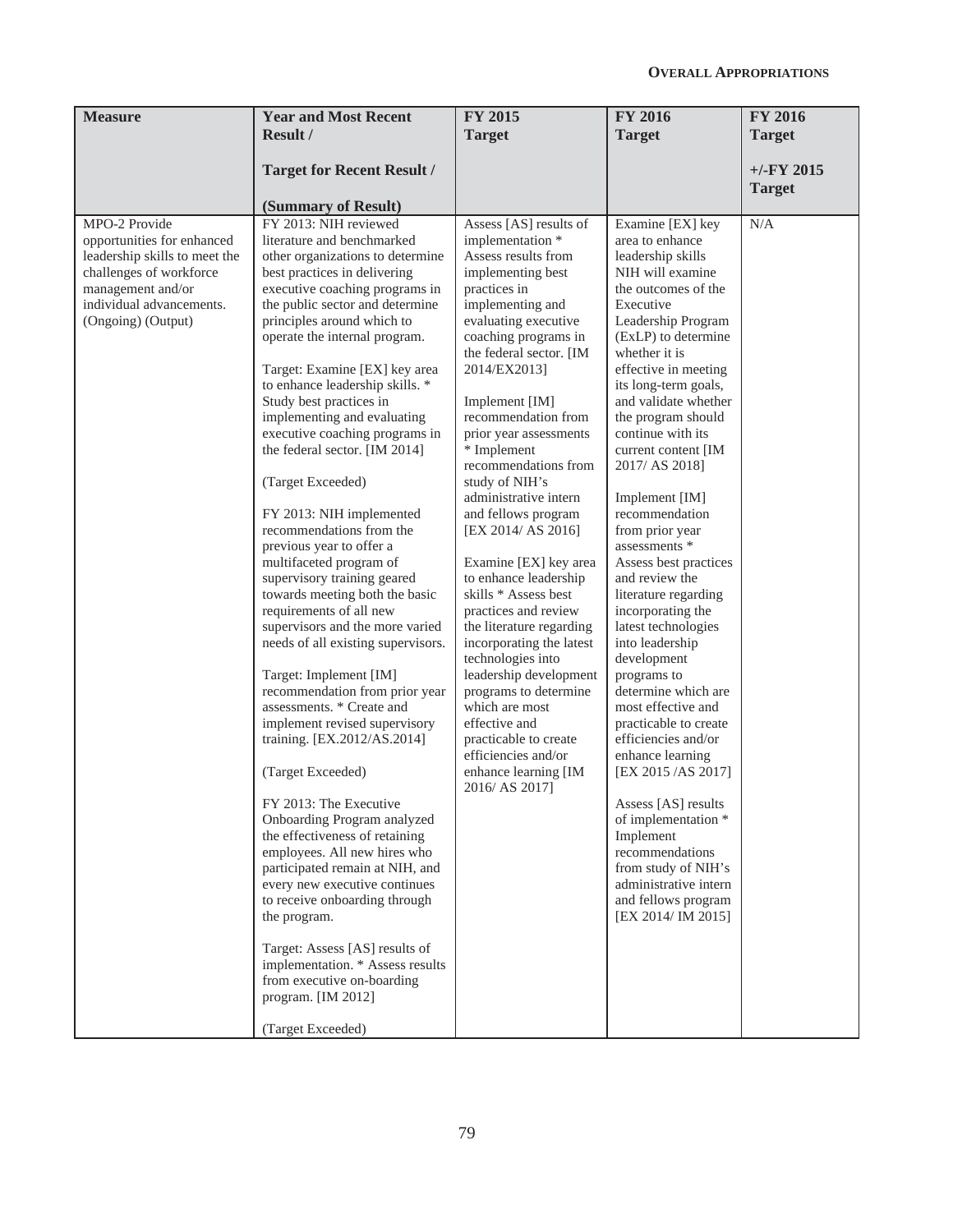| Measure | Year and Most Recent Result / Target for Recent Result / (Summary of Result) | FY 2015 Target | FY 2016 Target | FY 2016 Target +/-FY 2015 Target |
|---|---|---|---|---|
| MPO-2 Provide opportunities for enhanced leadership skills to meet the challenges of workforce management and/or individual advancements. (Ongoing) (Output) | FY 2013: NIH reviewed literature and benchmarked other organizations to determine best practices in delivering executive coaching programs in the public sector and determine principles around which to operate the internal program.<br><br>Target: Examine [EX] key area to enhance leadership skills. * Study best practices in implementing and evaluating executive coaching programs in the federal sector. [IM 2014]<br><br>(Target Exceeded)<br><br>FY 2013: NIH implemented recommendations from the previous year to offer a multifaceted program of supervisory training geared towards meeting both the basic requirements of all new supervisors and the more varied needs of all existing supervisors.<br><br>Target: Implement [IM] recommendation from prior year assessments. * Create and implement revised supervisory training. [EX.2012/AS.2014]<br><br>(Target Exceeded)<br><br>FY 2013: The Executive Onboarding Program analyzed the effectiveness of retaining employees. All new hires who participated remain at NIH, and every new executive continues to receive onboarding through the program.<br><br>Target: Assess [AS] results of implementation. * Assess results from executive on-boarding program. [IM 2012]<br><br>(Target Exceeded) | Assess [AS] results of implementation * Assess results from implementing best practices in implementing and evaluating executive coaching programs in the federal sector. [IM 2014/EX2013]<br><br>Implement [IM] recommendation from prior year assessments * Implement recommendations from study of NIH's administrative intern and fellows program [EX 2014/ AS 2016]<br><br>Examine [EX] key area to enhance leadership skills * Assess best practices and review the literature regarding incorporating the latest technologies into leadership development programs to determine which are most effective and practicable to create efficiencies and/or enhance learning [IM 2016/ AS 2017] | Examine [EX] key area to enhance leadership skills NIH will examine the outcomes of the Executive Leadership Program (ExLP) to determine whether it is effective in meeting its long-term goals, and validate whether the program should continue with its current content [IM 2017/ AS 2018]<br><br>Implement [IM] recommendation from prior year assessments * Assess best practices and review the literature regarding incorporating the latest technologies into leadership development programs to determine which are most effective and practicable to create efficiencies and/or enhance learning [EX 2015 /AS 2017]<br><br>Assess [AS] results of implementation * Implement recommendations from study of NIH's administrative intern and fellows program [EX 2014/ IM 2015] | N/A |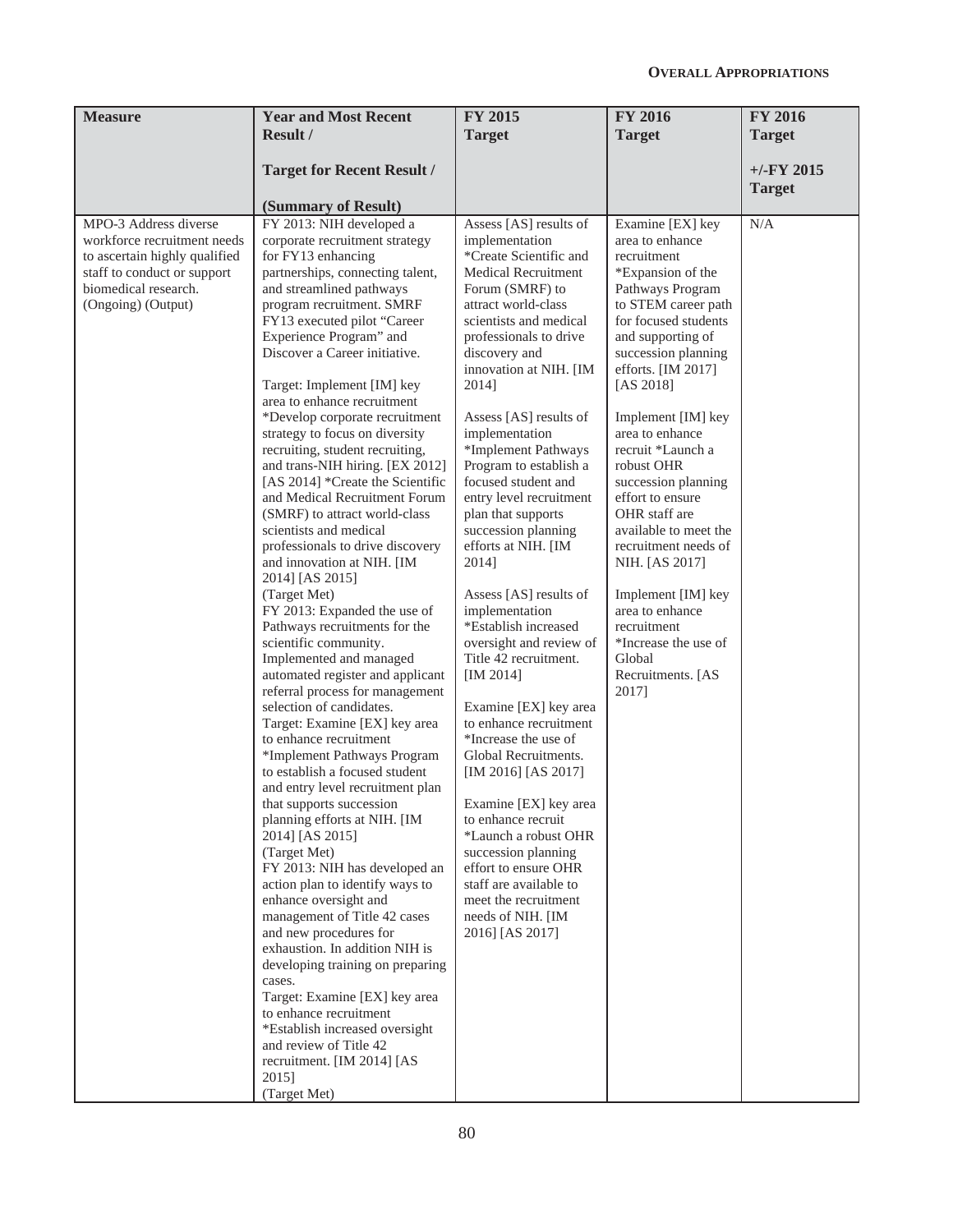| Measure | Year and Most Recent Result / Target for Recent Result / (Summary of Result) | FY 2015 Target | FY 2016 Target | FY 2016 Target +/-FY 2015 Target |
|---|---|---|---|---|
| MPO-3 Address diverse workforce recruitment needs to ascertain highly qualified staff to conduct or support biomedical research. (Ongoing) (Output) | FY 2013: NIH developed a corporate recruitment strategy for FY13 enhancing partnerships, connecting talent, and streamlined pathways program recruitment. SMRF FY13 executed pilot "Career Experience Program" and Discover a Career initiative.<br><br>Target: Implement [IM] key area to enhance recruitment *Develop corporate recruitment strategy to focus on diversity recruiting, student recruiting, and trans-NIH hiring. [EX 2012] [AS 2014] *Create the Scientific and Medical Recruitment Forum (SMRF) to attract world-class scientists and medical professionals to drive discovery and innovation at NIH. [IM 2014] [AS 2015]<br>(Target Met)<br>FY 2013: Expanded the use of Pathways recruitments for the scientific community. Implemented and managed automated register and applicant referral process for management selection of candidates.<br>Target: Examine [EX] key area to enhance recruitment *Implement Pathways Program to establish a focused student and entry level recruitment plan that supports succession planning efforts at NIH. [IM 2014] [AS 2015]<br>(Target Met)<br>FY 2013: NIH has developed an action plan to identify ways to enhance oversight and management of Title 42 cases and new procedures for exhaustion. In addition NIH is developing training on preparing cases.<br>Target: Examine [EX] key area to enhance recruitment *Establish increased oversight and review of Title 42 recruitment. [IM 2014] [AS 2015]<br>(Target Met) | Assess [AS] results of implementation *Create Scientific and Medical Recruitment Forum (SMRF) to attract world-class scientists and medical professionals to drive discovery and innovation at NIH. [IM 2014]<br><br>Assess [AS] results of implementation *Implement Pathways Program to establish a focused student and entry level recruitment plan that supports succession planning efforts at NIH. [IM 2014]<br><br>Assess [AS] results of implementation *Establish increased oversight and review of Title 42 recruitment. [IM 2014]<br><br>Examine [EX] key area to enhance recruitment *Increase the use of Global Recruitments. [IM 2016] [AS 2017]<br><br>Examine [EX] key area to enhance recruit *Launch a robust OHR succession planning effort to ensure OHR staff are available to meet the recruitment needs of NIH. [IM 2016] [AS 2017] | Examine [EX] key area to enhance recruitment *Expansion of the Pathways Program to STEM career path for focused students and supporting of succession planning efforts. [IM 2017] [AS 2018]<br><br>Implement [IM] key area to enhance recruit *Launch a robust OHR succession planning effort to ensure OHR staff are available to meet the recruitment needs of NIH. [AS 2017]<br><br>Implement [IM] key area to enhance recruitment *Increase the use of Global Recruitments. [AS 2017] | N/A |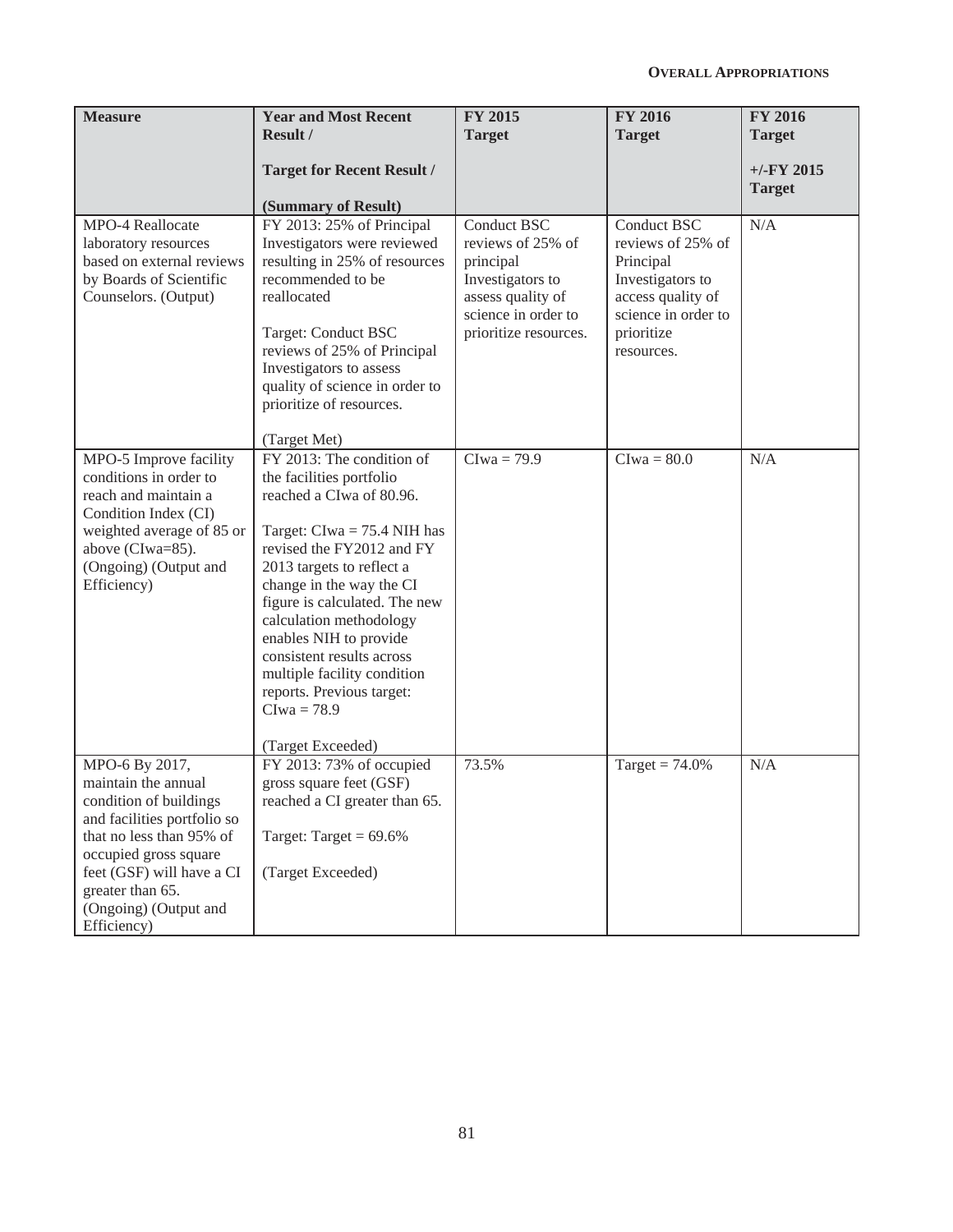| Measure | Year and Most Recent Result / Target for Recent Result / (Summary of Result) | FY 2015 Target | FY 2016 Target | FY 2016 Target +/-FY 2015 Target |
|---|---|---|---|---|
| MPO-4 Reallocate laboratory resources based on external reviews by Boards of Scientific Counselors. (Output) | FY 2013: 25% of Principal Investigators were reviewed resulting in 25% of resources recommended to be reallocated<br><br>Target: Conduct BSC reviews of 25% of Principal Investigators to assess quality of science in order to prioritize of resources.<br><br>(Target Met) | Conduct BSC reviews of 25% of principal Investigators to assess quality of science in order to prioritize resources. | Conduct BSC reviews of 25% of Principal Investigators to access quality of science in order to prioritize resources. | N/A |
| MPO-5 Improve facility conditions in order to reach and maintain a Condition Index (CI) weighted average of 85 or above (CIwa=85). (Ongoing) (Output and Efficiency) | FY 2013: The condition of the facilities portfolio reached a CIwa of 80.96.<br><br>Target: CIwa = 75.4 NIH has revised the FY2012 and FY 2013 targets to reflect a change in the way the CI figure is calculated. The new calculation methodology enables NIH to provide consistent results across multiple facility condition reports. Previous target: CIwa = 78.9<br><br>(Target Exceeded) | CIwa = 79.9 | CIwa = 80.0 | N/A |
| MPO-6 By 2017, maintain the annual condition of buildings and facilities portfolio so that no less than 95% of occupied gross square feet (GSF) will have a CI greater than 65. (Ongoing) (Output and Efficiency) | FY 2013: 73% of occupied gross square feet (GSF) reached a CI greater than 65.<br><br>Target: Target = 69.6%<br><br>(Target Exceeded) | 73.5% | Target = 74.0% | N/A |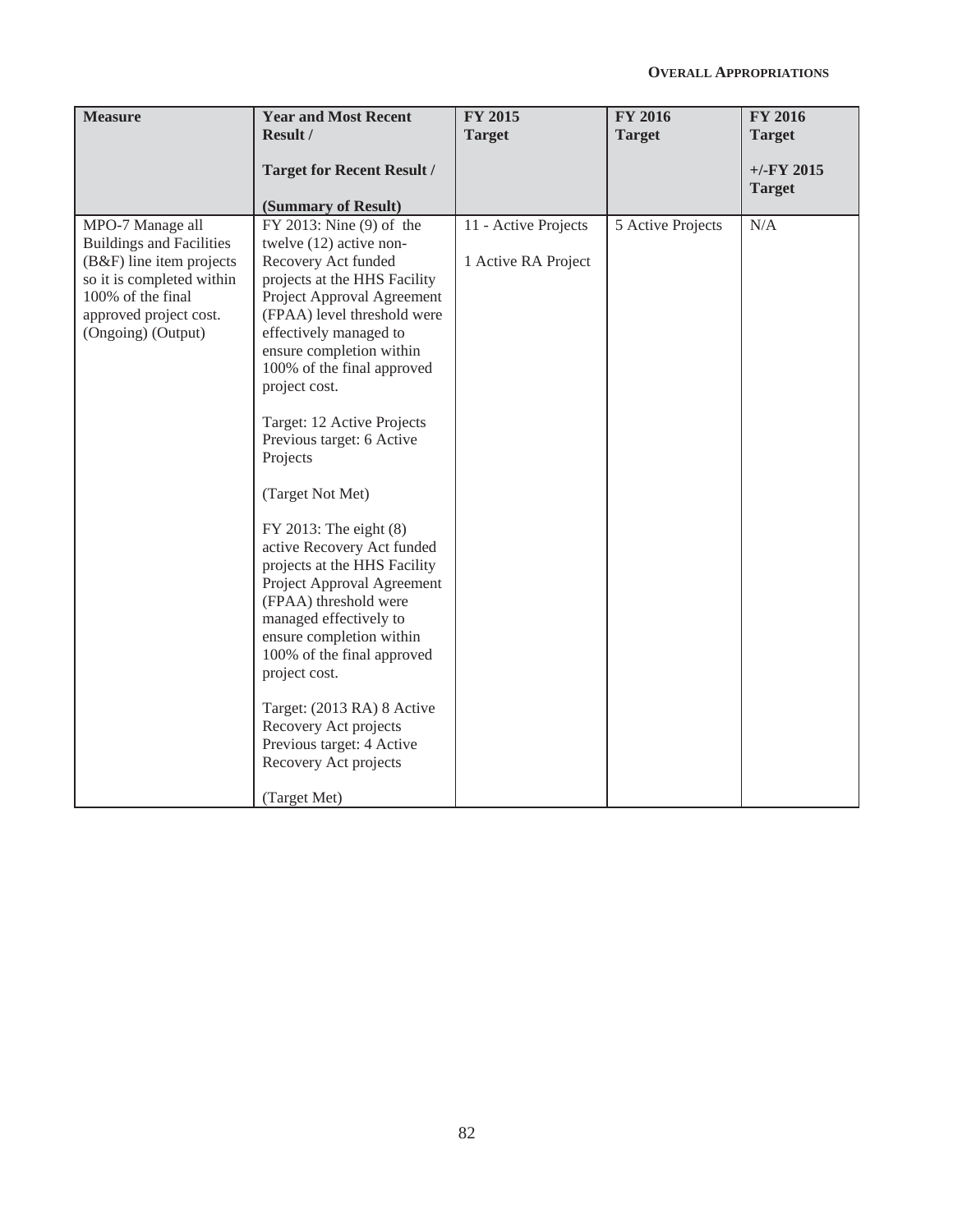| Measure | Year and Most Recent Result / Target for Recent Result / (Summary of Result) | FY 2015 Target | FY 2016 Target | FY 2016 Target +/-FY 2015 Target |
|---|---|---|---|---|
| MPO-7 Manage all Buildings and Facilities (B&F) line item projects so it is completed within 100% of the final approved project cost. (Ongoing) (Output) | FY 2013: Nine (9) of the twelve (12) active non-Recovery Act funded projects at the HHS Facility Project Approval Agreement (FPAA) level threshold were effectively managed to ensure completion within 100% of the final approved project cost. Target: 12 Active Projects Previous target: 6 Active Projects (Target Not Met) FY 2013: The eight (8) active Recovery Act funded projects at the HHS Facility Project Approval Agreement (FPAA) threshold were managed effectively to ensure completion within 100% of the final approved project cost. Target: (2013 RA) 8 Active Recovery Act projects Previous target: 4 Active Recovery Act projects (Target Met) | 11 - Active Projects 1 Active RA Project | 5 Active Projects | N/A |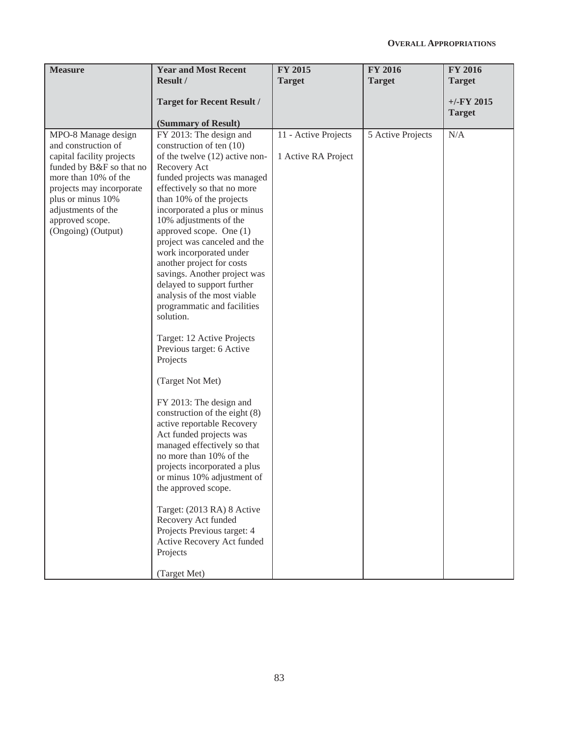| Measure | Year and Most Recent Result / Target for Recent Result / (Summary of Result) | FY 2015 Target | FY 2016 Target | FY 2016 Target +/-FY 2015 Target |
|---|---|---|---|---|
| MPO-8 Manage design and construction of capital facility projects funded by B&F so that no more than 10% of the projects may incorporate plus or minus 10% adjustments of the approved scope. (Ongoing) (Output) | FY 2013: The design and construction of ten (10) of the twelve (12) active non-Recovery Act funded projects was managed effectively so that no more than 10% of the projects incorporated a plus or minus 10% adjustments of the approved scope. One (1) project was canceled and the work incorporated under another project for costs savings. Another project was delayed to support further analysis of the most viable programmatic and facilities solution.<br><br>Target: 12 Active Projects Previous target: 6 Active Projects<br><br>(Target Not Met)<br><br>FY 2013: The design and construction of the eight (8) active reportable Recovery Act funded projects was managed effectively so that no more than 10% of the projects incorporated a plus or minus 10% adjustment of the approved scope.<br><br>Target: (2013 RA) 8 Active Recovery Act funded Projects Previous target: 4 Active Recovery Act funded Projects<br><br>(Target Met) | 11 - Active Projects<br><br>1 Active RA Project | 5 Active Projects | N/A |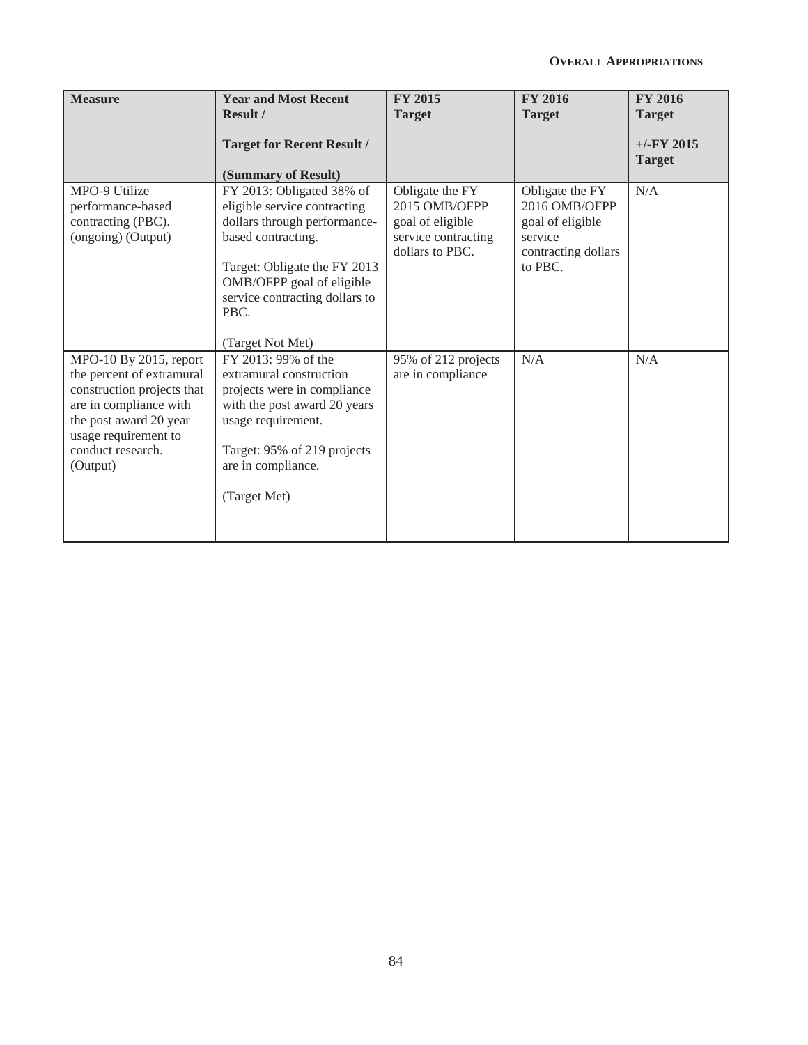| Measure | Year and Most Recent Result / Target for Recent Result / (Summary of Result) | FY 2015 Target | FY 2016 Target | FY 2016 Target +/-FY 2015 Target |
|---|---|---|---|---|
| MPO-9 Utilize performance-based contracting (PBC). (ongoing) (Output) | FY 2013: Obligated 38% of eligible service contracting dollars through performance-based contracting. Target: Obligate the FY 2013 OMB/OFPP goal of eligible service contracting dollars to PBC. (Target Not Met) | Obligate the FY 2015 OMB/OFPP goal of eligible service contracting dollars to PBC. | Obligate the FY 2016 OMB/OFPP goal of eligible service contracting dollars to PBC. | N/A |
| MPO-10 By 2015, report the percent of extramural construction projects that are in compliance with the post award 20 year usage requirement to conduct research. (Output) | FY 2013: 99% of the extramural construction projects were in compliance with the post award 20 years usage requirement. Target: 95% of 219 projects are in compliance. (Target Met) | 95% of 212 projects are in compliance | N/A | N/A |